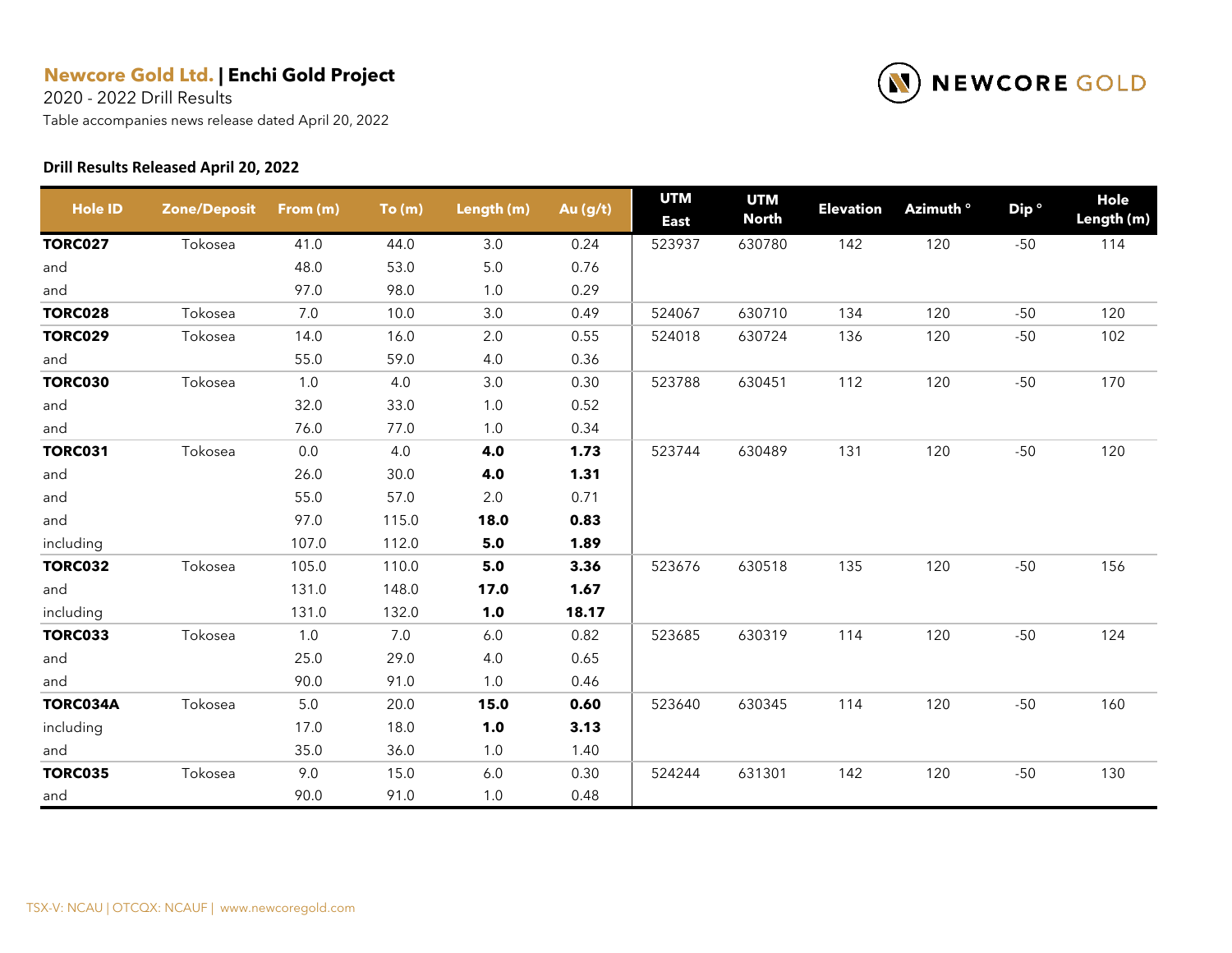**Newcore Gold Ltd.** | **Enchi Gold Project**
2020 - 2022 Drill Results
Table accompanies news release dated April 20, 2022

### Drill Results Released April 20, 2022

| Hole ID | Zone/Deposit | From (m) | To (m) | Length (m) | Au (g/t) | UTM East | UTM North | Elevation | Azimuth ° | Dip ° | Hole Length (m) |
|---|---|---|---|---|---|---|---|---|---|---|---|
| **TORC027** | Tokosea | 41.0 | 44.0 | 3.0 | 0.24 | 523937 | 630780 | 142 | 120 | -50 | 114 |
| and | | 48.0 | 53.0 | 5.0 | 0.76 | | | | | | |
| and | | 97.0 | 98.0 | 1.0 | 0.29 | | | | | | |
| **TORC028** | Tokosea | 7.0 | 10.0 | 3.0 | 0.49 | 524067 | 630710 | 134 | 120 | -50 | 120 |
| **TORC029** | Tokosea | 14.0 | 16.0 | 2.0 | 0.55 | 524018 | 630724 | 136 | 120 | -50 | 102 |
| and | | 55.0 | 59.0 | 4.0 | 0.36 | | | | | | |
| **TORC030** | Tokosea | 1.0 | 4.0 | 3.0 | 0.30 | 523788 | 630451 | 112 | 120 | -50 | 170 |
| and | | 32.0 | 33.0 | 1.0 | 0.52 | | | | | | |
| and | | 76.0 | 77.0 | 1.0 | 0.34 | | | | | | |
| **TORC031** | Tokosea | 0.0 | 4.0 | **4.0** | **1.73** | 523744 | 630489 | 131 | 120 | -50 | 120 |
| and | | 26.0 | 30.0 | **4.0** | **1.31** | | | | | | |
| and | | 55.0 | 57.0 | 2.0 | 0.71 | | | | | | |
| and | | 97.0 | 115.0 | **18.0** | **0.83** | | | | | | |
| including | | 107.0 | 112.0 | **5.0** | **1.89** | | | | | | |
| **TORC032** | Tokosea | 105.0 | 110.0 | **5.0** | **3.36** | 523676 | 630518 | 135 | 120 | -50 | 156 |
| and | | 131.0 | 148.0 | **17.0** | **1.67** | | | | | | |
| including | | 131.0 | 132.0 | **1.0** | **18.17** | | | | | | |
| **TORC033** | Tokosea | 1.0 | 7.0 | 6.0 | 0.82 | 523685 | 630319 | 114 | 120 | -50 | 124 |
| and | | 25.0 | 29.0 | 4.0 | 0.65 | | | | | | |
| and | | 90.0 | 91.0 | 1.0 | 0.46 | | | | | | |
| **TORC034A** | Tokosea | 5.0 | 20.0 | **15.0** | **0.60** | 523640 | 630345 | 114 | 120 | -50 | 160 |
| including | | 17.0 | 18.0 | **1.0** | **3.13** | | | | | | |
| and | | 35.0 | 36.0 | 1.0 | 1.40 | | | | | | |
| **TORC035** | Tokosea | 9.0 | 15.0 | 6.0 | 0.30 | 524244 | 631301 | 142 | 120 | -50 | 130 |
| and | | 90.0 | 91.0 | 1.0 | 0.48 | | | | | | |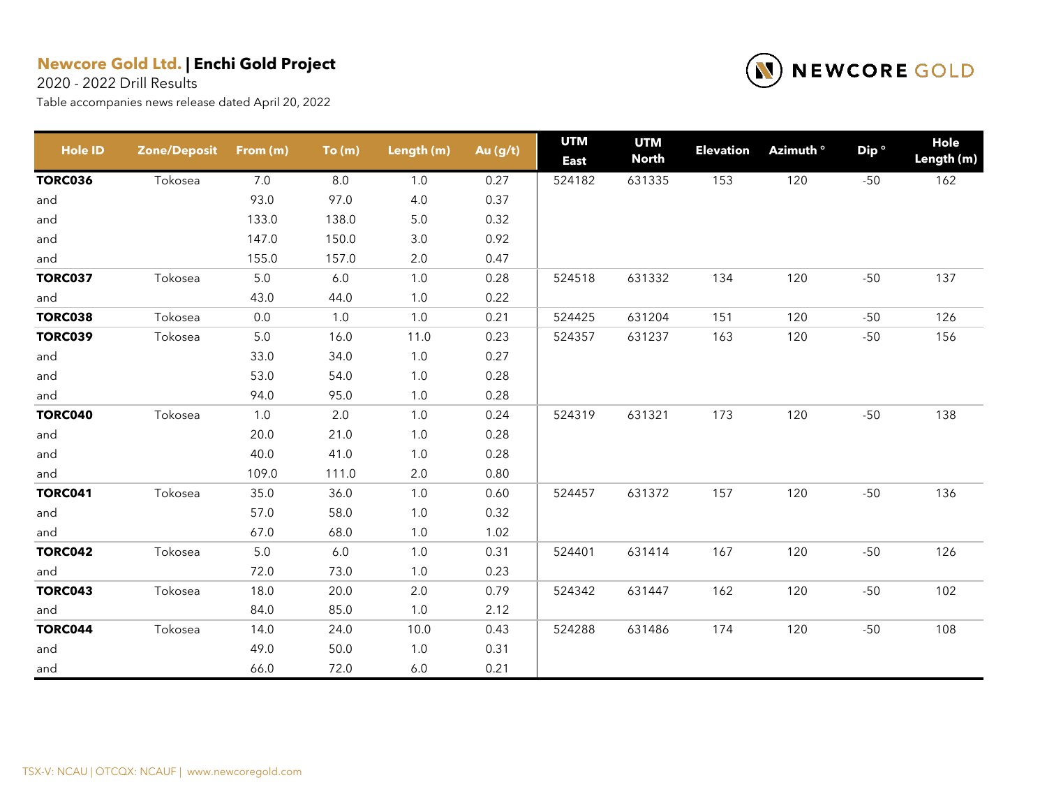**Newcore Gold Ltd. | Enchi Gold Project**

2020 - 2022 Drill Results

Table accompanies news release dated April 20, 2022

| Hole ID | Zone/Deposit | From (m) | To (m) | Length (m) | Au (g/t) | UTM East | UTM North | Elevation | Azimuth ° | Dip ° | Hole Length (m) |
|---|---|---|---|---|---|---|---|---|---|---|---|
| **TORC036** | Tokosea | 7.0 | 8.0 | 1.0 | 0.27 | 524182 | 631335 | 153 | 120 | -50 | 162 |
| and | | 93.0 | 97.0 | 4.0 | 0.37 | | | | | | |
| and | | 133.0 | 138.0 | 5.0 | 0.32 | | | | | | |
| and | | 147.0 | 150.0 | 3.0 | 0.92 | | | | | | |
| and | | 155.0 | 157.0 | 2.0 | 0.47 | | | | | | |
| **TORC037** | Tokosea | 5.0 | 6.0 | 1.0 | 0.28 | 524518 | 631332 | 134 | 120 | -50 | 137 |
| and | | 43.0 | 44.0 | 1.0 | 0.22 | | | | | | |
| **TORC038** | Tokosea | 0.0 | 1.0 | 1.0 | 0.21 | 524425 | 631204 | 151 | 120 | -50 | 126 |
| **TORC039** | Tokosea | 5.0 | 16.0 | 11.0 | 0.23 | 524357 | 631237 | 163 | 120 | -50 | 156 |
| and | | 33.0 | 34.0 | 1.0 | 0.27 | | | | | | |
| and | | 53.0 | 54.0 | 1.0 | 0.28 | | | | | | |
| and | | 94.0 | 95.0 | 1.0 | 0.28 | | | | | | |
| **TORC040** | Tokosea | 1.0 | 2.0 | 1.0 | 0.24 | 524319 | 631321 | 173 | 120 | -50 | 138 |
| and | | 20.0 | 21.0 | 1.0 | 0.28 | | | | | | |
| and | | 40.0 | 41.0 | 1.0 | 0.28 | | | | | | |
| and | | 109.0 | 111.0 | 2.0 | 0.80 | | | | | | |
| **TORC041** | Tokosea | 35.0 | 36.0 | 1.0 | 0.60 | 524457 | 631372 | 157 | 120 | -50 | 136 |
| and | | 57.0 | 58.0 | 1.0 | 0.32 | | | | | | |
| and | | 67.0 | 68.0 | 1.0 | 1.02 | | | | | | |
| **TORC042** | Tokosea | 5.0 | 6.0 | 1.0 | 0.31 | 524401 | 631414 | 167 | 120 | -50 | 126 |
| and | | 72.0 | 73.0 | 1.0 | 0.23 | | | | | | |
| **TORC043** | Tokosea | 18.0 | 20.0 | 2.0 | 0.79 | 524342 | 631447 | 162 | 120 | -50 | 102 |
| and | | 84.0 | 85.0 | 1.0 | 2.12 | | | | | | |
| **TORC044** | Tokosea | 14.0 | 24.0 | 10.0 | 0.43 | 524288 | 631486 | 174 | 120 | -50 | 108 |
| and | | 49.0 | 50.0 | 1.0 | 0.31 | | | | | | |
| and | | 66.0 | 72.0 | 6.0 | 0.21 | | | | | | |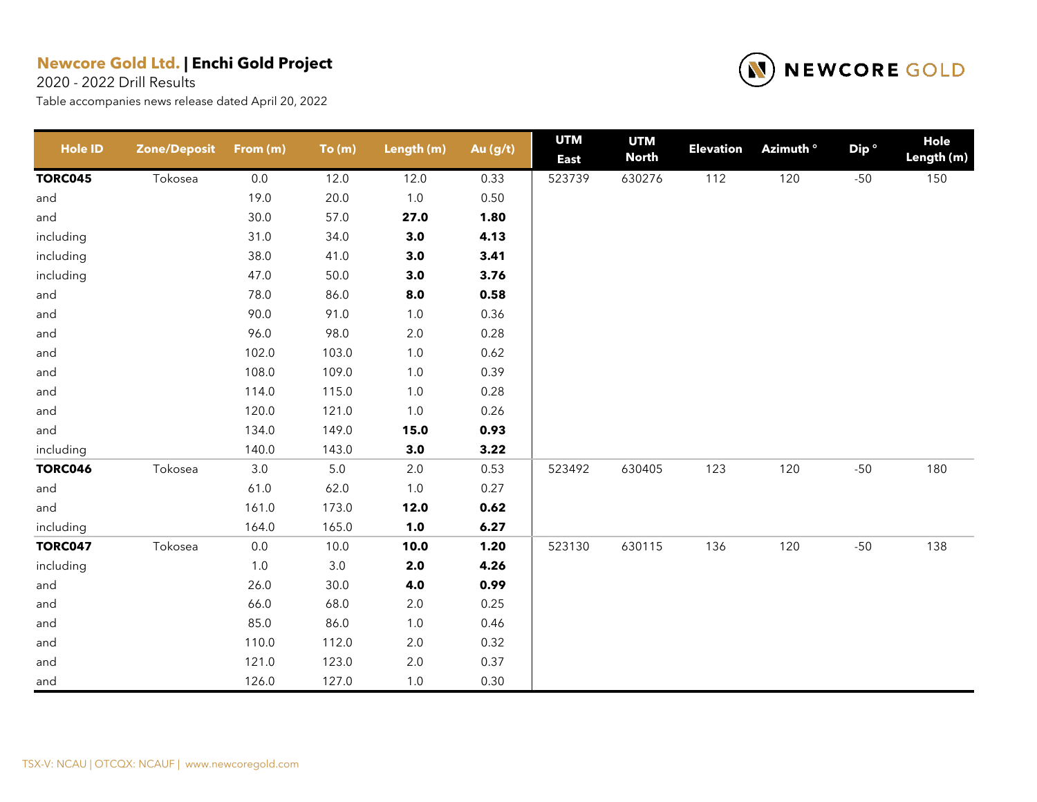**Newcore Gold Ltd.** | **Enchi Gold Project**

2020 - 2022 Drill Results

Table accompanies news release dated April 20, 2022

| Hole ID | Zone/Deposit | From (m) | To (m) | Length (m) | Au (g/t) | UTM East | UTM North | Elevation | Azimuth ° | Dip ° | Hole Length (m) |
|---|---|---|---|---|---|---|---|---|---|---|---|
| **TORC045** | Tokosea | 0.0 | 12.0 | 12.0 | 0.33 | 523739 | 630276 | 112 | 120 | -50 | 150 |
| and | | 19.0 | 20.0 | 1.0 | 0.50 | | | | | | |
| and | | 30.0 | 57.0 | **27.0** | **1.80** | | | | | | |
| including | | 31.0 | 34.0 | **3.0** | **4.13** | | | | | | |
| including | | 38.0 | 41.0 | **3.0** | **3.41** | | | | | | |
| including | | 47.0 | 50.0 | **3.0** | **3.76** | | | | | | |
| and | | 78.0 | 86.0 | **8.0** | **0.58** | | | | | | |
| and | | 90.0 | 91.0 | 1.0 | 0.36 | | | | | | |
| and | | 96.0 | 98.0 | 2.0 | 0.28 | | | | | | |
| and | | 102.0 | 103.0 | 1.0 | 0.62 | | | | | | |
| and | | 108.0 | 109.0 | 1.0 | 0.39 | | | | | | |
| and | | 114.0 | 115.0 | 1.0 | 0.28 | | | | | | |
| and | | 120.0 | 121.0 | 1.0 | 0.26 | | | | | | |
| and | | 134.0 | 149.0 | **15.0** | **0.93** | | | | | | |
| including | | 140.0 | 143.0 | **3.0** | **3.22** | | | | | | |
| **TORC046** | Tokosea | 3.0 | 5.0 | 2.0 | 0.53 | 523492 | 630405 | 123 | 120 | -50 | 180 |
| and | | 61.0 | 62.0 | 1.0 | 0.27 | | | | | | |
| and | | 161.0 | 173.0 | **12.0** | **0.62** | | | | | | |
| including | | 164.0 | 165.0 | **1.0** | **6.27** | | | | | | |
| **TORC047** | Tokosea | 0.0 | 10.0 | **10.0** | **1.20** | 523130 | 630115 | 136 | 120 | -50 | 138 |
| including | | 1.0 | 3.0 | **2.0** | **4.26** | | | | | | |
| and | | 26.0 | 30.0 | **4.0** | **0.99** | | | | | | |
| and | | 66.0 | 68.0 | 2.0 | 0.25 | | | | | | |
| and | | 85.0 | 86.0 | 1.0 | 0.46 | | | | | | |
| and | | 110.0 | 112.0 | 2.0 | 0.32 | | | | | | |
| and | | 121.0 | 123.0 | 2.0 | 0.37 | | | | | | |
| and | | 126.0 | 127.0 | 1.0 | 0.30 | | | | | | |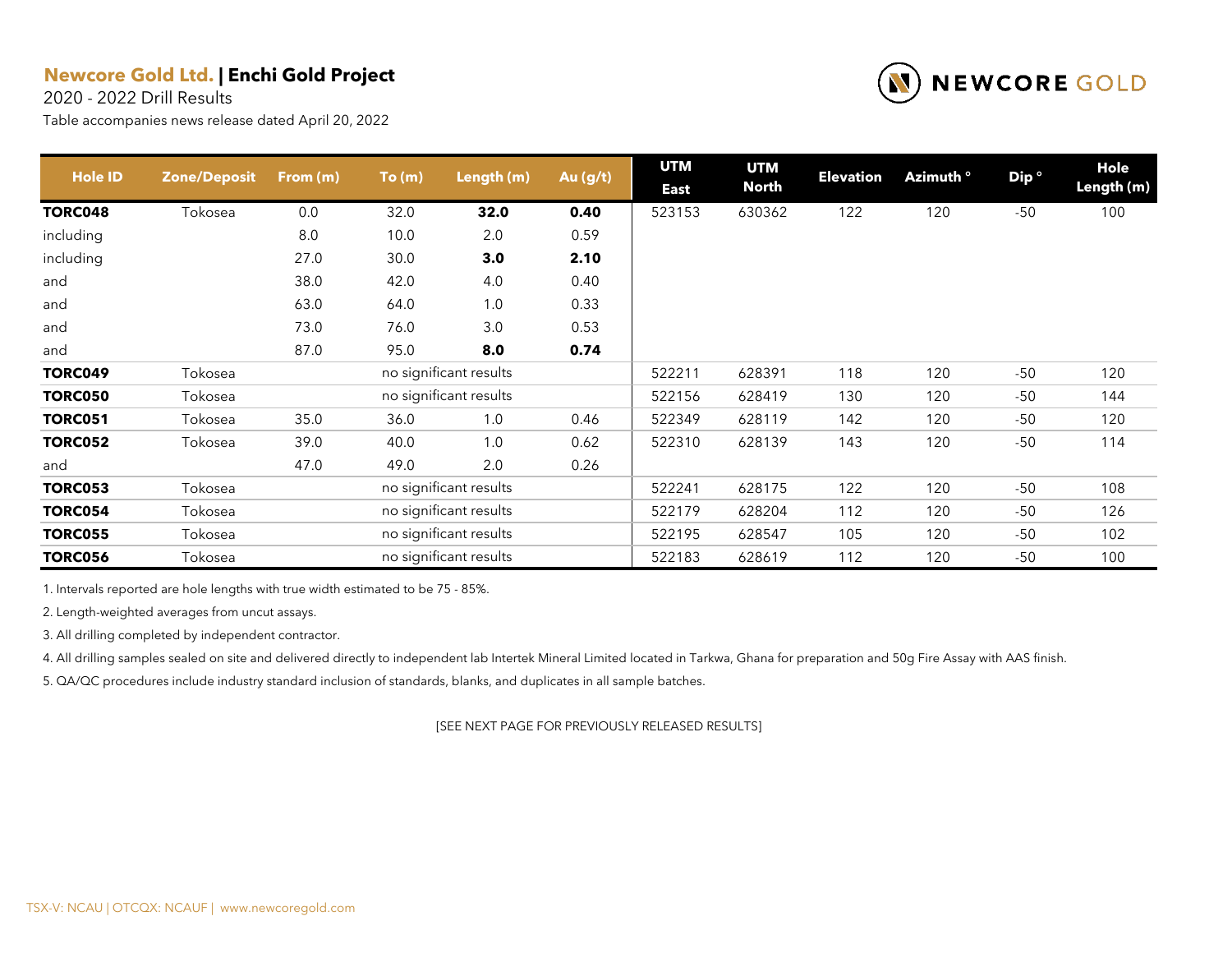**Newcore Gold Ltd. | Enchi Gold Project**

2020 - 2022 Drill Results

Table accompanies news release dated April 20, 2022

| Hole ID | Zone/Deposit | From (m) | To (m) | Length (m) | Au (g/t) | UTM East | UTM North | Elevation | Azimuth ° | Dip ° | Hole Length (m) |
|---|---|---|---|---|---|---|---|---|---|---|---|
| **TORC048** | Tokosea | 0.0 | 32.0 | **32.0** | **0.40** | 523153 | 630362 | 122 | 120 | -50 | 100 |
| including | | 8.0 | 10.0 | 2.0 | 0.59 | | | | | | |
| including | | 27.0 | 30.0 | **3.0** | **2.10** | | | | | | |
| and | | 38.0 | 42.0 | 4.0 | 0.40 | | | | | | |
| and | | 63.0 | 64.0 | 1.0 | 0.33 | | | | | | |
| and | | 73.0 | 76.0 | 3.0 | 0.53 | | | | | | |
| and | | 87.0 | 95.0 | **8.0** | **0.74** | | | | | | |
| **TORC049** | Tokosea | | no significant results | | | 522211 | 628391 | 118 | 120 | -50 | 120 |
| **TORC050** | Tokosea | | no significant results | | | 522156 | 628419 | 130 | 120 | -50 | 144 |
| **TORC051** | Tokosea | 35.0 | 36.0 | 1.0 | 0.46 | 522349 | 628119 | 142 | 120 | -50 | 120 |
| **TORC052** | Tokosea | 39.0 | 40.0 | 1.0 | 0.62 | 522310 | 628139 | 143 | 120 | -50 | 114 |
| and | | 47.0 | 49.0 | 2.0 | 0.26 | | | | | | |
| **TORC053** | Tokosea | | no significant results | | | 522241 | 628175 | 122 | 120 | -50 | 108 |
| **TORC054** | Tokosea | | no significant results | | | 522179 | 628204 | 112 | 120 | -50 | 126 |
| **TORC055** | Tokosea | | no significant results | | | 522195 | 628547 | 105 | 120 | -50 | 102 |
| **TORC056** | Tokosea | | no significant results | | | 522183 | 628619 | 112 | 120 | -50 | 100 |

1. Intervals reported are hole lengths with true width estimated to be 75 - 85%.
2. Length-weighted averages from uncut assays.
3. All drilling completed by independent contractor.
4. All drilling samples sealed on site and delivered directly to independent lab Intertek Mineral Limited located in Tarkwa, Ghana for preparation and 50g Fire Assay with AAS finish.
5. QA/QC procedures include industry standard inclusion of standards, blanks, and duplicates in all sample batches.

[SEE NEXT PAGE FOR PREVIOUSLY RELEASED RESULTS]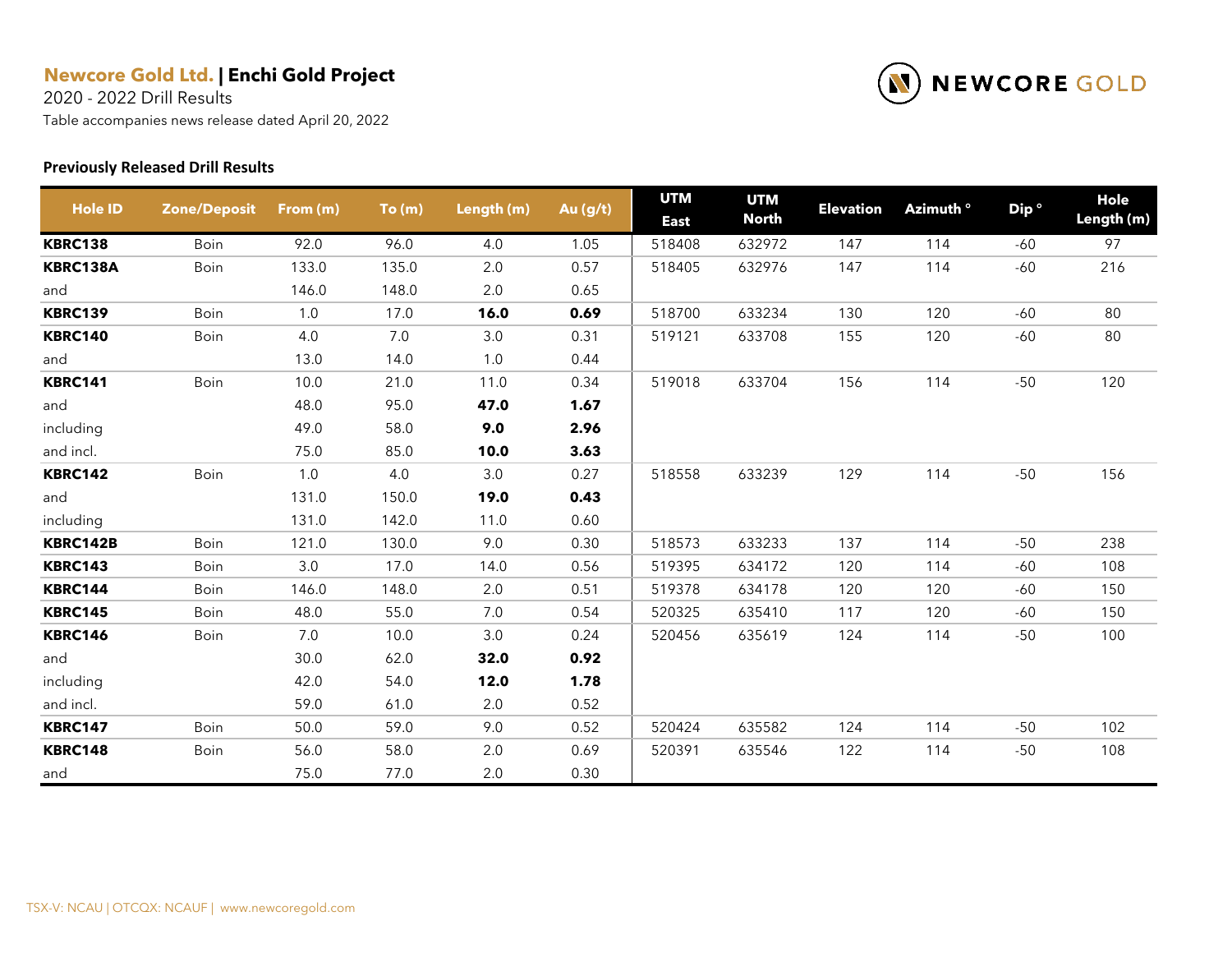**Newcore Gold Ltd. | Enchi Gold Project**

2020 - 2022 Drill Results

Table accompanies news release dated April 20, 2022

### Previously Released Drill Results

| Hole ID | Zone/Deposit | From (m) | To (m) | Length (m) | Au (g/t) | UTM East | UTM North | Elevation | Azimuth ° | Dip ° | Hole Length (m) |
|---|---|---|---|---|---|---|---|---|---|---|---|
| **KBRC138** | Boin | 92.0 | 96.0 | 4.0 | 1.05 | 518408 | 632972 | 147 | 114 | -60 | 97 |
| **KBRC138A** | Boin | 133.0 | 135.0 | 2.0 | 0.57 | 518405 | 632976 | 147 | 114 | -60 | 216 |
| and | | 146.0 | 148.0 | 2.0 | 0.65 | | | | | | |
| **KBRC139** | Boin | 1.0 | 17.0 | **16.0** | **0.69** | 518700 | 633234 | 130 | 120 | -60 | 80 |
| **KBRC140** | Boin | 4.0 | 7.0 | 3.0 | 0.31 | 519121 | 633708 | 155 | 120 | -60 | 80 |
| and | | 13.0 | 14.0 | 1.0 | 0.44 | | | | | | |
| **KBRC141** | Boin | 10.0 | 21.0 | 11.0 | 0.34 | 519018 | 633704 | 156 | 114 | -50 | 120 |
| and | | 48.0 | 95.0 | **47.0** | **1.67** | | | | | | |
| including | | 49.0 | 58.0 | **9.0** | **2.96** | | | | | | |
| and incl. | | 75.0 | 85.0 | **10.0** | **3.63** | | | | | | |
| **KBRC142** | Boin | 1.0 | 4.0 | 3.0 | 0.27 | 518558 | 633239 | 129 | 114 | -50 | 156 |
| and | | 131.0 | 150.0 | **19.0** | **0.43** | | | | | | |
| including | | 131.0 | 142.0 | 11.0 | 0.60 | | | | | | |
| **KBRC142B** | Boin | 121.0 | 130.0 | 9.0 | 0.30 | 518573 | 633233 | 137 | 114 | -50 | 238 |
| **KBRC143** | Boin | 3.0 | 17.0 | 14.0 | 0.56 | 519395 | 634172 | 120 | 114 | -60 | 108 |
| **KBRC144** | Boin | 146.0 | 148.0 | 2.0 | 0.51 | 519378 | 634178 | 120 | 120 | -60 | 150 |
| **KBRC145** | Boin | 48.0 | 55.0 | 7.0 | 0.54 | 520325 | 635410 | 117 | 120 | -60 | 150 |
| **KBRC146** | Boin | 7.0 | 10.0 | 3.0 | 0.24 | 520456 | 635619 | 124 | 114 | -50 | 100 |
| and | | 30.0 | 62.0 | **32.0** | **0.92** | | | | | | |
| including | | 42.0 | 54.0 | **12.0** | **1.78** | | | | | | |
| and incl. | | 59.0 | 61.0 | 2.0 | 0.52 | | | | | | |
| **KBRC147** | Boin | 50.0 | 59.0 | 9.0 | 0.52 | 520424 | 635582 | 124 | 114 | -50 | 102 |
| **KBRC148** | Boin | 56.0 | 58.0 | 2.0 | 0.69 | 520391 | 635546 | 122 | 114 | -50 | 108 |
| and | | 75.0 | 77.0 | 2.0 | 0.30 | | | | | | |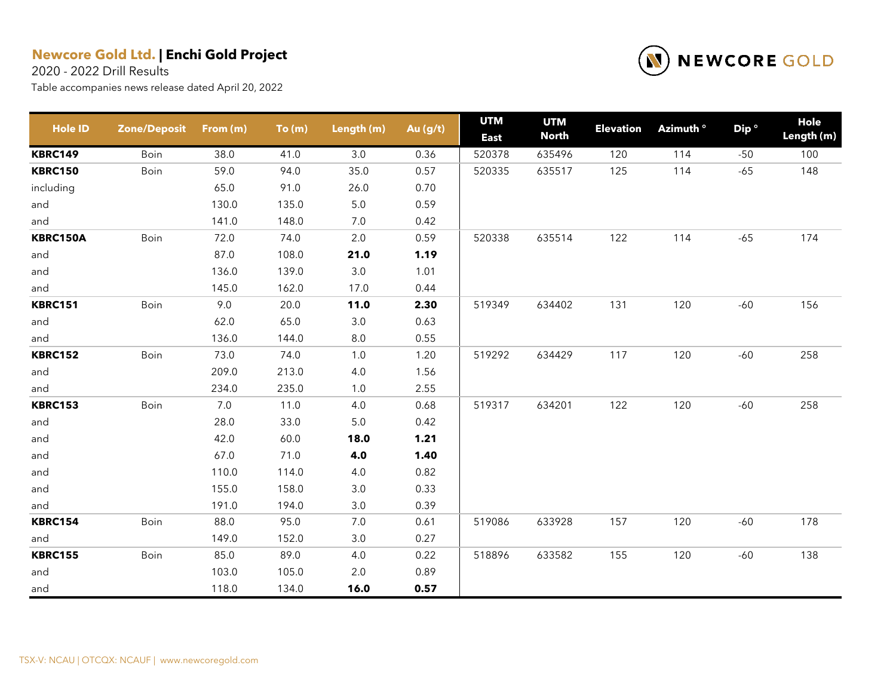**Newcore Gold Ltd.** | **Enchi Gold Project**

2020 - 2022 Drill Results

Table accompanies news release dated April 20, 2022

| Hole ID | Zone/Deposit | From (m) | To (m) | Length (m) | Au (g/t) | UTM East | UTM North | Elevation | Azimuth ° | Dip ° | Hole Length (m) |
|---|---|---|---|---|---|---|---|---|---|---|---|
| **KBRC149** | Boin | 38.0 | 41.0 | 3.0 | 0.36 | 520378 | 635496 | 120 | 114 | -50 | 100 |
| **KBRC150** | Boin | 59.0 | 94.0 | 35.0 | 0.57 | 520335 | 635517 | 125 | 114 | -65 | 148 |
| including | | 65.0 | 91.0 | 26.0 | 0.70 | | | | | | |
| and | | 130.0 | 135.0 | 5.0 | 0.59 | | | | | | |
| and | | 141.0 | 148.0 | 7.0 | 0.42 | | | | | | |
| **KBRC150A** | Boin | 72.0 | 74.0 | 2.0 | 0.59 | 520338 | 635514 | 122 | 114 | -65 | 174 |
| and | | 87.0 | 108.0 | **21.0** | **1.19** | | | | | | |
| and | | 136.0 | 139.0 | 3.0 | 1.01 | | | | | | |
| and | | 145.0 | 162.0 | 17.0 | 0.44 | | | | | | |
| **KBRC151** | Boin | 9.0 | 20.0 | **11.0** | **2.30** | 519349 | 634402 | 131 | 120 | -60 | 156 |
| and | | 62.0 | 65.0 | 3.0 | 0.63 | | | | | | |
| and | | 136.0 | 144.0 | 8.0 | 0.55 | | | | | | |
| **KBRC152** | Boin | 73.0 | 74.0 | 1.0 | 1.20 | 519292 | 634429 | 117 | 120 | -60 | 258 |
| and | | 209.0 | 213.0 | 4.0 | 1.56 | | | | | | |
| and | | 234.0 | 235.0 | 1.0 | 2.55 | | | | | | |
| **KBRC153** | Boin | 7.0 | 11.0 | 4.0 | 0.68 | 519317 | 634201 | 122 | 120 | -60 | 258 |
| and | | 28.0 | 33.0 | 5.0 | 0.42 | | | | | | |
| and | | 42.0 | 60.0 | **18.0** | **1.21** | | | | | | |
| and | | 67.0 | 71.0 | **4.0** | **1.40** | | | | | | |
| and | | 110.0 | 114.0 | 4.0 | 0.82 | | | | | | |
| and | | 155.0 | 158.0 | 3.0 | 0.33 | | | | | | |
| and | | 191.0 | 194.0 | 3.0 | 0.39 | | | | | | |
| **KBRC154** | Boin | 88.0 | 95.0 | 7.0 | 0.61 | 519086 | 633928 | 157 | 120 | -60 | 178 |
| and | | 149.0 | 152.0 | 3.0 | 0.27 | | | | | | |
| **KBRC155** | Boin | 85.0 | 89.0 | 4.0 | 0.22 | 518896 | 633582 | 155 | 120 | -60 | 138 |
| and | | 103.0 | 105.0 | 2.0 | 0.89 | | | | | | |
| and | | 118.0 | 134.0 | **16.0** | **0.57** | | | | | | |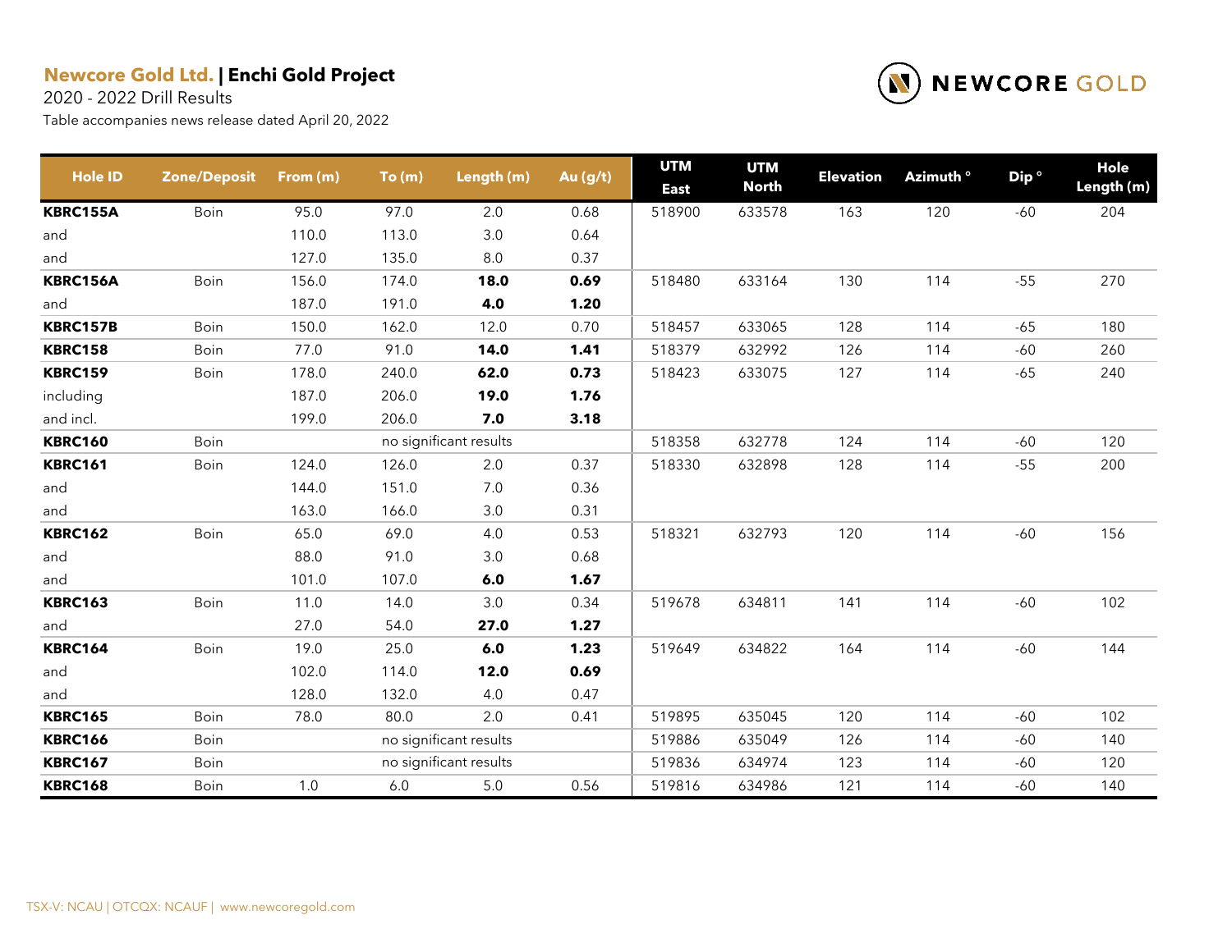**Newcore Gold Ltd.** | **Enchi Gold Project**

2020 - 2022 Drill Results

Table accompanies news release dated April 20, 2022

| Hole ID | Zone/Deposit | From (m) | To (m) | Length (m) | Au (g/t) | UTM East | UTM North | Elevation | Azimuth ° | Dip ° | Hole Length (m) |
|---|---|---|---|---|---|---|---|---|---|---|---|
| **KBRC155A** | Boin | 95.0 | 97.0 | 2.0 | 0.68 | 518900 | 633578 | 163 | 120 | -60 | 204 |
| and | | 110.0 | 113.0 | 3.0 | 0.64 | | | | | | |
| and | | 127.0 | 135.0 | 8.0 | 0.37 | | | | | | |
| **KBRC156A** | Boin | 156.0 | 174.0 | **18.0** | **0.69** | 518480 | 633164 | 130 | 114 | -55 | 270 |
| and | | 187.0 | 191.0 | **4.0** | **1.20** | | | | | | |
| **KBRC157B** | Boin | 150.0 | 162.0 | 12.0 | 0.70 | 518457 | 633065 | 128 | 114 | -65 | 180 |
| **KBRC158** | Boin | 77.0 | 91.0 | **14.0** | **1.41** | 518379 | 632992 | 126 | 114 | -60 | 260 |
| **KBRC159** | Boin | 178.0 | 240.0 | **62.0** | **0.73** | 518423 | 633075 | 127 | 114 | -65 | 240 |
| including | | 187.0 | 206.0 | **19.0** | **1.76** | | | | | | |
| and incl. | | 199.0 | 206.0 | **7.0** | **3.18** | | | | | | |
| **KBRC160** | Boin | | no significant results | | | 518358 | 632778 | 124 | 114 | -60 | 120 |
| **KBRC161** | Boin | 124.0 | 126.0 | 2.0 | 0.37 | 518330 | 632898 | 128 | 114 | -55 | 200 |
| and | | 144.0 | 151.0 | 7.0 | 0.36 | | | | | | |
| and | | 163.0 | 166.0 | 3.0 | 0.31 | | | | | | |
| **KBRC162** | Boin | 65.0 | 69.0 | 4.0 | 0.53 | 518321 | 632793 | 120 | 114 | -60 | 156 |
| and | | 88.0 | 91.0 | 3.0 | 0.68 | | | | | | |
| and | | 101.0 | 107.0 | **6.0** | **1.67** | | | | | | |
| **KBRC163** | Boin | 11.0 | 14.0 | 3.0 | 0.34 | 519678 | 634811 | 141 | 114 | -60 | 102 |
| and | | 27.0 | 54.0 | **27.0** | **1.27** | | | | | | |
| **KBRC164** | Boin | 19.0 | 25.0 | **6.0** | **1.23** | 519649 | 634822 | 164 | 114 | -60 | 144 |
| and | | 102.0 | 114.0 | **12.0** | **0.69** | | | | | | |
| and | | 128.0 | 132.0 | 4.0 | 0.47 | | | | | | |
| **KBRC165** | Boin | 78.0 | 80.0 | 2.0 | 0.41 | 519895 | 635045 | 120 | 114 | -60 | 102 |
| **KBRC166** | Boin | | no significant results | | | 519886 | 635049 | 126 | 114 | -60 | 140 |
| **KBRC167** | Boin | | no significant results | | | 519836 | 634974 | 123 | 114 | -60 | 120 |
| **KBRC168** | Boin | 1.0 | 6.0 | 5.0 | 0.56 | 519816 | 634986 | 121 | 114 | -60 | 140 |

TSX-V: NCAU | OTCQX: NCAUF | www.newcoregold.com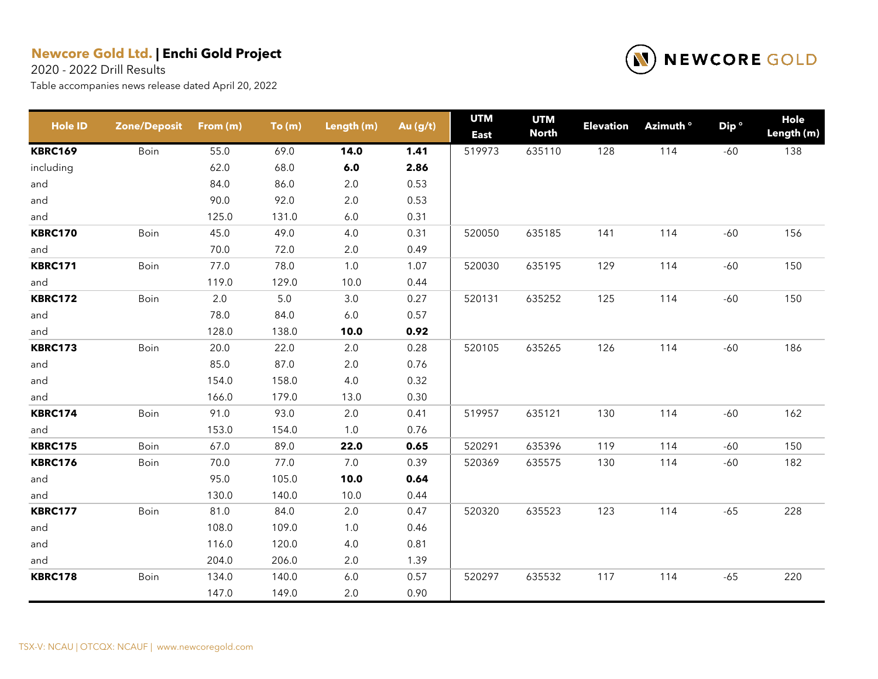**Newcore Gold Ltd.** | **Enchi Gold Project**

2020 - 2022 Drill Results

Table accompanies news release dated April 20, 2022

| Hole ID | Zone/Deposit | From (m) | To (m) | Length (m) | Au (g/t) | UTM East | UTM North | Elevation | Azimuth ° | Dip ° | Hole Length (m) |
|---|---|---|---|---|---|---|---|---|---|---|---|
| **KBRC169** | Boin | 55.0 | 69.0 | **14.0** | **1.41** | 519973 | 635110 | 128 | 114 | -60 | 138 |
| including | | 62.0 | 68.0 | **6.0** | **2.86** | | | | | | |
| and | | 84.0 | 86.0 | 2.0 | 0.53 | | | | | | |
| and | | 90.0 | 92.0 | 2.0 | 0.53 | | | | | | |
| and | | 125.0 | 131.0 | 6.0 | 0.31 | | | | | | |
| **KBRC170** | Boin | 45.0 | 49.0 | 4.0 | 0.31 | 520050 | 635185 | 141 | 114 | -60 | 156 |
| and | | 70.0 | 72.0 | 2.0 | 0.49 | | | | | | |
| **KBRC171** | Boin | 77.0 | 78.0 | 1.0 | 1.07 | 520030 | 635195 | 129 | 114 | -60 | 150 |
| and | | 119.0 | 129.0 | 10.0 | 0.44 | | | | | | |
| **KBRC172** | Boin | 2.0 | 5.0 | 3.0 | 0.27 | 520131 | 635252 | 125 | 114 | -60 | 150 |
| and | | 78.0 | 84.0 | 6.0 | 0.57 | | | | | | |
| and | | 128.0 | 138.0 | **10.0** | **0.92** | | | | | | |
| **KBRC173** | Boin | 20.0 | 22.0 | 2.0 | 0.28 | 520105 | 635265 | 126 | 114 | -60 | 186 |
| and | | 85.0 | 87.0 | 2.0 | 0.76 | | | | | | |
| and | | 154.0 | 158.0 | 4.0 | 0.32 | | | | | | |
| and | | 166.0 | 179.0 | 13.0 | 0.30 | | | | | | |
| **KBRC174** | Boin | 91.0 | 93.0 | 2.0 | 0.41 | 519957 | 635121 | 130 | 114 | -60 | 162 |
| and | | 153.0 | 154.0 | 1.0 | 0.76 | | | | | | |
| **KBRC175** | Boin | 67.0 | 89.0 | **22.0** | **0.65** | 520291 | 635396 | 119 | 114 | -60 | 150 |
| **KBRC176** | Boin | 70.0 | 77.0 | 7.0 | 0.39 | 520369 | 635575 | 130 | 114 | -60 | 182 |
| and | | 95.0 | 105.0 | **10.0** | **0.64** | | | | | | |
| and | | 130.0 | 140.0 | 10.0 | 0.44 | | | | | | |
| **KBRC177** | Boin | 81.0 | 84.0 | 2.0 | 0.47 | 520320 | 635523 | 123 | 114 | -65 | 228 |
| and | | 108.0 | 109.0 | 1.0 | 0.46 | | | | | | |
| and | | 116.0 | 120.0 | 4.0 | 0.81 | | | | | | |
| and | | 204.0 | 206.0 | 2.0 | 1.39 | | | | | | |
| **KBRC178** | Boin | 134.0 | 140.0 | 6.0 | 0.57 | 520297 | 635532 | 117 | 114 | -65 | 220 |
| | | 147.0 | 149.0 | 2.0 | 0.90 | | | | | | |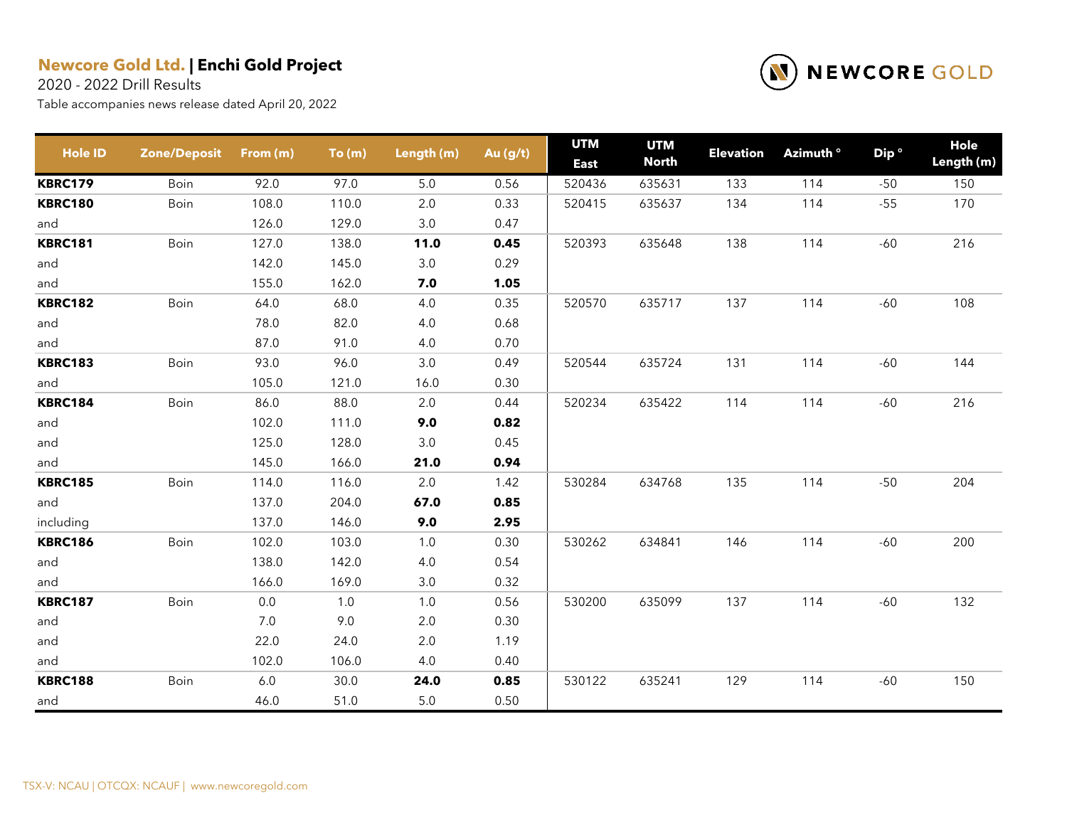**Newcore Gold Ltd. | Enchi Gold Project**

2020 - 2022 Drill Results

Table accompanies news release dated April 20, 2022

| Hole ID | Zone/Deposit | From (m) | To (m) | Length (m) | Au (g/t) | UTM East | UTM North | Elevation | Azimuth ° | Dip ° | Hole Length (m) |
|---|---|---|---|---|---|---|---|---|---|---|---|
| **KBRC179** | Boin | 92.0 | 97.0 | 5.0 | 0.56 | 520436 | 635631 | 133 | 114 | -50 | 150 |
| **KBRC180** | Boin | 108.0 | 110.0 | 2.0 | 0.33 | 520415 | 635637 | 134 | 114 | -55 | 170 |
| and | | 126.0 | 129.0 | 3.0 | 0.47 | | | | | | |
| **KBRC181** | Boin | 127.0 | 138.0 | **11.0** | **0.45** | 520393 | 635648 | 138 | 114 | -60 | 216 |
| and | | 142.0 | 145.0 | 3.0 | 0.29 | | | | | | |
| and | | 155.0 | 162.0 | **7.0** | **1.05** | | | | | | |
| **KBRC182** | Boin | 64.0 | 68.0 | 4.0 | 0.35 | 520570 | 635717 | 137 | 114 | -60 | 108 |
| and | | 78.0 | 82.0 | 4.0 | 0.68 | | | | | | |
| and | | 87.0 | 91.0 | 4.0 | 0.70 | | | | | | |
| **KBRC183** | Boin | 93.0 | 96.0 | 3.0 | 0.49 | 520544 | 635724 | 131 | 114 | -60 | 144 |
| and | | 105.0 | 121.0 | 16.0 | 0.30 | | | | | | |
| **KBRC184** | Boin | 86.0 | 88.0 | 2.0 | 0.44 | 520234 | 635422 | 114 | 114 | -60 | 216 |
| and | | 102.0 | 111.0 | **9.0** | **0.82** | | | | | | |
| and | | 125.0 | 128.0 | 3.0 | 0.45 | | | | | | |
| and | | 145.0 | 166.0 | **21.0** | **0.94** | | | | | | |
| **KBRC185** | Boin | 114.0 | 116.0 | 2.0 | 1.42 | 530284 | 634768 | 135 | 114 | -50 | 204 |
| and | | 137.0 | 204.0 | **67.0** | **0.85** | | | | | | |
| including | | 137.0 | 146.0 | **9.0** | **2.95** | | | | | | |
| **KBRC186** | Boin | 102.0 | 103.0 | 1.0 | 0.30 | 530262 | 634841 | 146 | 114 | -60 | 200 |
| and | | 138.0 | 142.0 | 4.0 | 0.54 | | | | | | |
| and | | 166.0 | 169.0 | 3.0 | 0.32 | | | | | | |
| **KBRC187** | Boin | 0.0 | 1.0 | 1.0 | 0.56 | 530200 | 635099 | 137 | 114 | -60 | 132 |
| and | | 7.0 | 9.0 | 2.0 | 0.30 | | | | | | |
| and | | 22.0 | 24.0 | 2.0 | 1.19 | | | | | | |
| and | | 102.0 | 106.0 | 4.0 | 0.40 | | | | | | |
| **KBRC188** | Boin | 6.0 | 30.0 | **24.0** | **0.85** | 530122 | 635241 | 129 | 114 | -60 | 150 |
| and | | 46.0 | 51.0 | 5.0 | 0.50 | | | | | | |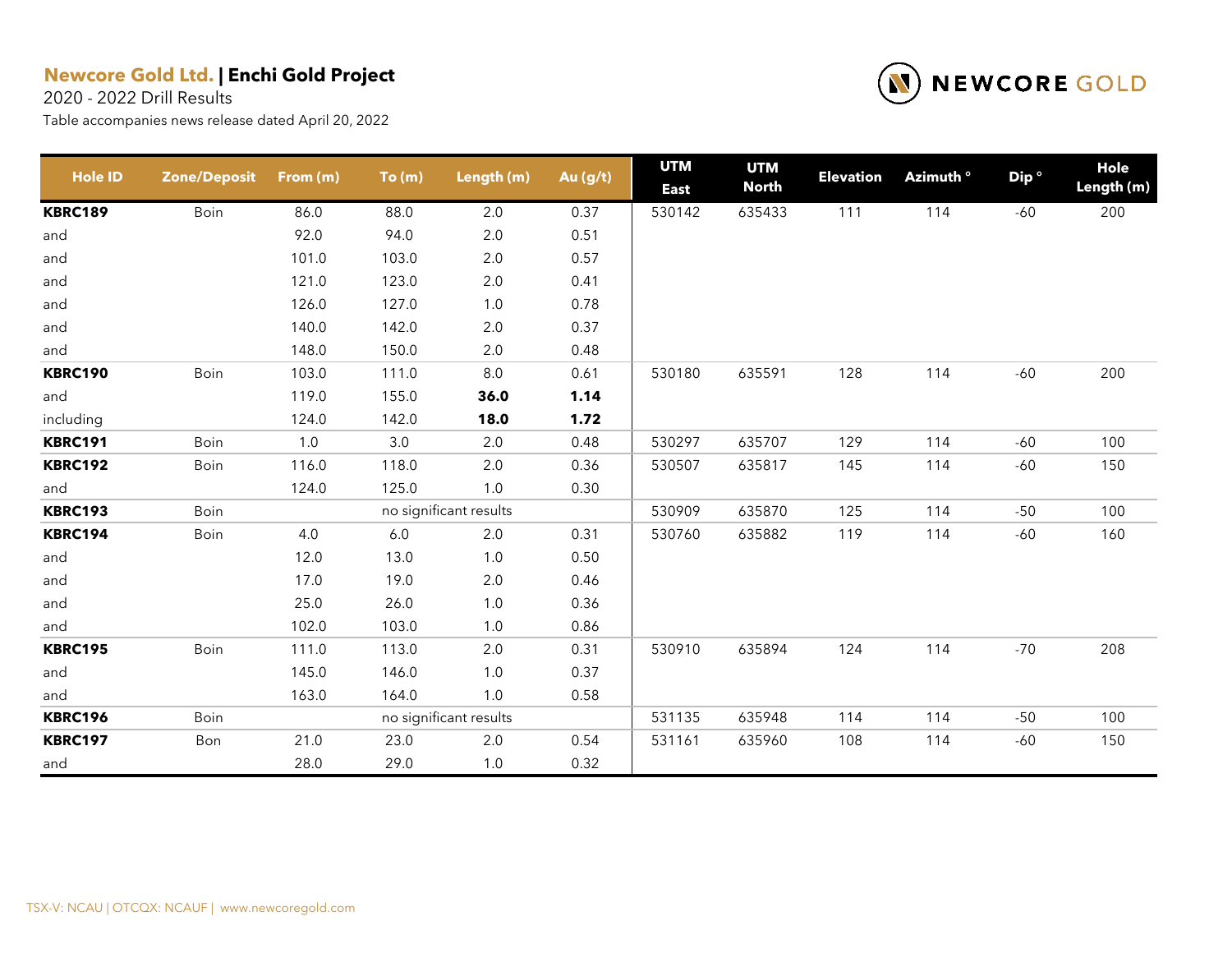**Newcore Gold Ltd. | Enchi Gold Project**

2020 - 2022 Drill Results

Table accompanies news release dated April 20, 2022

| Hole ID | Zone/Deposit | From (m) | To (m) | Length (m) | Au (g/t) | UTM East | UTM North | Elevation | Azimuth ° | Dip ° | Hole Length (m) |
|---|---|---|---|---|---|---|---|---|---|---|---|
| **KBRC189** | Boin | 86.0 | 88.0 | 2.0 | 0.37 | 530142 | 635433 | 111 | 114 | -60 | 200 |
| and | | 92.0 | 94.0 | 2.0 | 0.51 | | | | | | |
| and | | 101.0 | 103.0 | 2.0 | 0.57 | | | | | | |
| and | | 121.0 | 123.0 | 2.0 | 0.41 | | | | | | |
| and | | 126.0 | 127.0 | 1.0 | 0.78 | | | | | | |
| and | | 140.0 | 142.0 | 2.0 | 0.37 | | | | | | |
| and | | 148.0 | 150.0 | 2.0 | 0.48 | | | | | | |
| **KBRC190** | Boin | 103.0 | 111.0 | 8.0 | 0.61 | 530180 | 635591 | 128 | 114 | -60 | 200 |
| and | | 119.0 | 155.0 | **36.0** | **1.14** | | | | | | |
| including | | 124.0 | 142.0 | **18.0** | **1.72** | | | | | | |
| **KBRC191** | Boin | 1.0 | 3.0 | 2.0 | 0.48 | 530297 | 635707 | 129 | 114 | -60 | 100 |
| **KBRC192** | Boin | 116.0 | 118.0 | 2.0 | 0.36 | 530507 | 635817 | 145 | 114 | -60 | 150 |
| and | | 124.0 | 125.0 | 1.0 | 0.30 | | | | | | |
| **KBRC193** | Boin | | no significant results | | | 530909 | 635870 | 125 | 114 | -50 | 100 |
| **KBRC194** | Boin | 4.0 | 6.0 | 2.0 | 0.31 | 530760 | 635882 | 119 | 114 | -60 | 160 |
| and | | 12.0 | 13.0 | 1.0 | 0.50 | | | | | | |
| and | | 17.0 | 19.0 | 2.0 | 0.46 | | | | | | |
| and | | 25.0 | 26.0 | 1.0 | 0.36 | | | | | | |
| and | | 102.0 | 103.0 | 1.0 | 0.86 | | | | | | |
| **KBRC195** | Boin | 111.0 | 113.0 | 2.0 | 0.31 | 530910 | 635894 | 124 | 114 | -70 | 208 |
| and | | 145.0 | 146.0 | 1.0 | 0.37 | | | | | | |
| and | | 163.0 | 164.0 | 1.0 | 0.58 | | | | | | |
| **KBRC196** | Boin | | no significant results | | | 531135 | 635948 | 114 | 114 | -50 | 100 |
| **KBRC197** | Bon | 21.0 | 23.0 | 2.0 | 0.54 | 531161 | 635960 | 108 | 114 | -60 | 150 |
| and | | 28.0 | 29.0 | 1.0 | 0.32 | | | | | | |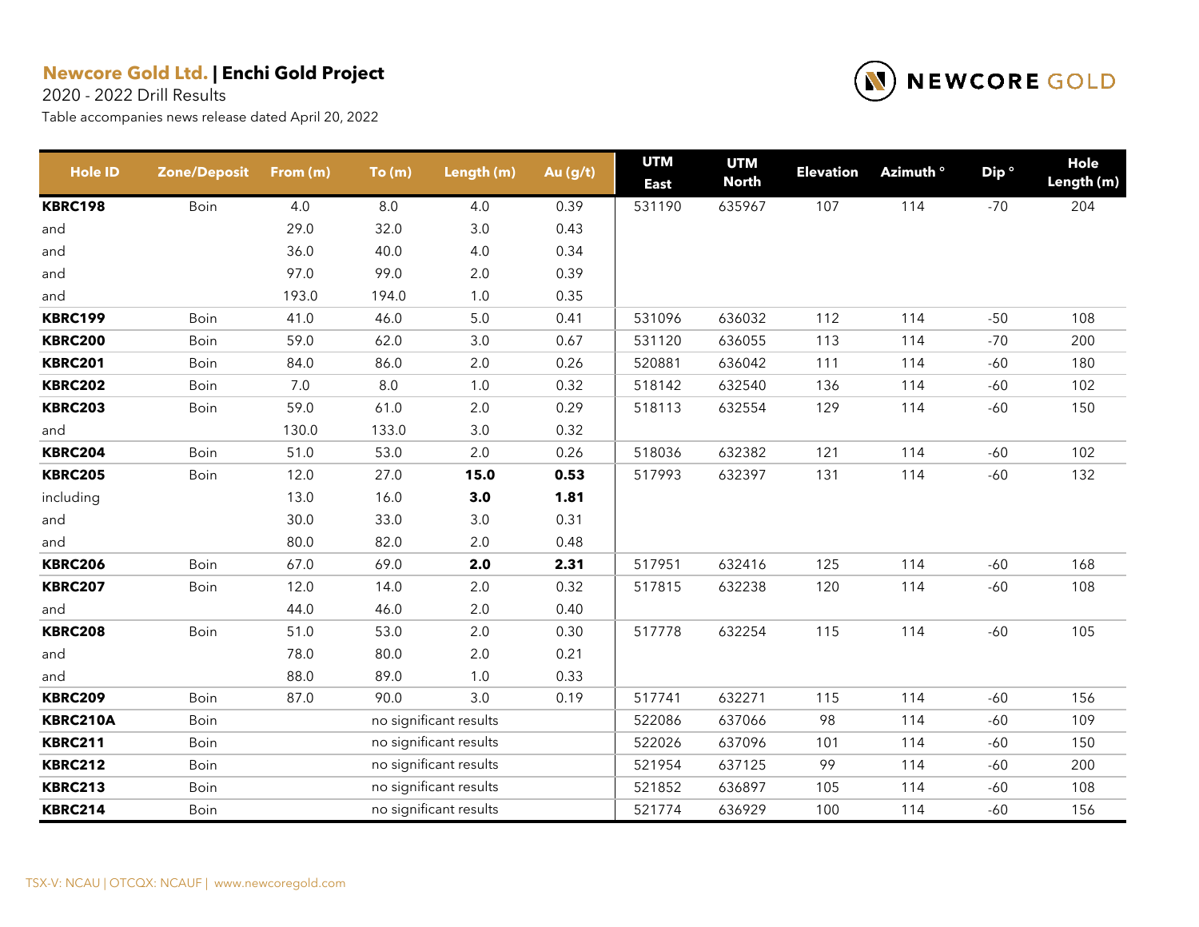**Newcore Gold Ltd.** | **Enchi Gold Project**

2020 - 2022 Drill Results

Table accompanies news release dated April 20, 2022

| Hole ID | Zone/Deposit | From (m) | To (m) | Length (m) | Au (g/t) | UTM East | UTM North | Elevation | Azimuth ° | Dip ° | Hole Length (m) |
|---|---|---|---|---|---|---|---|---|---|---|---|
| **KBRC198** | Boin | 4.0 | 8.0 | 4.0 | 0.39 | 531190 | 635967 | 107 | 114 | -70 | 204 |
| and | | 29.0 | 32.0 | 3.0 | 0.43 | | | | | | |
| and | | 36.0 | 40.0 | 4.0 | 0.34 | | | | | | |
| and | | 97.0 | 99.0 | 2.0 | 0.39 | | | | | | |
| and | | 193.0 | 194.0 | 1.0 | 0.35 | | | | | | |
| **KBRC199** | Boin | 41.0 | 46.0 | 5.0 | 0.41 | 531096 | 636032 | 112 | 114 | -50 | 108 |
| **KBRC200** | Boin | 59.0 | 62.0 | 3.0 | 0.67 | 531120 | 636055 | 113 | 114 | -70 | 200 |
| **KBRC201** | Boin | 84.0 | 86.0 | 2.0 | 0.26 | 520881 | 636042 | 111 | 114 | -60 | 180 |
| **KBRC202** | Boin | 7.0 | 8.0 | 1.0 | 0.32 | 518142 | 632540 | 136 | 114 | -60 | 102 |
| **KBRC203** | Boin | 59.0 | 61.0 | 2.0 | 0.29 | 518113 | 632554 | 129 | 114 | -60 | 150 |
| and | | 130.0 | 133.0 | 3.0 | 0.32 | | | | | | |
| **KBRC204** | Boin | 51.0 | 53.0 | 2.0 | 0.26 | 518036 | 632382 | 121 | 114 | -60 | 102 |
| **KBRC205** | Boin | 12.0 | 27.0 | **15.0** | **0.53** | 517993 | 632397 | 131 | 114 | -60 | 132 |
| including | | 13.0 | 16.0 | **3.0** | **1.81** | | | | | | |
| and | | 30.0 | 33.0 | 3.0 | 0.31 | | | | | | |
| and | | 80.0 | 82.0 | 2.0 | 0.48 | | | | | | |
| **KBRC206** | Boin | 67.0 | 69.0 | **2.0** | **2.31** | 517951 | 632416 | 125 | 114 | -60 | 168 |
| **KBRC207** | Boin | 12.0 | 14.0 | 2.0 | 0.32 | 517815 | 632238 | 120 | 114 | -60 | 108 |
| and | | 44.0 | 46.0 | 2.0 | 0.40 | | | | | | |
| **KBRC208** | Boin | 51.0 | 53.0 | 2.0 | 0.30 | 517778 | 632254 | 115 | 114 | -60 | 105 |
| and | | 78.0 | 80.0 | 2.0 | 0.21 | | | | | | |
| and | | 88.0 | 89.0 | 1.0 | 0.33 | | | | | | |
| **KBRC209** | Boin | 87.0 | 90.0 | 3.0 | 0.19 | 517741 | 632271 | 115 | 114 | -60 | 156 |
| **KBRC210A** | Boin | | no significant results | | | 522086 | 637066 | 98 | 114 | -60 | 109 |
| **KBRC211** | Boin | | no significant results | | | 522026 | 637096 | 101 | 114 | -60 | 150 |
| **KBRC212** | Boin | | no significant results | | | 521954 | 637125 | 99 | 114 | -60 | 200 |
| **KBRC213** | Boin | | no significant results | | | 521852 | 636897 | 105 | 114 | -60 | 108 |
| **KBRC214** | Boin | | no significant results | | | 521774 | 636929 | 100 | 114 | -60 | 156 |

TSX-V: NCAU | OTCQX: NCAUF | www.newcoregold.com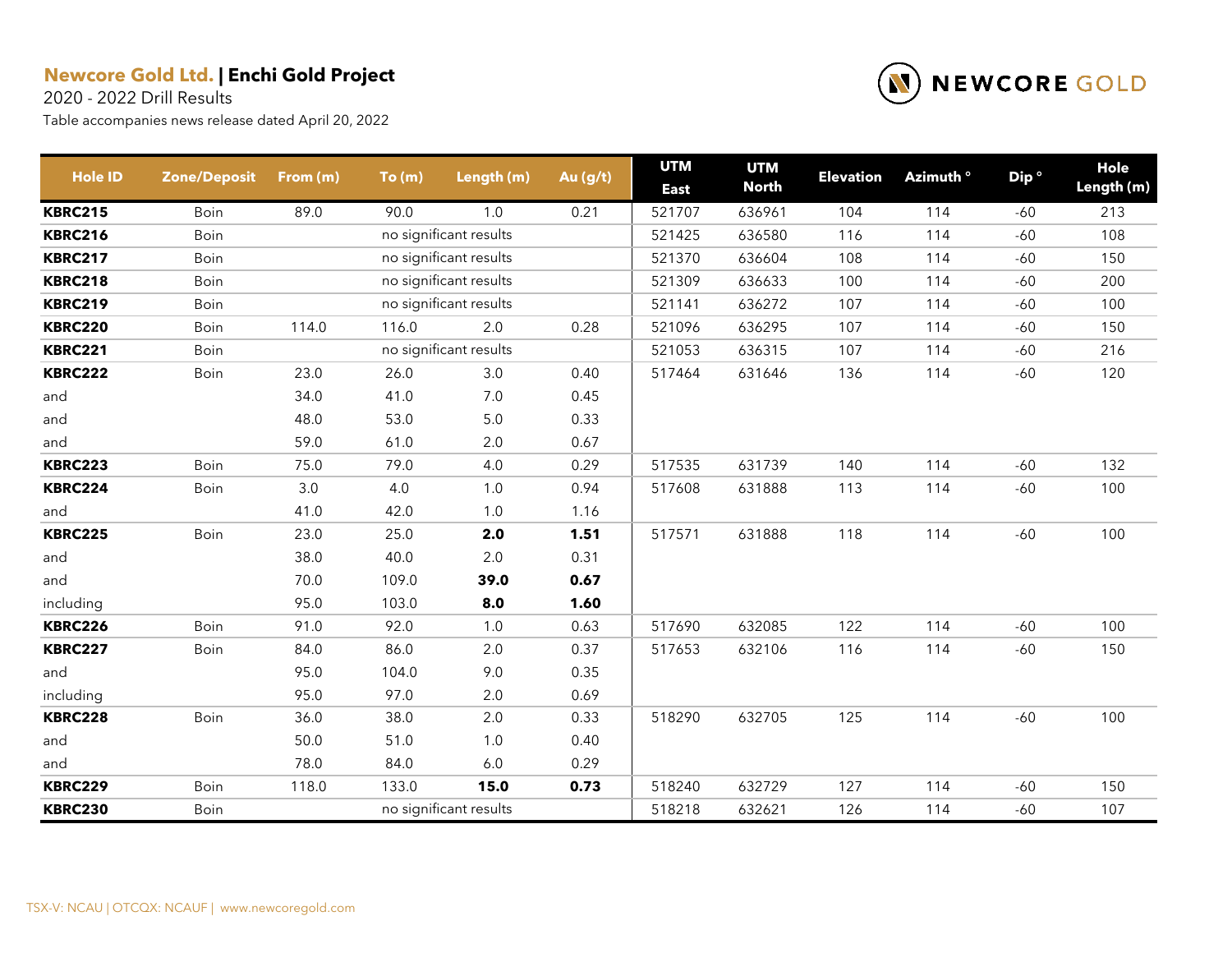**Newcore Gold Ltd. | Enchi Gold Project**

2020 - 2022 Drill Results

Table accompanies news release dated April 20, 2022

| Hole ID | Zone/Deposit | From (m) | To (m) | Length (m) | Au (g/t) | UTM East | UTM North | Elevation | Azimuth ° | Dip ° | Hole Length (m) |
|---|---|---|---|---|---|---|---|---|---|---|---|
| **KBRC215** | Boin | 89.0 | 90.0 | 1.0 | 0.21 | 521707 | 636961 | 104 | 114 | -60 | 213 |
| **KBRC216** | Boin | | no significant results | | | 521425 | 636580 | 116 | 114 | -60 | 108 |
| **KBRC217** | Boin | | no significant results | | | 521370 | 636604 | 108 | 114 | -60 | 150 |
| **KBRC218** | Boin | | no significant results | | | 521309 | 636633 | 100 | 114 | -60 | 200 |
| **KBRC219** | Boin | | no significant results | | | 521141 | 636272 | 107 | 114 | -60 | 100 |
| **KBRC220** | Boin | 114.0 | 116.0 | 2.0 | 0.28 | 521096 | 636295 | 107 | 114 | -60 | 150 |
| **KBRC221** | Boin | | no significant results | | | 521053 | 636315 | 107 | 114 | -60 | 216 |
| **KBRC222** | Boin | 23.0 | 26.0 | 3.0 | 0.40 | 517464 | 631646 | 136 | 114 | -60 | 120 |
| and | | 34.0 | 41.0 | 7.0 | 0.45 | | | | | | |
| and | | 48.0 | 53.0 | 5.0 | 0.33 | | | | | | |
| and | | 59.0 | 61.0 | 2.0 | 0.67 | | | | | | |
| **KBRC223** | Boin | 75.0 | 79.0 | 4.0 | 0.29 | 517535 | 631739 | 140 | 114 | -60 | 132 |
| **KBRC224** | Boin | 3.0 | 4.0 | 1.0 | 0.94 | 517608 | 631888 | 113 | 114 | -60 | 100 |
| and | | 41.0 | 42.0 | 1.0 | 1.16 | | | | | | |
| **KBRC225** | Boin | 23.0 | 25.0 | **2.0** | **1.51** | 517571 | 631888 | 118 | 114 | -60 | 100 |
| and | | 38.0 | 40.0 | 2.0 | 0.31 | | | | | | |
| and | | 70.0 | 109.0 | **39.0** | **0.67** | | | | | | |
| including | | 95.0 | 103.0 | **8.0** | **1.60** | | | | | | |
| **KBRC226** | Boin | 91.0 | 92.0 | 1.0 | 0.63 | 517690 | 632085 | 122 | 114 | -60 | 100 |
| **KBRC227** | Boin | 84.0 | 86.0 | 2.0 | 0.37 | 517653 | 632106 | 116 | 114 | -60 | 150 |
| and | | 95.0 | 104.0 | 9.0 | 0.35 | | | | | | |
| including | | 95.0 | 97.0 | 2.0 | 0.69 | | | | | | |
| **KBRC228** | Boin | 36.0 | 38.0 | 2.0 | 0.33 | 518290 | 632705 | 125 | 114 | -60 | 100 |
| and | | 50.0 | 51.0 | 1.0 | 0.40 | | | | | | |
| and | | 78.0 | 84.0 | 6.0 | 0.29 | | | | | | |
| **KBRC229** | Boin | 118.0 | 133.0 | **15.0** | **0.73** | 518240 | 632729 | 127 | 114 | -60 | 150 |
| **KBRC230** | Boin | | no significant results | | | 518218 | 632621 | 126 | 114 | -60 | 107 |

TSX-V: NCAU | OTCQX: NCAUF | www.newcoregold.com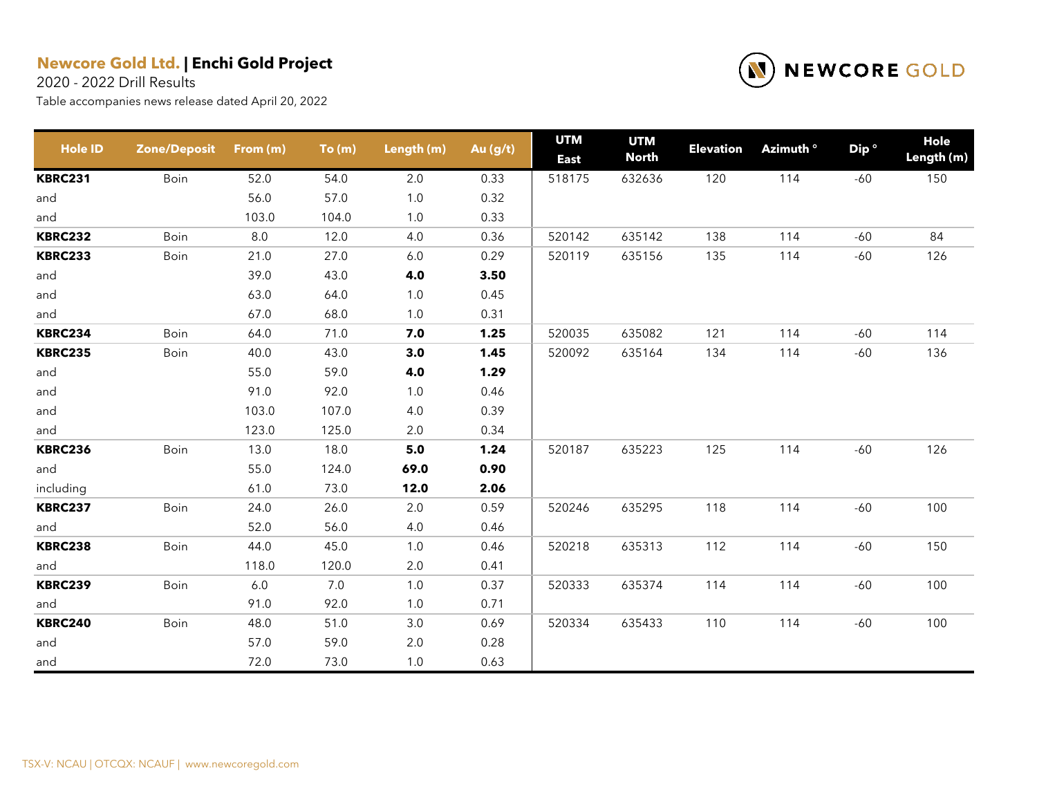**Newcore Gold Ltd.** | **Enchi Gold Project**

2020 - 2022 Drill Results

Table accompanies news release dated April 20, 2022

| Hole ID | Zone/Deposit | From (m) | To (m) | Length (m) | Au (g/t) | UTM East | UTM North | Elevation | Azimuth ° | Dip ° | Hole Length (m) |
|---|---|---|---|---|---|---|---|---|---|---|---|
| **KBRC231** | Boin | 52.0 | 54.0 | 2.0 | 0.33 | 518175 | 632636 | 120 | 114 | -60 | 150 |
| and | | 56.0 | 57.0 | 1.0 | 0.32 | | | | | | |
| and | | 103.0 | 104.0 | 1.0 | 0.33 | | | | | | |
| **KBRC232** | Boin | 8.0 | 12.0 | 4.0 | 0.36 | 520142 | 635142 | 138 | 114 | -60 | 84 |
| **KBRC233** | Boin | 21.0 | 27.0 | 6.0 | 0.29 | 520119 | 635156 | 135 | 114 | -60 | 126 |
| and | | 39.0 | 43.0 | **4.0** | **3.50** | | | | | | |
| and | | 63.0 | 64.0 | 1.0 | 0.45 | | | | | | |
| and | | 67.0 | 68.0 | 1.0 | 0.31 | | | | | | |
| **KBRC234** | Boin | 64.0 | 71.0 | **7.0** | **1.25** | 520035 | 635082 | 121 | 114 | -60 | 114 |
| **KBRC235** | Boin | 40.0 | 43.0 | **3.0** | **1.45** | 520092 | 635164 | 134 | 114 | -60 | 136 |
| and | | 55.0 | 59.0 | **4.0** | **1.29** | | | | | | |
| and | | 91.0 | 92.0 | 1.0 | 0.46 | | | | | | |
| and | | 103.0 | 107.0 | 4.0 | 0.39 | | | | | | |
| and | | 123.0 | 125.0 | 2.0 | 0.34 | | | | | | |
| **KBRC236** | Boin | 13.0 | 18.0 | **5.0** | **1.24** | 520187 | 635223 | 125 | 114 | -60 | 126 |
| and | | 55.0 | 124.0 | **69.0** | **0.90** | | | | | | |
| including | | 61.0 | 73.0 | **12.0** | **2.06** | | | | | | |
| **KBRC237** | Boin | 24.0 | 26.0 | 2.0 | 0.59 | 520246 | 635295 | 118 | 114 | -60 | 100 |
| and | | 52.0 | 56.0 | 4.0 | 0.46 | | | | | | |
| **KBRC238** | Boin | 44.0 | 45.0 | 1.0 | 0.46 | 520218 | 635313 | 112 | 114 | -60 | 150 |
| and | | 118.0 | 120.0 | 2.0 | 0.41 | | | | | | |
| **KBRC239** | Boin | 6.0 | 7.0 | 1.0 | 0.37 | 520333 | 635374 | 114 | 114 | -60 | 100 |
| and | | 91.0 | 92.0 | 1.0 | 0.71 | | | | | | |
| **KBRC240** | Boin | 48.0 | 51.0 | 3.0 | 0.69 | 520334 | 635433 | 110 | 114 | -60 | 100 |
| and | | 57.0 | 59.0 | 2.0 | 0.28 | | | | | | |
| and | | 72.0 | 73.0 | 1.0 | 0.63 | | | | | | |

TSX-V: NCAU | OTCQX: NCAUF | www.newcoregold.com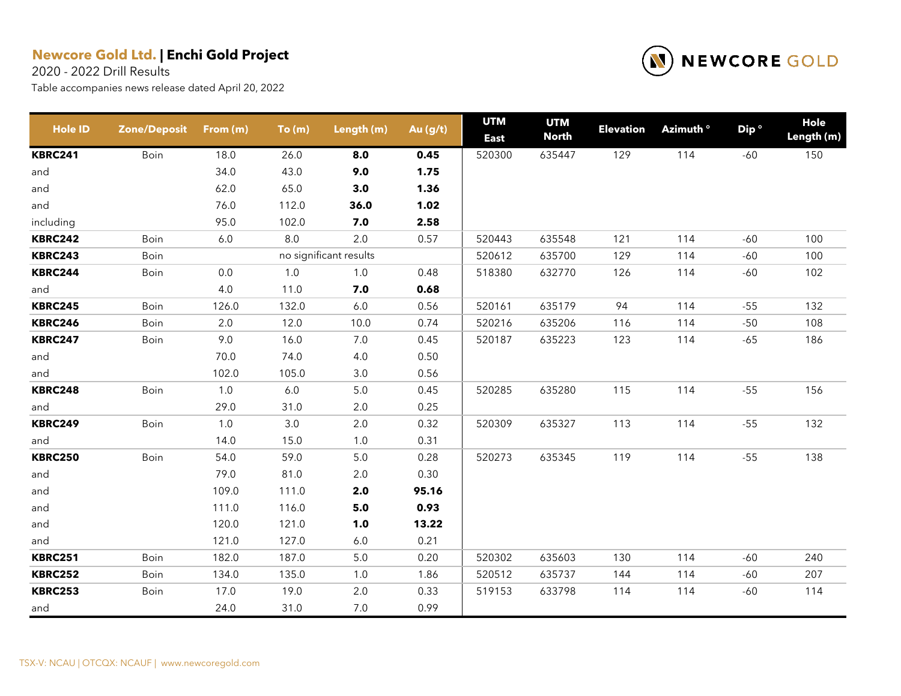**Newcore Gold Ltd.** | **Enchi Gold Project**

2020 - 2022 Drill Results

Table accompanies news release dated April 20, 2022

| Hole ID | Zone/Deposit | From (m) | To (m) | Length (m) | Au (g/t) | UTM East | UTM North | Elevation | Azimuth ° | Dip ° | Hole Length (m) |
|---|---|---|---|---|---|---|---|---|---|---|---|
| **KBRC241** | Boin | 18.0 | 26.0 | **8.0** | **0.45** | 520300 | 635447 | 129 | 114 | -60 | 150 |
| and | | 34.0 | 43.0 | **9.0** | **1.75** | | | | | | |
| and | | 62.0 | 65.0 | **3.0** | **1.36** | | | | | | |
| and | | 76.0 | 112.0 | **36.0** | **1.02** | | | | | | |
| including | | 95.0 | 102.0 | **7.0** | **2.58** | | | | | | |
| **KBRC242** | Boin | 6.0 | 8.0 | 2.0 | 0.57 | 520443 | 635548 | 121 | 114 | -60 | 100 |
| **KBRC243** | Boin | | no significant results | | | 520612 | 635700 | 129 | 114 | -60 | 100 |
| **KBRC244** | Boin | 0.0 | 1.0 | 1.0 | 0.48 | 518380 | 632770 | 126 | 114 | -60 | 102 |
| and | | 4.0 | 11.0 | **7.0** | **0.68** | | | | | | |
| **KBRC245** | Boin | 126.0 | 132.0 | 6.0 | 0.56 | 520161 | 635179 | 94 | 114 | -55 | 132 |
| **KBRC246** | Boin | 2.0 | 12.0 | 10.0 | 0.74 | 520216 | 635206 | 116 | 114 | -50 | 108 |
| **KBRC247** | Boin | 9.0 | 16.0 | 7.0 | 0.45 | 520187 | 635223 | 123 | 114 | -65 | 186 |
| and | | 70.0 | 74.0 | 4.0 | 0.50 | | | | | | |
| and | | 102.0 | 105.0 | 3.0 | 0.56 | | | | | | |
| **KBRC248** | Boin | 1.0 | 6.0 | 5.0 | 0.45 | 520285 | 635280 | 115 | 114 | -55 | 156 |
| and | | 29.0 | 31.0 | 2.0 | 0.25 | | | | | | |
| **KBRC249** | Boin | 1.0 | 3.0 | 2.0 | 0.32 | 520309 | 635327 | 113 | 114 | -55 | 132 |
| and | | 14.0 | 15.0 | 1.0 | 0.31 | | | | | | |
| **KBRC250** | Boin | 54.0 | 59.0 | 5.0 | 0.28 | 520273 | 635345 | 119 | 114 | -55 | 138 |
| and | | 79.0 | 81.0 | 2.0 | 0.30 | | | | | | |
| and | | 109.0 | 111.0 | **2.0** | **95.16** | | | | | | |
| and | | 111.0 | 116.0 | **5.0** | **0.93** | | | | | | |
| and | | 120.0 | 121.0 | **1.0** | **13.22** | | | | | | |
| and | | 121.0 | 127.0 | 6.0 | 0.21 | | | | | | |
| **KBRC251** | Boin | 182.0 | 187.0 | 5.0 | 0.20 | 520302 | 635603 | 130 | 114 | -60 | 240 |
| **KBRC252** | Boin | 134.0 | 135.0 | 1.0 | 1.86 | 520512 | 635737 | 144 | 114 | -60 | 207 |
| **KBRC253** | Boin | 17.0 | 19.0 | 2.0 | 0.33 | 519153 | 633798 | 114 | 114 | -60 | 114 |
| and | | 24.0 | 31.0 | 7.0 | 0.99 | | | | | | |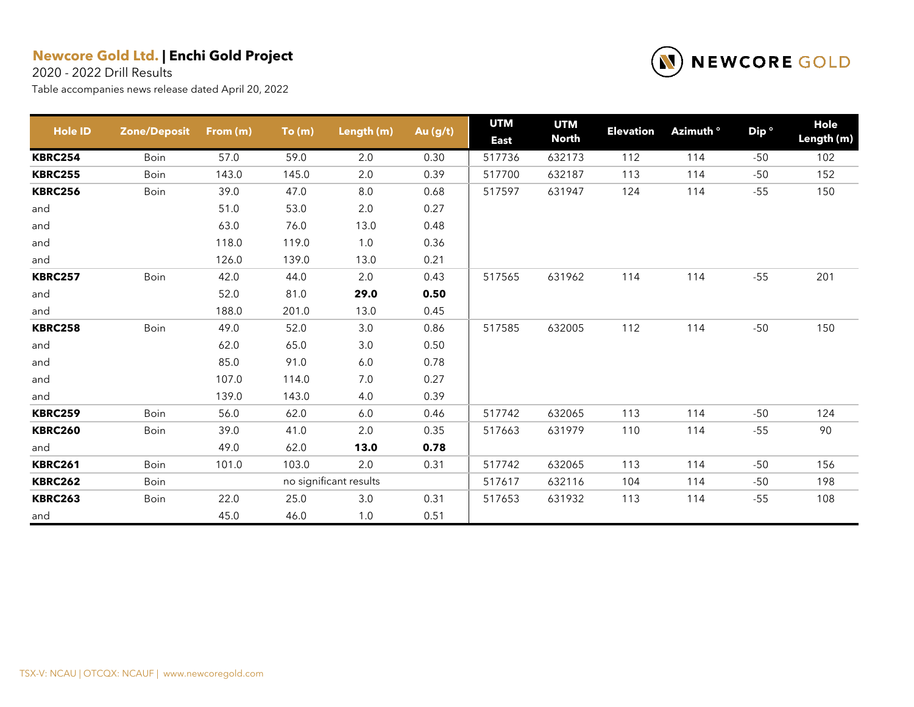**Newcore Gold Ltd.** | **Enchi Gold Project**

2020 - 2022 Drill Results

Table accompanies news release dated April 20, 2022

| Hole ID | Zone/Deposit | From (m) | To (m) | Length (m) | Au (g/t) | UTM East | UTM North | Elevation | Azimuth ° | Dip ° | Hole Length (m) |
|---|---|---|---|---|---|---|---|---|---|---|---|
| **KBRC254** | Boin | 57.0 | 59.0 | 2.0 | 0.30 | 517736 | 632173 | 112 | 114 | -50 | 102 |
| **KBRC255** | Boin | 143.0 | 145.0 | 2.0 | 0.39 | 517700 | 632187 | 113 | 114 | -50 | 152 |
| **KBRC256** | Boin | 39.0 | 47.0 | 8.0 | 0.68 | 517597 | 631947 | 124 | 114 | -55 | 150 |
| and | | 51.0 | 53.0 | 2.0 | 0.27 | | | | | | |
| and | | 63.0 | 76.0 | 13.0 | 0.48 | | | | | | |
| and | | 118.0 | 119.0 | 1.0 | 0.36 | | | | | | |
| and | | 126.0 | 139.0 | 13.0 | 0.21 | | | | | | |
| **KBRC257** | Boin | 42.0 | 44.0 | 2.0 | 0.43 | 517565 | 631962 | 114 | 114 | -55 | 201 |
| and | | 52.0 | 81.0 | **29.0** | **0.50** | | | | | | |
| and | | 188.0 | 201.0 | 13.0 | 0.45 | | | | | | |
| **KBRC258** | Boin | 49.0 | 52.0 | 3.0 | 0.86 | 517585 | 632005 | 112 | 114 | -50 | 150 |
| and | | 62.0 | 65.0 | 3.0 | 0.50 | | | | | | |
| and | | 85.0 | 91.0 | 6.0 | 0.78 | | | | | | |
| and | | 107.0 | 114.0 | 7.0 | 0.27 | | | | | | |
| and | | 139.0 | 143.0 | 4.0 | 0.39 | | | | | | |
| **KBRC259** | Boin | 56.0 | 62.0 | 6.0 | 0.46 | 517742 | 632065 | 113 | 114 | -50 | 124 |
| **KBRC260** | Boin | 39.0 | 41.0 | 2.0 | 0.35 | 517663 | 631979 | 110 | 114 | -55 | 90 |
| and | | 49.0 | 62.0 | **13.0** | **0.78** | | | | | | |
| **KBRC261** | Boin | 101.0 | 103.0 | 2.0 | 0.31 | 517742 | 632065 | 113 | 114 | -50 | 156 |
| **KBRC262** | Boin | | no significant results | | | 517617 | 632116 | 104 | 114 | -50 | 198 |
| **KBRC263** | Boin | 22.0 | 25.0 | 3.0 | 0.31 | 517653 | 631932 | 113 | 114 | -55 | 108 |
| and | | 45.0 | 46.0 | 1.0 | 0.51 | | | | | | |

TSX-V: NCAU | OTCQX: NCAUF | www.newcoregold.com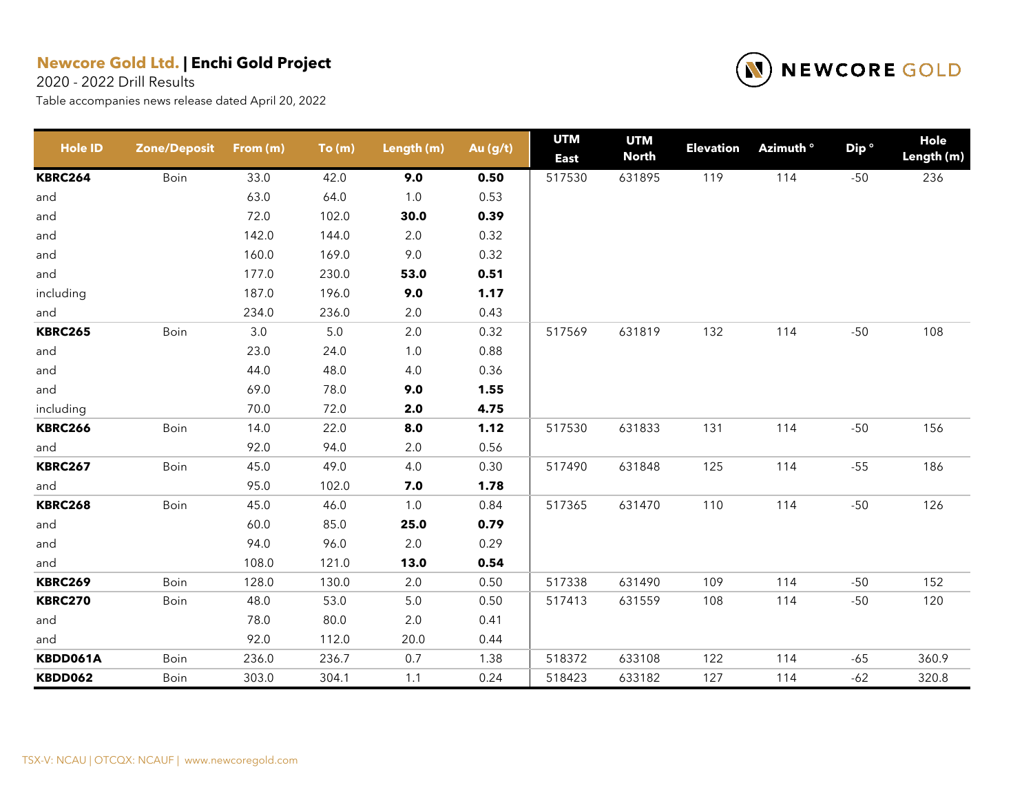**Newcore Gold Ltd.** | **Enchi Gold Project**

2020 - 2022 Drill Results

Table accompanies news release dated April 20, 2022

| Hole ID | Zone/Deposit | From (m) | To (m) | Length (m) | Au (g/t) | UTM East | UTM North | Elevation | Azimuth ° | Dip ° | Hole Length (m) |
|---|---|---|---|---|---|---|---|---|---|---|---|
| **KBRC264** | Boin | 33.0 | 42.0 | **9.0** | **0.50** | 517530 | 631895 | 119 | 114 | -50 | 236 |
| and | | 63.0 | 64.0 | 1.0 | 0.53 | | | | | | |
| and | | 72.0 | 102.0 | **30.0** | **0.39** | | | | | | |
| and | | 142.0 | 144.0 | 2.0 | 0.32 | | | | | | |
| and | | 160.0 | 169.0 | 9.0 | 0.32 | | | | | | |
| and | | 177.0 | 230.0 | **53.0** | **0.51** | | | | | | |
| including | | 187.0 | 196.0 | **9.0** | **1.17** | | | | | | |
| and | | 234.0 | 236.0 | 2.0 | 0.43 | | | | | | |
| **KBRC265** | Boin | 3.0 | 5.0 | 2.0 | 0.32 | 517569 | 631819 | 132 | 114 | -50 | 108 |
| and | | 23.0 | 24.0 | 1.0 | 0.88 | | | | | | |
| and | | 44.0 | 48.0 | 4.0 | 0.36 | | | | | | |
| and | | 69.0 | 78.0 | **9.0** | **1.55** | | | | | | |
| including | | 70.0 | 72.0 | **2.0** | **4.75** | | | | | | |
| **KBRC266** | Boin | 14.0 | 22.0 | **8.0** | **1.12** | 517530 | 631833 | 131 | 114 | -50 | 156 |
| and | | 92.0 | 94.0 | 2.0 | 0.56 | | | | | | |
| **KBRC267** | Boin | 45.0 | 49.0 | 4.0 | 0.30 | 517490 | 631848 | 125 | 114 | -55 | 186 |
| and | | 95.0 | 102.0 | **7.0** | **1.78** | | | | | | |
| **KBRC268** | Boin | 45.0 | 46.0 | 1.0 | 0.84 | 517365 | 631470 | 110 | 114 | -50 | 126 |
| and | | 60.0 | 85.0 | **25.0** | **0.79** | | | | | | |
| and | | 94.0 | 96.0 | 2.0 | 0.29 | | | | | | |
| and | | 108.0 | 121.0 | **13.0** | **0.54** | | | | | | |
| **KBRC269** | Boin | 128.0 | 130.0 | 2.0 | 0.50 | 517338 | 631490 | 109 | 114 | -50 | 152 |
| **KBRC270** | Boin | 48.0 | 53.0 | 5.0 | 0.50 | 517413 | 631559 | 108 | 114 | -50 | 120 |
| and | | 78.0 | 80.0 | 2.0 | 0.41 | | | | | | |
| and | | 92.0 | 112.0 | 20.0 | 0.44 | | | | | | |
| **KBDD061A** | Boin | 236.0 | 236.7 | 0.7 | 1.38 | 518372 | 633108 | 122 | 114 | -65 | 360.9 |
| **KBDD062** | Boin | 303.0 | 304.1 | 1.1 | 0.24 | 518423 | 633182 | 127 | 114 | -62 | 320.8 |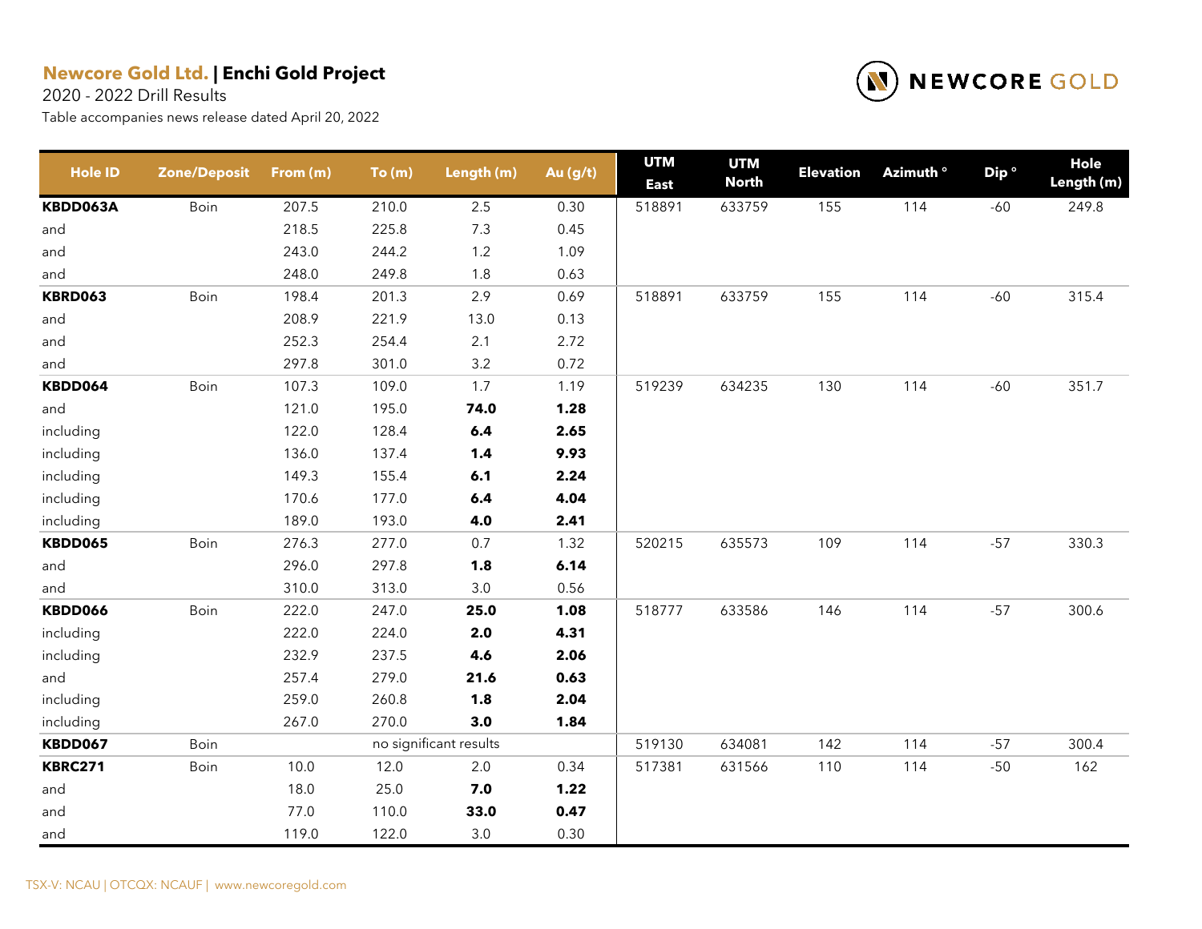**Newcore Gold Ltd. | Enchi Gold Project**

2020 - 2022 Drill Results

Table accompanies news release dated April 20, 2022

| Hole ID | Zone/Deposit | From (m) | To (m) | Length (m) | Au (g/t) | UTM East | UTM North | Elevation | Azimuth ° | Dip ° | Hole Length (m) |
|---|---|---|---|---|---|---|---|---|---|---|---|
| **KBDD063A** | Boin | 207.5 | 210.0 | 2.5 | 0.30 | 518891 | 633759 | 155 | 114 | -60 | 249.8 |
| and | | 218.5 | 225.8 | 7.3 | 0.45 | | | | | | |
| and | | 243.0 | 244.2 | 1.2 | 1.09 | | | | | | |
| and | | 248.0 | 249.8 | 1.8 | 0.63 | | | | | | |
| **KBRD063** | Boin | 198.4 | 201.3 | 2.9 | 0.69 | 518891 | 633759 | 155 | 114 | -60 | 315.4 |
| and | | 208.9 | 221.9 | 13.0 | 0.13 | | | | | | |
| and | | 252.3 | 254.4 | 2.1 | 2.72 | | | | | | |
| and | | 297.8 | 301.0 | 3.2 | 0.72 | | | | | | |
| **KBDD064** | Boin | 107.3 | 109.0 | 1.7 | 1.19 | 519239 | 634235 | 130 | 114 | -60 | 351.7 |
| and | | 121.0 | 195.0 | **74.0** | **1.28** | | | | | | |
| including | | 122.0 | 128.4 | **6.4** | **2.65** | | | | | | |
| including | | 136.0 | 137.4 | **1.4** | **9.93** | | | | | | |
| including | | 149.3 | 155.4 | **6.1** | **2.24** | | | | | | |
| including | | 170.6 | 177.0 | **6.4** | **4.04** | | | | | | |
| including | | 189.0 | 193.0 | **4.0** | **2.41** | | | | | | |
| **KBDD065** | Boin | 276.3 | 277.0 | 0.7 | 1.32 | 520215 | 635573 | 109 | 114 | -57 | 330.3 |
| and | | 296.0 | 297.8 | **1.8** | **6.14** | | | | | | |
| and | | 310.0 | 313.0 | 3.0 | 0.56 | | | | | | |
| **KBDD066** | Boin | 222.0 | 247.0 | **25.0** | **1.08** | 518777 | 633586 | 146 | 114 | -57 | 300.6 |
| including | | 222.0 | 224.0 | **2.0** | **4.31** | | | | | | |
| including | | 232.9 | 237.5 | **4.6** | **2.06** | | | | | | |
| and | | 257.4 | 279.0 | **21.6** | **0.63** | | | | | | |
| including | | 259.0 | 260.8 | **1.8** | **2.04** | | | | | | |
| including | | 267.0 | 270.0 | **3.0** | **1.84** | | | | | | |
| **KBDD067** | Boin | | no significant results | | | 519130 | 634081 | 142 | 114 | -57 | 300.4 |
| **KBRC271** | Boin | 10.0 | 12.0 | 2.0 | 0.34 | 517381 | 631566 | 110 | 114 | -50 | 162 |
| and | | 18.0 | 25.0 | **7.0** | **1.22** | | | | | | |
| and | | 77.0 | 110.0 | **33.0** | **0.47** | | | | | | |
| and | | 119.0 | 122.0 | 3.0 | 0.30 | | | | | | |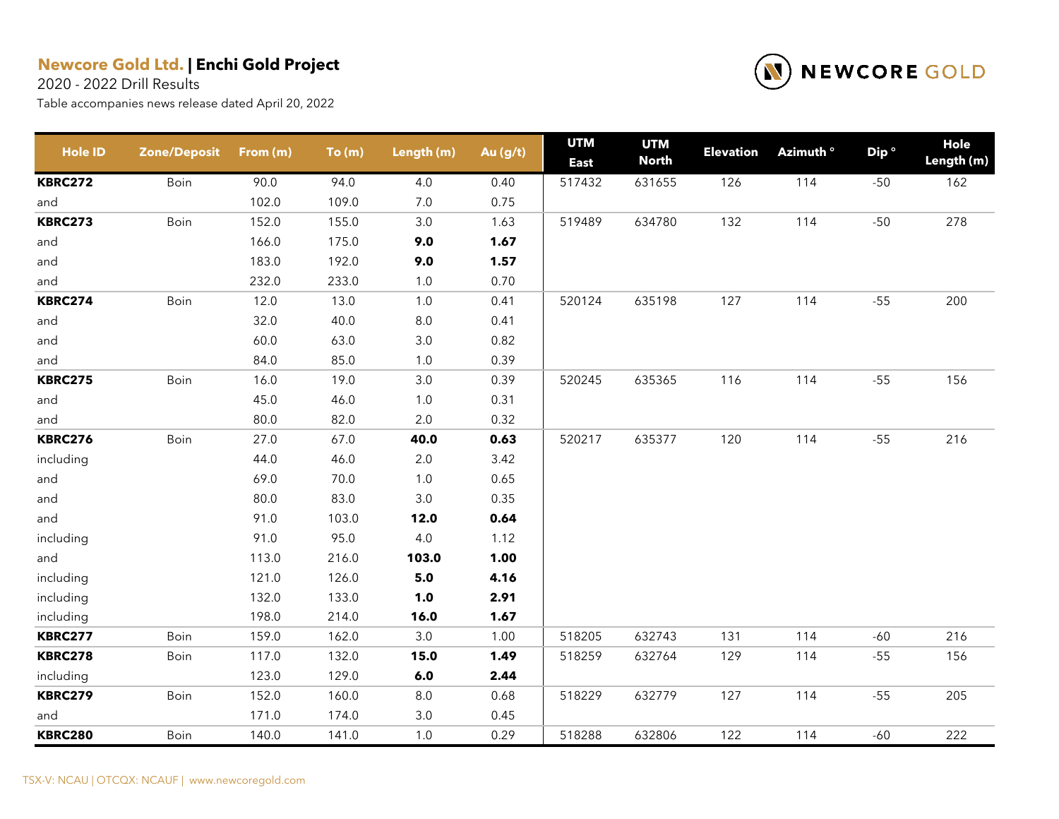**Newcore Gold Ltd. | Enchi Gold Project**

2020 - 2022 Drill Results

Table accompanies news release dated April 20, 2022

| Hole ID | Zone/Deposit | From (m) | To (m) | Length (m) | Au (g/t) | UTM East | UTM North | Elevation | Azimuth ° | Dip ° | Hole Length (m) |
|---|---|---|---|---|---|---|---|---|---|---|---|
| **KBRC272** | Boin | 90.0 | 94.0 | 4.0 | 0.40 | 517432 | 631655 | 126 | 114 | -50 | 162 |
| and | | 102.0 | 109.0 | 7.0 | 0.75 | | | | | | |
| **KBRC273** | Boin | 152.0 | 155.0 | 3.0 | 1.63 | 519489 | 634780 | 132 | 114 | -50 | 278 |
| and | | 166.0 | 175.0 | **9.0** | **1.67** | | | | | | |
| and | | 183.0 | 192.0 | **9.0** | **1.57** | | | | | | |
| and | | 232.0 | 233.0 | 1.0 | 0.70 | | | | | | |
| **KBRC274** | Boin | 12.0 | 13.0 | 1.0 | 0.41 | 520124 | 635198 | 127 | 114 | -55 | 200 |
| and | | 32.0 | 40.0 | 8.0 | 0.41 | | | | | | |
| and | | 60.0 | 63.0 | 3.0 | 0.82 | | | | | | |
| and | | 84.0 | 85.0 | 1.0 | 0.39 | | | | | | |
| **KBRC275** | Boin | 16.0 | 19.0 | 3.0 | 0.39 | 520245 | 635365 | 116 | 114 | -55 | 156 |
| and | | 45.0 | 46.0 | 1.0 | 0.31 | | | | | | |
| and | | 80.0 | 82.0 | 2.0 | 0.32 | | | | | | |
| **KBRC276** | Boin | 27.0 | 67.0 | **40.0** | **0.63** | 520217 | 635377 | 120 | 114 | -55 | 216 |
| including | | 44.0 | 46.0 | 2.0 | 3.42 | | | | | | |
| and | | 69.0 | 70.0 | 1.0 | 0.65 | | | | | | |
| and | | 80.0 | 83.0 | 3.0 | 0.35 | | | | | | |
| and | | 91.0 | 103.0 | **12.0** | **0.64** | | | | | | |
| including | | 91.0 | 95.0 | 4.0 | 1.12 | | | | | | |
| and | | 113.0 | 216.0 | **103.0** | **1.00** | | | | | | |
| including | | 121.0 | 126.0 | **5.0** | **4.16** | | | | | | |
| including | | 132.0 | 133.0 | **1.0** | **2.91** | | | | | | |
| including | | 198.0 | 214.0 | **16.0** | **1.67** | | | | | | |
| **KBRC277** | Boin | 159.0 | 162.0 | 3.0 | 1.00 | 518205 | 632743 | 131 | 114 | -60 | 216 |
| **KBRC278** | Boin | 117.0 | 132.0 | **15.0** | **1.49** | 518259 | 632764 | 129 | 114 | -55 | 156 |
| including | | 123.0 | 129.0 | **6.0** | **2.44** | | | | | | |
| **KBRC279** | Boin | 152.0 | 160.0 | 8.0 | 0.68 | 518229 | 632779 | 127 | 114 | -55 | 205 |
| and | | 171.0 | 174.0 | 3.0 | 0.45 | | | | | | |
| **KBRC280** | Boin | 140.0 | 141.0 | 1.0 | 0.29 | 518288 | 632806 | 122 | 114 | -60 | 222 |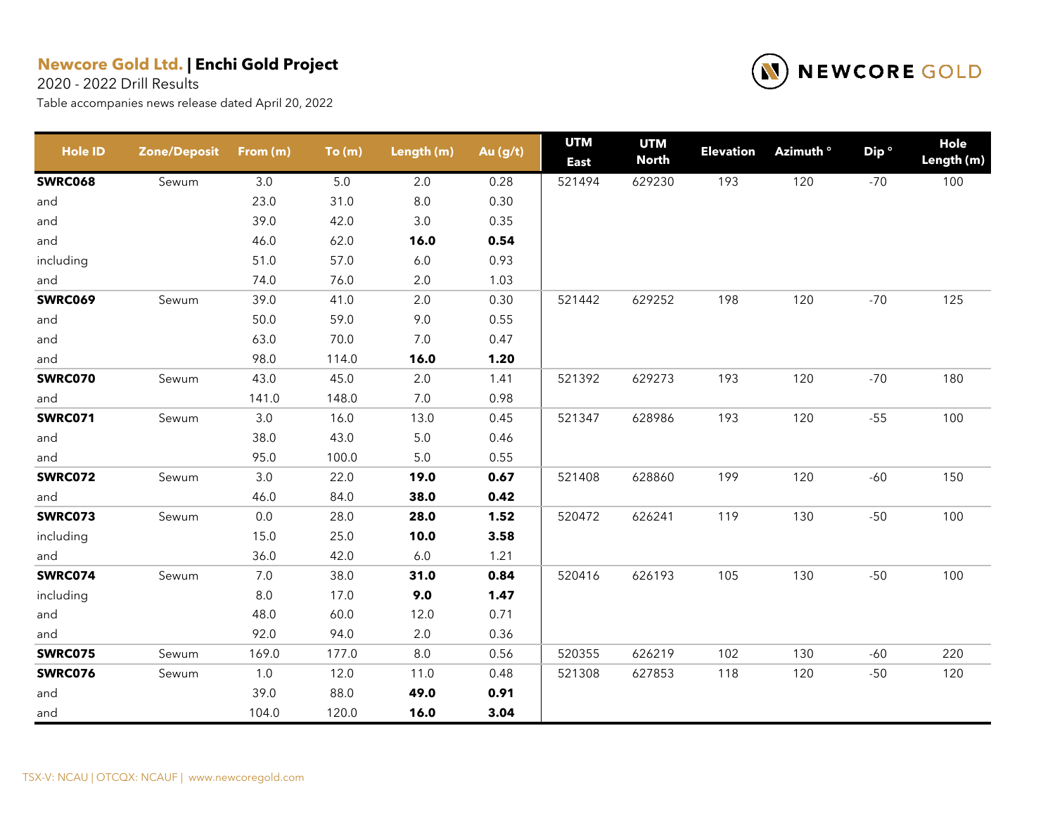**Newcore Gold Ltd. | Enchi Gold Project**

2020 - 2022 Drill Results

Table accompanies news release dated April 20, 2022

| Hole ID | Zone/Deposit | From (m) | To (m) | Length (m) | Au (g/t) | UTM East | UTM North | Elevation | Azimuth ° | Dip ° | Hole Length (m) |
|---|---|---|---|---|---|---|---|---|---|---|---|
| **SWRC068** | Sewum | 3.0 | 5.0 | 2.0 | 0.28 | 521494 | 629230 | 193 | 120 | -70 | 100 |
| and | | 23.0 | 31.0 | 8.0 | 0.30 | | | | | | |
| and | | 39.0 | 42.0 | 3.0 | 0.35 | | | | | | |
| and | | 46.0 | 62.0 | **16.0** | **0.54** | | | | | | |
| including | | 51.0 | 57.0 | 6.0 | 0.93 | | | | | | |
| and | | 74.0 | 76.0 | 2.0 | 1.03 | | | | | | |
| **SWRC069** | Sewum | 39.0 | 41.0 | 2.0 | 0.30 | 521442 | 629252 | 198 | 120 | -70 | 125 |
| and | | 50.0 | 59.0 | 9.0 | 0.55 | | | | | | |
| and | | 63.0 | 70.0 | 7.0 | 0.47 | | | | | | |
| and | | 98.0 | 114.0 | **16.0** | **1.20** | | | | | | |
| **SWRC070** | Sewum | 43.0 | 45.0 | 2.0 | 1.41 | 521392 | 629273 | 193 | 120 | -70 | 180 |
| and | | 141.0 | 148.0 | 7.0 | 0.98 | | | | | | |
| **SWRC071** | Sewum | 3.0 | 16.0 | 13.0 | 0.45 | 521347 | 628986 | 193 | 120 | -55 | 100 |
| and | | 38.0 | 43.0 | 5.0 | 0.46 | | | | | | |
| and | | 95.0 | 100.0 | 5.0 | 0.55 | | | | | | |
| **SWRC072** | Sewum | 3.0 | 22.0 | **19.0** | **0.67** | 521408 | 628860 | 199 | 120 | -60 | 150 |
| and | | 46.0 | 84.0 | **38.0** | **0.42** | | | | | | |
| **SWRC073** | Sewum | 0.0 | 28.0 | **28.0** | **1.52** | 520472 | 626241 | 119 | 130 | -50 | 100 |
| including | | 15.0 | 25.0 | **10.0** | **3.58** | | | | | | |
| and | | 36.0 | 42.0 | 6.0 | 1.21 | | | | | | |
| **SWRC074** | Sewum | 7.0 | 38.0 | **31.0** | **0.84** | 520416 | 626193 | 105 | 130 | -50 | 100 |
| including | | 8.0 | 17.0 | **9.0** | **1.47** | | | | | | |
| and | | 48.0 | 60.0 | 12.0 | 0.71 | | | | | | |
| and | | 92.0 | 94.0 | 2.0 | 0.36 | | | | | | |
| **SWRC075** | Sewum | 169.0 | 177.0 | 8.0 | 0.56 | 520355 | 626219 | 102 | 130 | -60 | 220 |
| **SWRC076** | Sewum | 1.0 | 12.0 | 11.0 | 0.48 | 521308 | 627853 | 118 | 120 | -50 | 120 |
| and | | 39.0 | 88.0 | **49.0** | **0.91** | | | | | | |
| and | | 104.0 | 120.0 | **16.0** | **3.04** | | | | | | |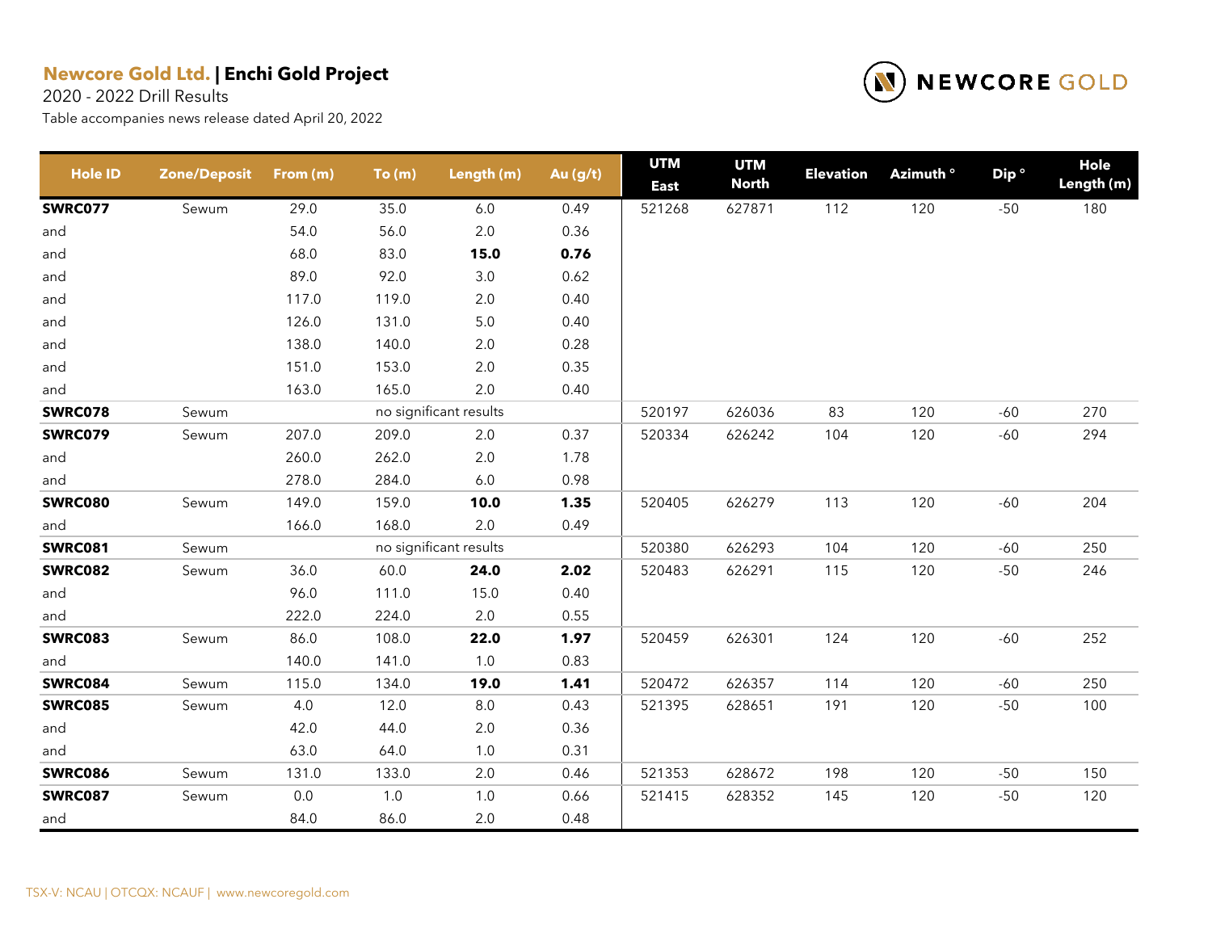**Newcore Gold Ltd. | Enchi Gold Project**

2020 - 2022 Drill Results

Table accompanies news release dated April 20, 2022

| Hole ID | Zone/Deposit | From (m) | To (m) | Length (m) | Au (g/t) | UTM East | UTM North | Elevation | Azimuth ° | Dip ° | Hole Length (m) |
|---|---|---|---|---|---|---|---|---|---|---|---|
| **SWRC077** | Sewum | 29.0 | 35.0 | 6.0 | 0.49 | 521268 | 627871 | 112 | 120 | -50 | 180 |
| and | | 54.0 | 56.0 | 2.0 | 0.36 | | | | | | |
| and | | 68.0 | 83.0 | **15.0** | **0.76** | | | | | | |
| and | | 89.0 | 92.0 | 3.0 | 0.62 | | | | | | |
| and | | 117.0 | 119.0 | 2.0 | 0.40 | | | | | | |
| and | | 126.0 | 131.0 | 5.0 | 0.40 | | | | | | |
| and | | 138.0 | 140.0 | 2.0 | 0.28 | | | | | | |
| and | | 151.0 | 153.0 | 2.0 | 0.35 | | | | | | |
| and | | 163.0 | 165.0 | 2.0 | 0.40 | | | | | | |
| **SWRC078** | Sewum | | no significant results | | | 520197 | 626036 | 83 | 120 | -60 | 270 |
| **SWRC079** | Sewum | 207.0 | 209.0 | 2.0 | 0.37 | 520334 | 626242 | 104 | 120 | -60 | 294 |
| and | | 260.0 | 262.0 | 2.0 | 1.78 | | | | | | |
| and | | 278.0 | 284.0 | 6.0 | 0.98 | | | | | | |
| **SWRC080** | Sewum | 149.0 | 159.0 | **10.0** | **1.35** | 520405 | 626279 | 113 | 120 | -60 | 204 |
| and | | 166.0 | 168.0 | 2.0 | 0.49 | | | | | | |
| **SWRC081** | Sewum | | no significant results | | | 520380 | 626293 | 104 | 120 | -60 | 250 |
| **SWRC082** | Sewum | 36.0 | 60.0 | **24.0** | **2.02** | 520483 | 626291 | 115 | 120 | -50 | 246 |
| and | | 96.0 | 111.0 | 15.0 | 0.40 | | | | | | |
| and | | 222.0 | 224.0 | 2.0 | 0.55 | | | | | | |
| **SWRC083** | Sewum | 86.0 | 108.0 | **22.0** | **1.97** | 520459 | 626301 | 124 | 120 | -60 | 252 |
| and | | 140.0 | 141.0 | 1.0 | 0.83 | | | | | | |
| **SWRC084** | Sewum | 115.0 | 134.0 | **19.0** | **1.41** | 520472 | 626357 | 114 | 120 | -60 | 250 |
| **SWRC085** | Sewum | 4.0 | 12.0 | 8.0 | 0.43 | 521395 | 628651 | 191 | 120 | -50 | 100 |
| and | | 42.0 | 44.0 | 2.0 | 0.36 | | | | | | |
| and | | 63.0 | 64.0 | 1.0 | 0.31 | | | | | | |
| **SWRC086** | Sewum | 131.0 | 133.0 | 2.0 | 0.46 | 521353 | 628672 | 198 | 120 | -50 | 150 |
| **SWRC087** | Sewum | 0.0 | 1.0 | 1.0 | 0.66 | 521415 | 628352 | 145 | 120 | -50 | 120 |
| and | | 84.0 | 86.0 | 2.0 | 0.48 | | | | | | |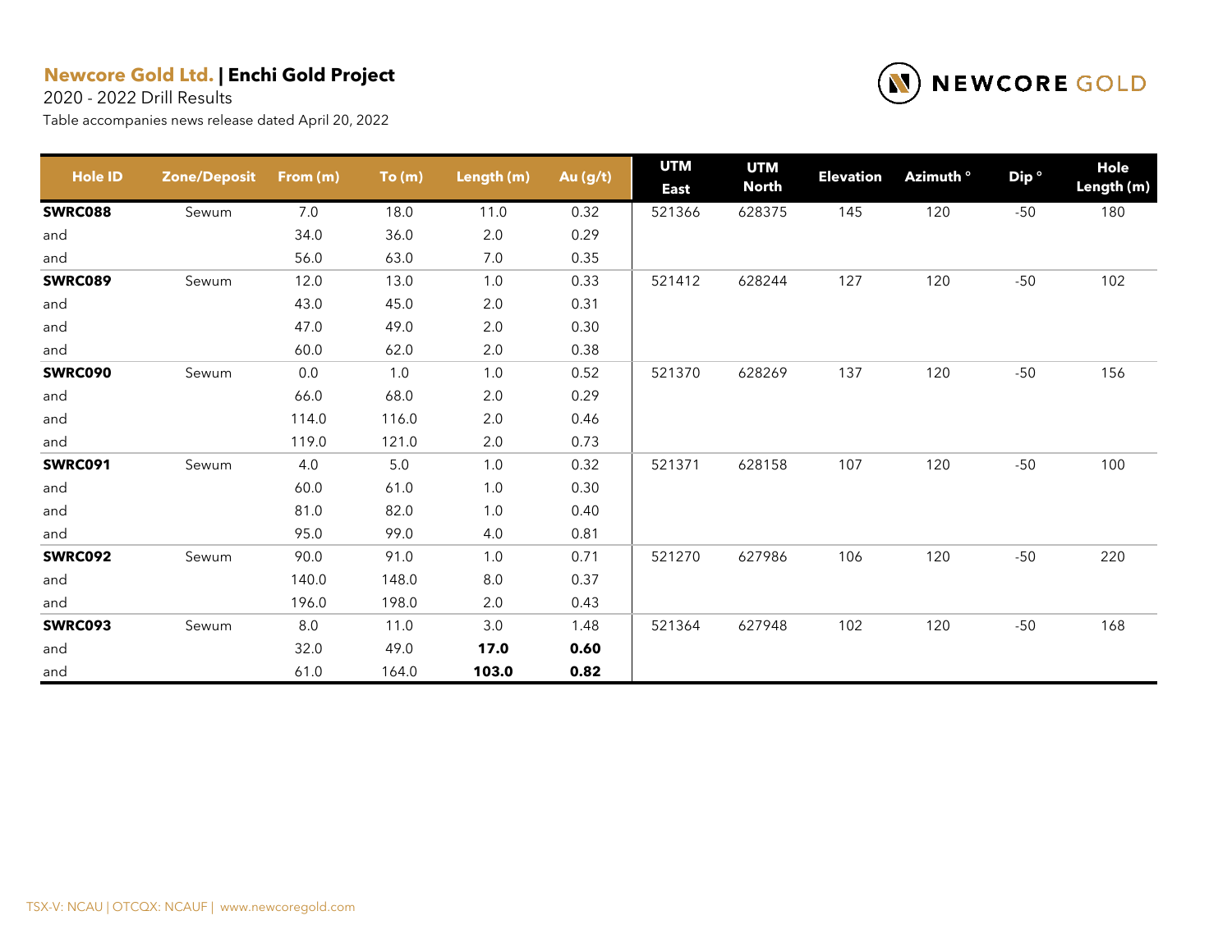**Newcore Gold Ltd. | Enchi Gold Project**

2020 - 2022 Drill Results

Table accompanies news release dated April 20, 2022

| Hole ID | Zone/Deposit | From (m) | To (m) | Length (m) | Au (g/t) | UTM East | UTM North | Elevation | Azimuth ° | Dip ° | Hole Length (m) |
|---|---|---|---|---|---|---|---|---|---|---|---|
| **SWRC088** | Sewum | 7.0 | 18.0 | 11.0 | 0.32 | 521366 | 628375 | 145 | 120 | -50 | 180 |
| and | | 34.0 | 36.0 | 2.0 | 0.29 | | | | | | |
| and | | 56.0 | 63.0 | 7.0 | 0.35 | | | | | | |
| **SWRC089** | Sewum | 12.0 | 13.0 | 1.0 | 0.33 | 521412 | 628244 | 127 | 120 | -50 | 102 |
| and | | 43.0 | 45.0 | 2.0 | 0.31 | | | | | | |
| and | | 47.0 | 49.0 | 2.0 | 0.30 | | | | | | |
| and | | 60.0 | 62.0 | 2.0 | 0.38 | | | | | | |
| **SWRC090** | Sewum | 0.0 | 1.0 | 1.0 | 0.52 | 521370 | 628269 | 137 | 120 | -50 | 156 |
| and | | 66.0 | 68.0 | 2.0 | 0.29 | | | | | | |
| and | | 114.0 | 116.0 | 2.0 | 0.46 | | | | | | |
| and | | 119.0 | 121.0 | 2.0 | 0.73 | | | | | | |
| **SWRC091** | Sewum | 4.0 | 5.0 | 1.0 | 0.32 | 521371 | 628158 | 107 | 120 | -50 | 100 |
| and | | 60.0 | 61.0 | 1.0 | 0.30 | | | | | | |
| and | | 81.0 | 82.0 | 1.0 | 0.40 | | | | | | |
| and | | 95.0 | 99.0 | 4.0 | 0.81 | | | | | | |
| **SWRC092** | Sewum | 90.0 | 91.0 | 1.0 | 0.71 | 521270 | 627986 | 106 | 120 | -50 | 220 |
| and | | 140.0 | 148.0 | 8.0 | 0.37 | | | | | | |
| and | | 196.0 | 198.0 | 2.0 | 0.43 | | | | | | |
| **SWRC093** | Sewum | 8.0 | 11.0 | 3.0 | 1.48 | 521364 | 627948 | 102 | 120 | -50 | 168 |
| and | | 32.0 | 49.0 | **17.0** | **0.60** | | | | | | |
| and | | 61.0 | 164.0 | **103.0** | **0.82** | | | | | | |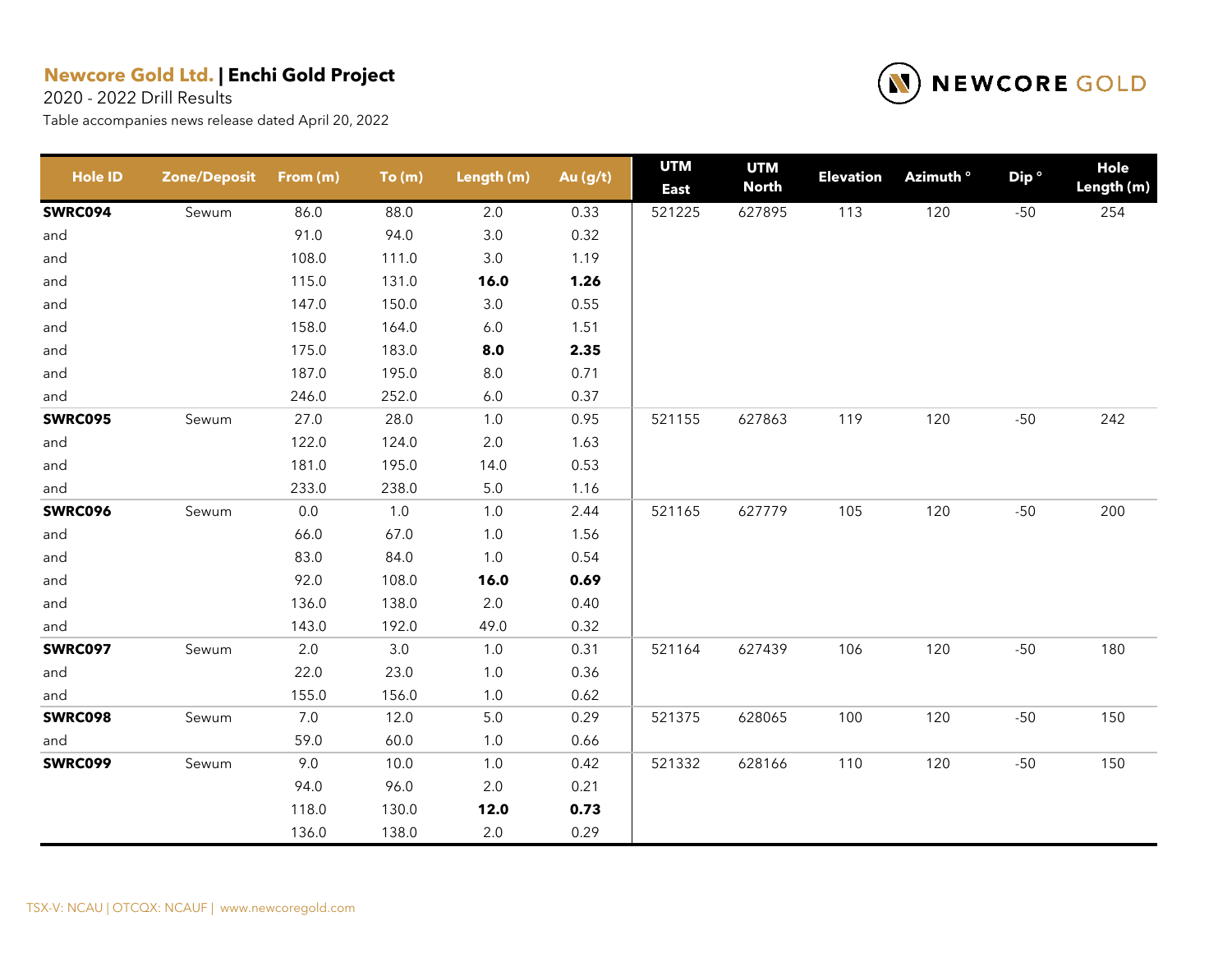**Newcore Gold Ltd.** | **Enchi Gold Project**

2020 - 2022 Drill Results

Table accompanies news release dated April 20, 2022

NEWCORE GOLD

| Hole ID | Zone/Deposit | From (m) | To (m) | Length (m) | Au (g/t) | UTM East | UTM North | Elevation | Azimuth ° | Dip ° | Hole Length (m) |
|---|---|---|---|---|---|---|---|---|---|---|---|
| **SWRC094** | Sewum | 86.0 | 88.0 | 2.0 | 0.33 | 521225 | 627895 | 113 | 120 | -50 | 254 |
| and | | 91.0 | 94.0 | 3.0 | 0.32 | | | | | | |
| and | | 108.0 | 111.0 | 3.0 | 1.19 | | | | | | |
| and | | 115.0 | 131.0 | **16.0** | **1.26** | | | | | | |
| and | | 147.0 | 150.0 | 3.0 | 0.55 | | | | | | |
| and | | 158.0 | 164.0 | 6.0 | 1.51 | | | | | | |
| and | | 175.0 | 183.0 | **8.0** | **2.35** | | | | | | |
| and | | 187.0 | 195.0 | 8.0 | 0.71 | | | | | | |
| and | | 246.0 | 252.0 | 6.0 | 0.37 | | | | | | |
| **SWRC095** | Sewum | 27.0 | 28.0 | 1.0 | 0.95 | 521155 | 627863 | 119 | 120 | -50 | 242 |
| and | | 122.0 | 124.0 | 2.0 | 1.63 | | | | | | |
| and | | 181.0 | 195.0 | 14.0 | 0.53 | | | | | | |
| and | | 233.0 | 238.0 | 5.0 | 1.16 | | | | | | |
| **SWRC096** | Sewum | 0.0 | 1.0 | 1.0 | 2.44 | 521165 | 627779 | 105 | 120 | -50 | 200 |
| and | | 66.0 | 67.0 | 1.0 | 1.56 | | | | | | |
| and | | 83.0 | 84.0 | 1.0 | 0.54 | | | | | | |
| and | | 92.0 | 108.0 | **16.0** | **0.69** | | | | | | |
| and | | 136.0 | 138.0 | 2.0 | 0.40 | | | | | | |
| and | | 143.0 | 192.0 | 49.0 | 0.32 | | | | | | |
| **SWRC097** | Sewum | 2.0 | 3.0 | 1.0 | 0.31 | 521164 | 627439 | 106 | 120 | -50 | 180 |
| and | | 22.0 | 23.0 | 1.0 | 0.36 | | | | | | |
| and | | 155.0 | 156.0 | 1.0 | 0.62 | | | | | | |
| **SWRC098** | Sewum | 7.0 | 12.0 | 5.0 | 0.29 | 521375 | 628065 | 100 | 120 | -50 | 150 |
| and | | 59.0 | 60.0 | 1.0 | 0.66 | | | | | | |
| **SWRC099** | Sewum | 9.0 | 10.0 | 1.0 | 0.42 | 521332 | 628166 | 110 | 120 | -50 | 150 |
| | | 94.0 | 96.0 | 2.0 | 0.21 | | | | | | |
| | | 118.0 | 130.0 | **12.0** | **0.73** | | | | | | |
| | | 136.0 | 138.0 | 2.0 | 0.29 | | | | | | |

TSX-V: NCAU | OTCQX: NCAUF | www.newcoregold.com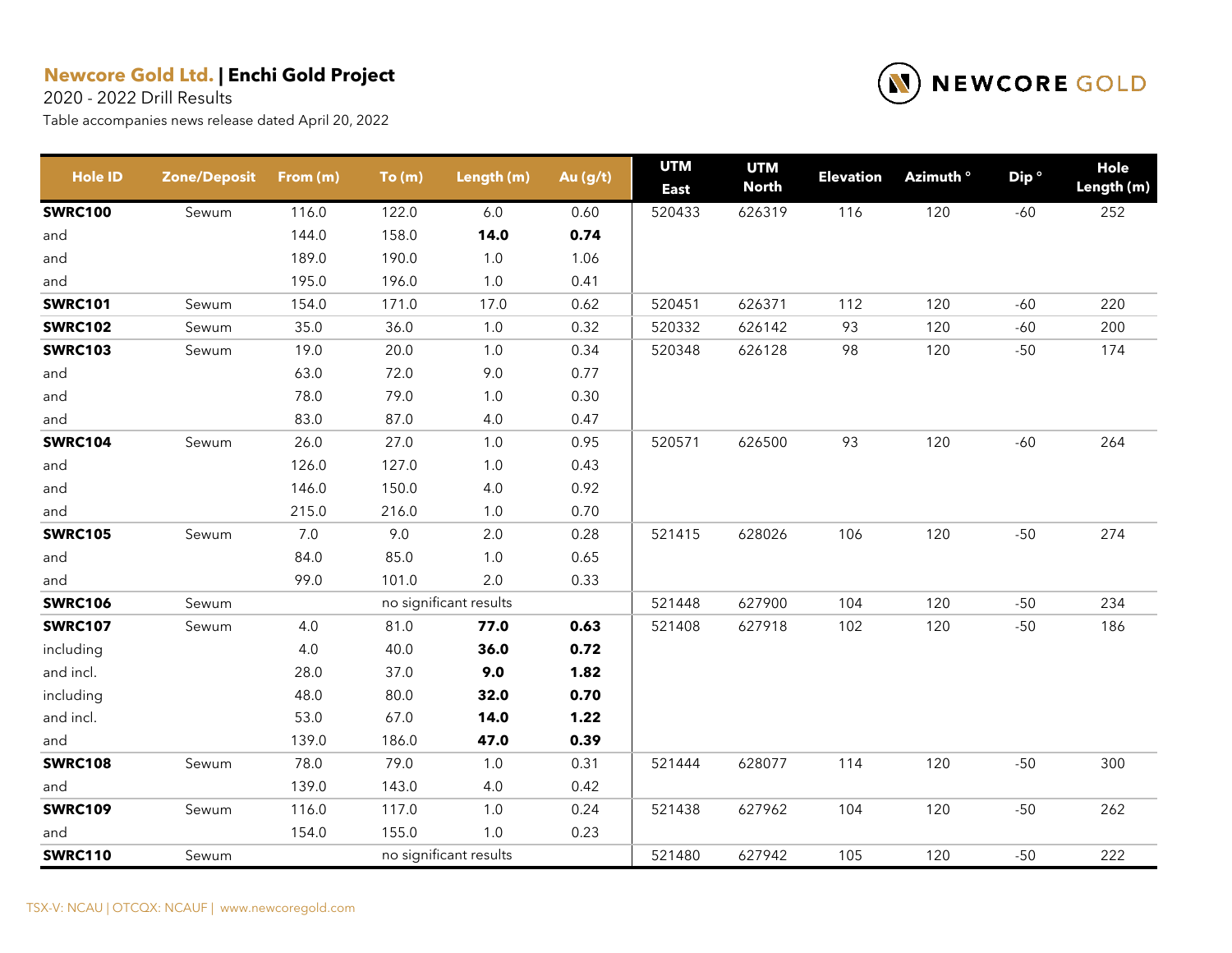**Newcore Gold Ltd.** | **Enchi Gold Project**

2020 - 2022 Drill Results

Table accompanies news release dated April 20, 2022

| Hole ID | Zone/Deposit | From (m) | To (m) | Length (m) | Au (g/t) | UTM East | UTM North | Elevation | Azimuth ° | Dip ° | Hole Length (m) |
|---|---|---|---|---|---|---|---|---|---|---|---|
| **SWRC100** | Sewum | 116.0 | 122.0 | 6.0 | 0.60 | 520433 | 626319 | 116 | 120 | -60 | 252 |
| and | | 144.0 | 158.0 | **14.0** | **0.74** | | | | | | |
| and | | 189.0 | 190.0 | 1.0 | 1.06 | | | | | | |
| and | | 195.0 | 196.0 | 1.0 | 0.41 | | | | | | |
| **SWRC101** | Sewum | 154.0 | 171.0 | 17.0 | 0.62 | 520451 | 626371 | 112 | 120 | -60 | 220 |
| **SWRC102** | Sewum | 35.0 | 36.0 | 1.0 | 0.32 | 520332 | 626142 | 93 | 120 | -60 | 200 |
| **SWRC103** | Sewum | 19.0 | 20.0 | 1.0 | 0.34 | 520348 | 626128 | 98 | 120 | -50 | 174 |
| and | | 63.0 | 72.0 | 9.0 | 0.77 | | | | | | |
| and | | 78.0 | 79.0 | 1.0 | 0.30 | | | | | | |
| and | | 83.0 | 87.0 | 4.0 | 0.47 | | | | | | |
| **SWRC104** | Sewum | 26.0 | 27.0 | 1.0 | 0.95 | 520571 | 626500 | 93 | 120 | -60 | 264 |
| and | | 126.0 | 127.0 | 1.0 | 0.43 | | | | | | |
| and | | 146.0 | 150.0 | 4.0 | 0.92 | | | | | | |
| and | | 215.0 | 216.0 | 1.0 | 0.70 | | | | | | |
| **SWRC105** | Sewum | 7.0 | 9.0 | 2.0 | 0.28 | 521415 | 628026 | 106 | 120 | -50 | 274 |
| and | | 84.0 | 85.0 | 1.0 | 0.65 | | | | | | |
| and | | 99.0 | 101.0 | 2.0 | 0.33 | | | | | | |
| **SWRC106** | Sewum | | no significant results | | | 521448 | 627900 | 104 | 120 | -50 | 234 |
| **SWRC107** | Sewum | 4.0 | 81.0 | **77.0** | **0.63** | 521408 | 627918 | 102 | 120 | -50 | 186 |
| including | | 4.0 | 40.0 | **36.0** | **0.72** | | | | | | |
| and incl. | | 28.0 | 37.0 | **9.0** | **1.82** | | | | | | |
| including | | 48.0 | 80.0 | **32.0** | **0.70** | | | | | | |
| and incl. | | 53.0 | 67.0 | **14.0** | **1.22** | | | | | | |
| and | | 139.0 | 186.0 | **47.0** | **0.39** | | | | | | |
| **SWRC108** | Sewum | 78.0 | 79.0 | 1.0 | 0.31 | 521444 | 628077 | 114 | 120 | -50 | 300 |
| and | | 139.0 | 143.0 | 4.0 | 0.42 | | | | | | |
| **SWRC109** | Sewum | 116.0 | 117.0 | 1.0 | 0.24 | 521438 | 627962 | 104 | 120 | -50 | 262 |
| and | | 154.0 | 155.0 | 1.0 | 0.23 | | | | | | |
| **SWRC110** | Sewum | | no significant results | | | 521480 | 627942 | 105 | 120 | -50 | 222 |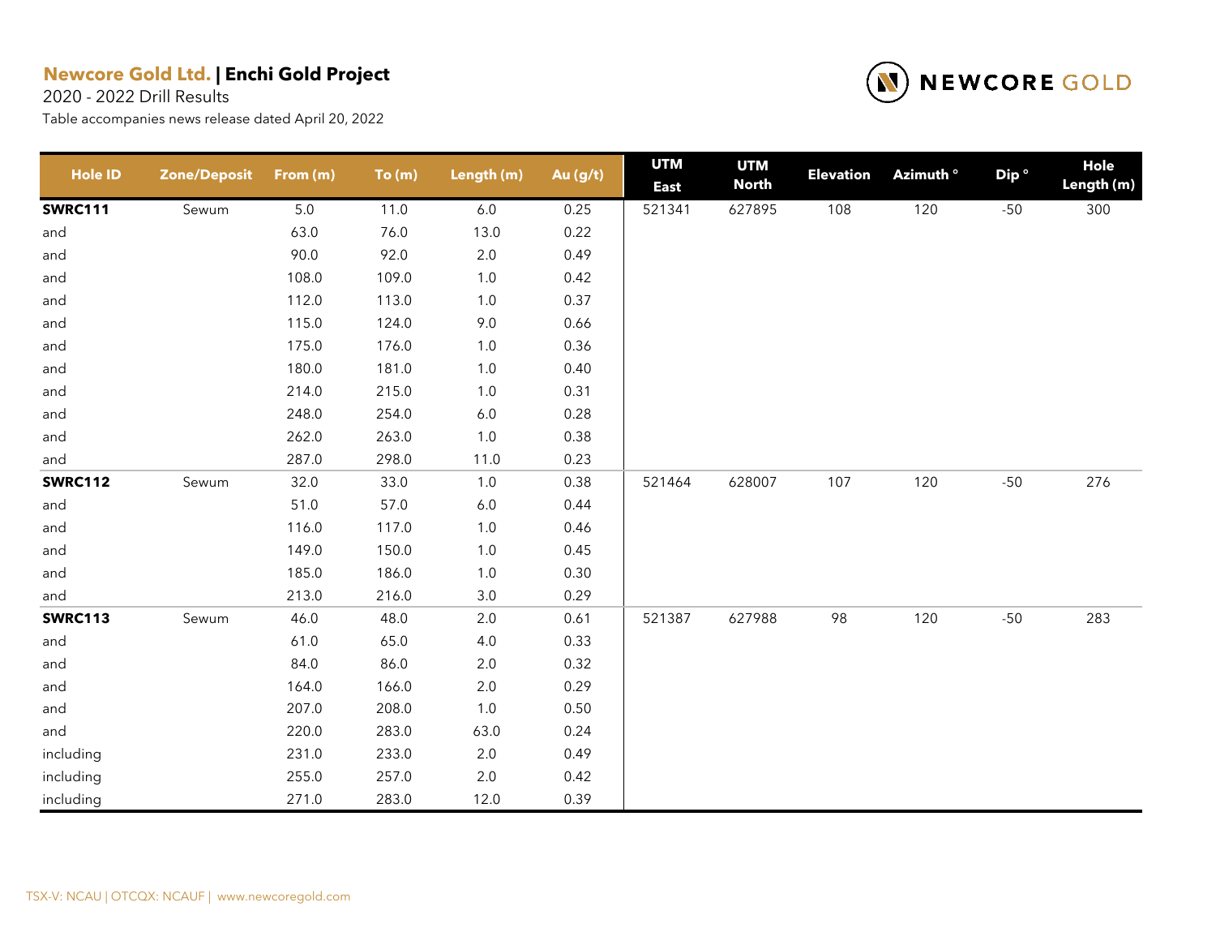**Newcore Gold Ltd. | Enchi Gold Project**
2020 - 2022 Drill Results
Table accompanies news release dated April 20, 2022

| Hole ID | Zone/Deposit | From (m) | To (m) | Length (m) | Au (g/t) | UTM East | UTM North | Elevation | Azimuth ° | Dip ° | Hole Length (m) |
|---|---|---|---|---|---|---|---|---|---|---|---|
| **SWRC111** | Sewum | 5.0 | 11.0 | 6.0 | 0.25 | 521341 | 627895 | 108 | 120 | -50 | 300 |
| and | | 63.0 | 76.0 | 13.0 | 0.22 | | | | | | |
| and | | 90.0 | 92.0 | 2.0 | 0.49 | | | | | | |
| and | | 108.0 | 109.0 | 1.0 | 0.42 | | | | | | |
| and | | 112.0 | 113.0 | 1.0 | 0.37 | | | | | | |
| and | | 115.0 | 124.0 | 9.0 | 0.66 | | | | | | |
| and | | 175.0 | 176.0 | 1.0 | 0.36 | | | | | | |
| and | | 180.0 | 181.0 | 1.0 | 0.40 | | | | | | |
| and | | 214.0 | 215.0 | 1.0 | 0.31 | | | | | | |
| and | | 248.0 | 254.0 | 6.0 | 0.28 | | | | | | |
| and | | 262.0 | 263.0 | 1.0 | 0.38 | | | | | | |
| and | | 287.0 | 298.0 | 11.0 | 0.23 | | | | | | |
| **SWRC112** | Sewum | 32.0 | 33.0 | 1.0 | 0.38 | 521464 | 628007 | 107 | 120 | -50 | 276 |
| and | | 51.0 | 57.0 | 6.0 | 0.44 | | | | | | |
| and | | 116.0 | 117.0 | 1.0 | 0.46 | | | | | | |
| and | | 149.0 | 150.0 | 1.0 | 0.45 | | | | | | |
| and | | 185.0 | 186.0 | 1.0 | 0.30 | | | | | | |
| and | | 213.0 | 216.0 | 3.0 | 0.29 | | | | | | |
| **SWRC113** | Sewum | 46.0 | 48.0 | 2.0 | 0.61 | 521387 | 627988 | 98 | 120 | -50 | 283 |
| and | | 61.0 | 65.0 | 4.0 | 0.33 | | | | | | |
| and | | 84.0 | 86.0 | 2.0 | 0.32 | | | | | | |
| and | | 164.0 | 166.0 | 2.0 | 0.29 | | | | | | |
| and | | 207.0 | 208.0 | 1.0 | 0.50 | | | | | | |
| and | | 220.0 | 283.0 | 63.0 | 0.24 | | | | | | |
| including | | 231.0 | 233.0 | 2.0 | 0.49 | | | | | | |
| including | | 255.0 | 257.0 | 2.0 | 0.42 | | | | | | |
| including | | 271.0 | 283.0 | 12.0 | 0.39 | | | | | | |

TSX-V: NCAU | OTCQX: NCAUF | www.newcoregold.com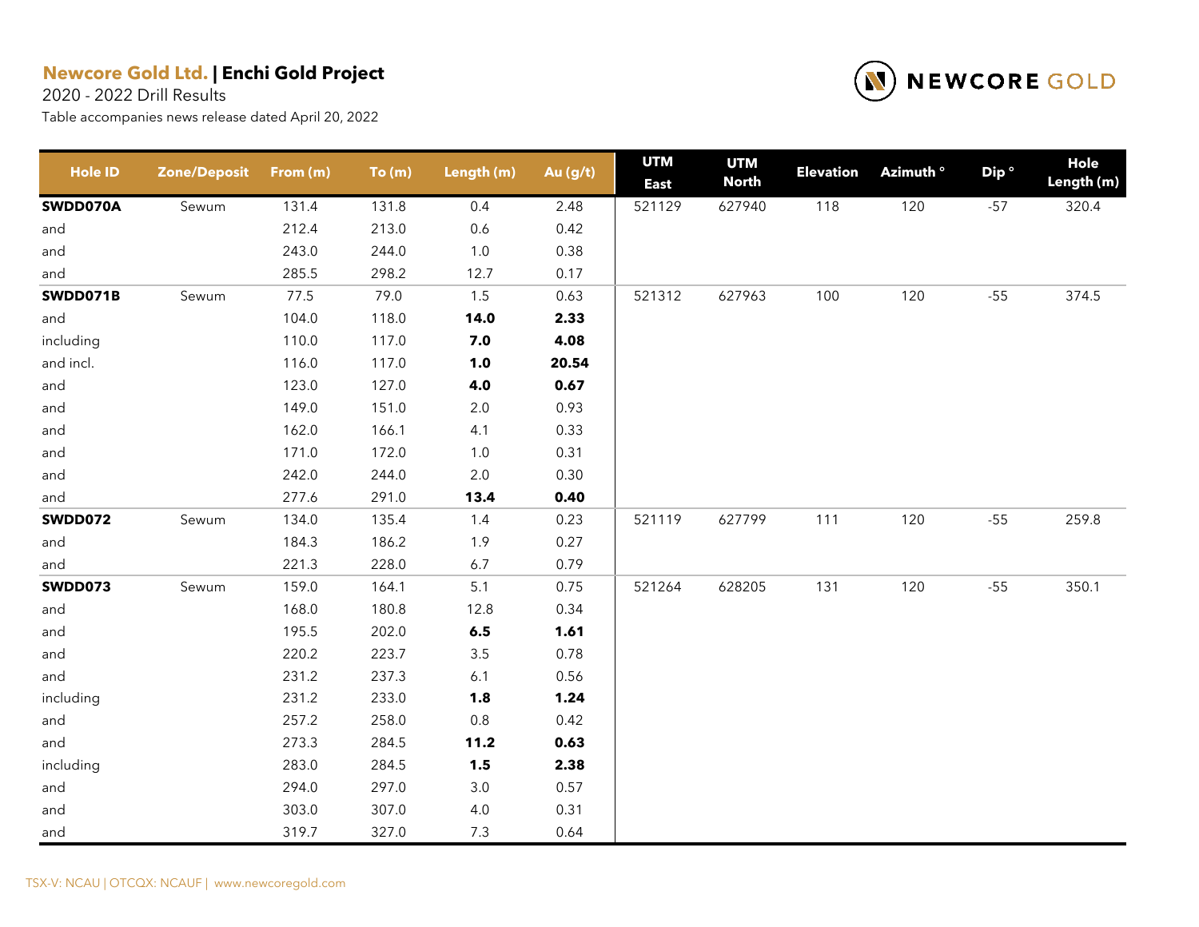**Newcore Gold Ltd.** | **Enchi Gold Project**

2020 - 2022 Drill Results

Table accompanies news release dated April 20, 2022

| Hole ID | Zone/Deposit | From (m) | To (m) | Length (m) | Au (g/t) | UTM East | UTM North | Elevation | Azimuth ° | Dip ° | Hole Length (m) |
|---|---|---|---|---|---|---|---|---|---|---|---|
| **SWDD070A** | Sewum | 131.4 | 131.8 | 0.4 | 2.48 | 521129 | 627940 | 118 | 120 | -57 | 320.4 |
| and | | 212.4 | 213.0 | 0.6 | 0.42 | | | | | | |
| and | | 243.0 | 244.0 | 1.0 | 0.38 | | | | | | |
| and | | 285.5 | 298.2 | 12.7 | 0.17 | | | | | | |
| **SWDD071B** | Sewum | 77.5 | 79.0 | 1.5 | 0.63 | 521312 | 627963 | 100 | 120 | -55 | 374.5 |
| and | | 104.0 | 118.0 | **14.0** | **2.33** | | | | | | |
| including | | 110.0 | 117.0 | **7.0** | **4.08** | | | | | | |
| and incl. | | 116.0 | 117.0 | **1.0** | **20.54** | | | | | | |
| and | | 123.0 | 127.0 | **4.0** | **0.67** | | | | | | |
| and | | 149.0 | 151.0 | 2.0 | 0.93 | | | | | | |
| and | | 162.0 | 166.1 | 4.1 | 0.33 | | | | | | |
| and | | 171.0 | 172.0 | 1.0 | 0.31 | | | | | | |
| and | | 242.0 | 244.0 | 2.0 | 0.30 | | | | | | |
| and | | 277.6 | 291.0 | **13.4** | **0.40** | | | | | | |
| **SWDD072** | Sewum | 134.0 | 135.4 | 1.4 | 0.23 | 521119 | 627799 | 111 | 120 | -55 | 259.8 |
| and | | 184.3 | 186.2 | 1.9 | 0.27 | | | | | | |
| and | | 221.3 | 228.0 | 6.7 | 0.79 | | | | | | |
| **SWDD073** | Sewum | 159.0 | 164.1 | 5.1 | 0.75 | 521264 | 628205 | 131 | 120 | -55 | 350.1 |
| and | | 168.0 | 180.8 | 12.8 | 0.34 | | | | | | |
| and | | 195.5 | 202.0 | **6.5** | **1.61** | | | | | | |
| and | | 220.2 | 223.7 | 3.5 | 0.78 | | | | | | |
| and | | 231.2 | 237.3 | 6.1 | 0.56 | | | | | | |
| including | | 231.2 | 233.0 | **1.8** | **1.24** | | | | | | |
| and | | 257.2 | 258.0 | 0.8 | 0.42 | | | | | | |
| and | | 273.3 | 284.5 | **11.2** | **0.63** | | | | | | |
| including | | 283.0 | 284.5 | **1.5** | **2.38** | | | | | | |
| and | | 294.0 | 297.0 | 3.0 | 0.57 | | | | | | |
| and | | 303.0 | 307.0 | 4.0 | 0.31 | | | | | | |
| and | | 319.7 | 327.0 | 7.3 | 0.64 | | | | | | |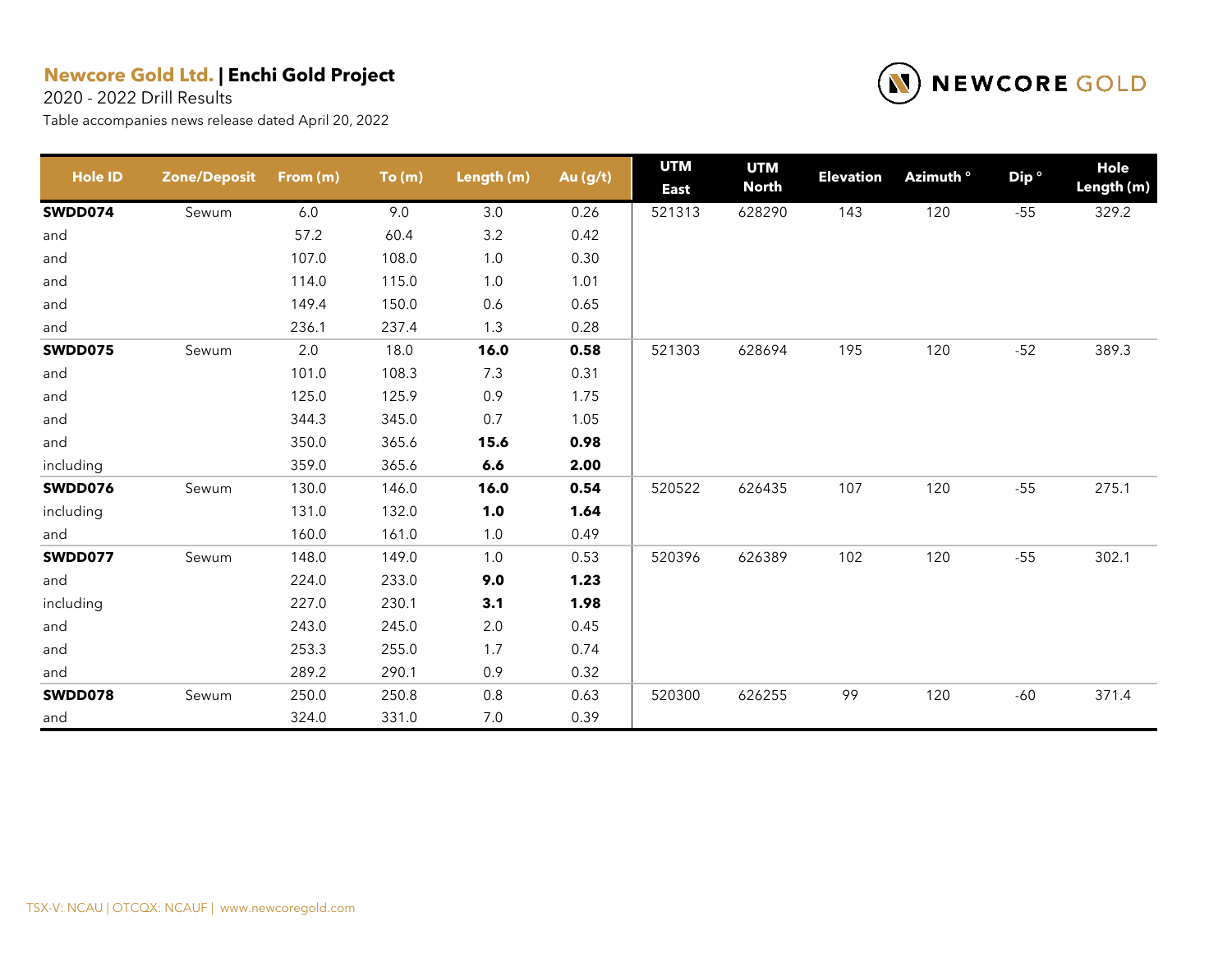**Newcore Gold Ltd.** | **Enchi Gold Project**

2020 - 2022 Drill Results

Table accompanies news release dated April 20, 2022

| Hole ID | Zone/Deposit | From (m) | To (m) | Length (m) | Au (g/t) | UTM East | UTM North | Elevation | Azimuth ° | Dip ° | Hole Length (m) |
|---|---|---|---|---|---|---|---|---|---|---|---|
| **SWDD074** | Sewum | 6.0 | 9.0 | 3.0 | 0.26 | 521313 | 628290 | 143 | 120 | -55 | 329.2 |
| and | | 57.2 | 60.4 | 3.2 | 0.42 | | | | | | |
| and | | 107.0 | 108.0 | 1.0 | 0.30 | | | | | | |
| and | | 114.0 | 115.0 | 1.0 | 1.01 | | | | | | |
| and | | 149.4 | 150.0 | 0.6 | 0.65 | | | | | | |
| and | | 236.1 | 237.4 | 1.3 | 0.28 | | | | | | |
| **SWDD075** | Sewum | 2.0 | 18.0 | **16.0** | **0.58** | 521303 | 628694 | 195 | 120 | -52 | 389.3 |
| and | | 101.0 | 108.3 | 7.3 | 0.31 | | | | | | |
| and | | 125.0 | 125.9 | 0.9 | 1.75 | | | | | | |
| and | | 344.3 | 345.0 | 0.7 | 1.05 | | | | | | |
| and | | 350.0 | 365.6 | **15.6** | **0.98** | | | | | | |
| including | | 359.0 | 365.6 | **6.6** | **2.00** | | | | | | |
| **SWDD076** | Sewum | 130.0 | 146.0 | **16.0** | **0.54** | 520522 | 626435 | 107 | 120 | -55 | 275.1 |
| including | | 131.0 | 132.0 | **1.0** | **1.64** | | | | | | |
| and | | 160.0 | 161.0 | 1.0 | 0.49 | | | | | | |
| **SWDD077** | Sewum | 148.0 | 149.0 | 1.0 | 0.53 | 520396 | 626389 | 102 | 120 | -55 | 302.1 |
| and | | 224.0 | 233.0 | **9.0** | **1.23** | | | | | | |
| including | | 227.0 | 230.1 | **3.1** | **1.98** | | | | | | |
| and | | 243.0 | 245.0 | 2.0 | 0.45 | | | | | | |
| and | | 253.3 | 255.0 | 1.7 | 0.74 | | | | | | |
| and | | 289.2 | 290.1 | 0.9 | 0.32 | | | | | | |
| **SWDD078** | Sewum | 250.0 | 250.8 | 0.8 | 0.63 | 520300 | 626255 | 99 | 120 | -60 | 371.4 |
| and | | 324.0 | 331.0 | 7.0 | 0.39 | | | | | | |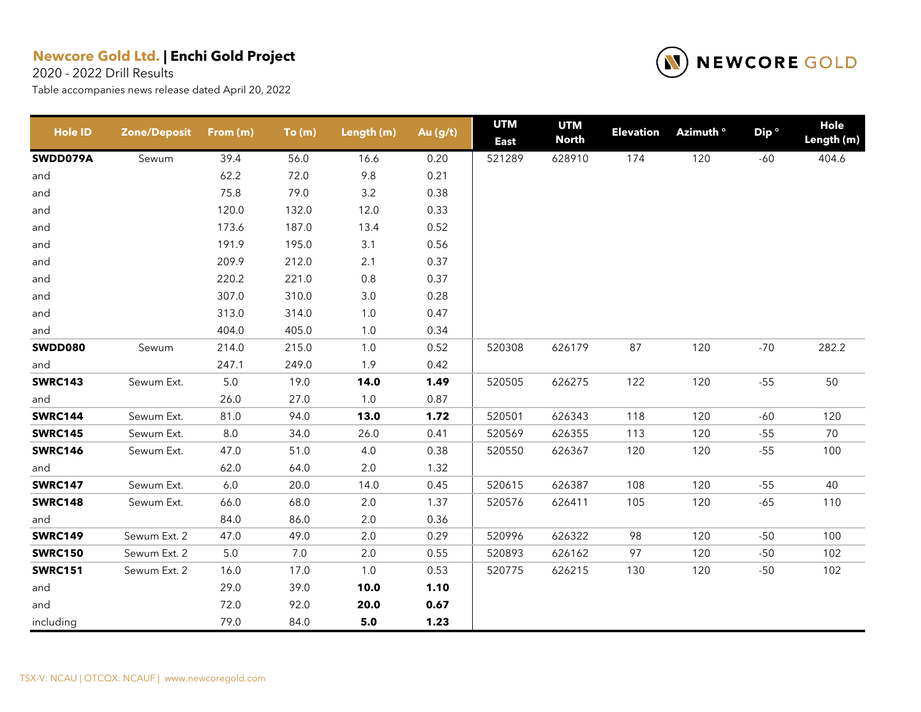**Newcore Gold Ltd.** | **Enchi Gold Project**

2020 - 2022 Drill Results

Table accompanies news release dated April 20, 2022

| Hole ID | Zone/Deposit | From (m) | To (m) | Length (m) | Au (g/t) | UTM East | UTM North | Elevation | Azimuth ° | Dip ° | Hole Length (m) |
|---|---|---|---|---|---|---|---|---|---|---|---|
| **SWDD079A** | Sewum | 39.4 | 56.0 | 16.6 | 0.20 | 521289 | 628910 | 174 | 120 | -60 | 404.6 |
| and | | 62.2 | 72.0 | 9.8 | 0.21 | | | | | | |
| and | | 75.8 | 79.0 | 3.2 | 0.38 | | | | | | |
| and | | 120.0 | 132.0 | 12.0 | 0.33 | | | | | | |
| and | | 173.6 | 187.0 | 13.4 | 0.52 | | | | | | |
| and | | 191.9 | 195.0 | 3.1 | 0.56 | | | | | | |
| and | | 209.9 | 212.0 | 2.1 | 0.37 | | | | | | |
| and | | 220.2 | 221.0 | 0.8 | 0.37 | | | | | | |
| and | | 307.0 | 310.0 | 3.0 | 0.28 | | | | | | |
| and | | 313.0 | 314.0 | 1.0 | 0.47 | | | | | | |
| and | | 404.0 | 405.0 | 1.0 | 0.34 | | | | | | |
| **SWDD080** | Sewum | 214.0 | 215.0 | 1.0 | 0.52 | 520308 | 626179 | 87 | 120 | -70 | 282.2 |
| and | | 247.1 | 249.0 | 1.9 | 0.42 | | | | | | |
| **SWRC143** | Sewum Ext. | 5.0 | 19.0 | **14.0** | **1.49** | 520505 | 626275 | 122 | 120 | -55 | 50 |
| and | | 26.0 | 27.0 | 1.0 | 0.87 | | | | | | |
| **SWRC144** | Sewum Ext. | 81.0 | 94.0 | **13.0** | **1.72** | 520501 | 626343 | 118 | 120 | -60 | 120 |
| **SWRC145** | Sewum Ext. | 8.0 | 34.0 | 26.0 | 0.41 | 520569 | 626355 | 113 | 120 | -55 | 70 |
| **SWRC146** | Sewum Ext. | 47.0 | 51.0 | 4.0 | 0.38 | 520550 | 626367 | 120 | 120 | -55 | 100 |
| and | | 62.0 | 64.0 | 2.0 | 1.32 | | | | | | |
| **SWRC147** | Sewum Ext. | 6.0 | 20.0 | 14.0 | 0.45 | 520615 | 626387 | 108 | 120 | -55 | 40 |
| **SWRC148** | Sewum Ext. | 66.0 | 68.0 | 2.0 | 1.37 | 520576 | 626411 | 105 | 120 | -65 | 110 |
| and | | 84.0 | 86.0 | 2.0 | 0.36 | | | | | | |
| **SWRC149** | Sewum Ext. 2 | 47.0 | 49.0 | 2.0 | 0.29 | 520996 | 626322 | 98 | 120 | -50 | 100 |
| **SWRC150** | Sewum Ext. 2 | 5.0 | 7.0 | 2.0 | 0.55 | 520893 | 626162 | 97 | 120 | -50 | 102 |
| **SWRC151** | Sewum Ext. 2 | 16.0 | 17.0 | 1.0 | 0.53 | 520775 | 626215 | 130 | 120 | -50 | 102 |
| and | | 29.0 | 39.0 | **10.0** | **1.10** | | | | | | |
| and | | 72.0 | 92.0 | **20.0** | **0.67** | | | | | | |
| including | | 79.0 | 84.0 | **5.0** | **1.23** | | | | | | |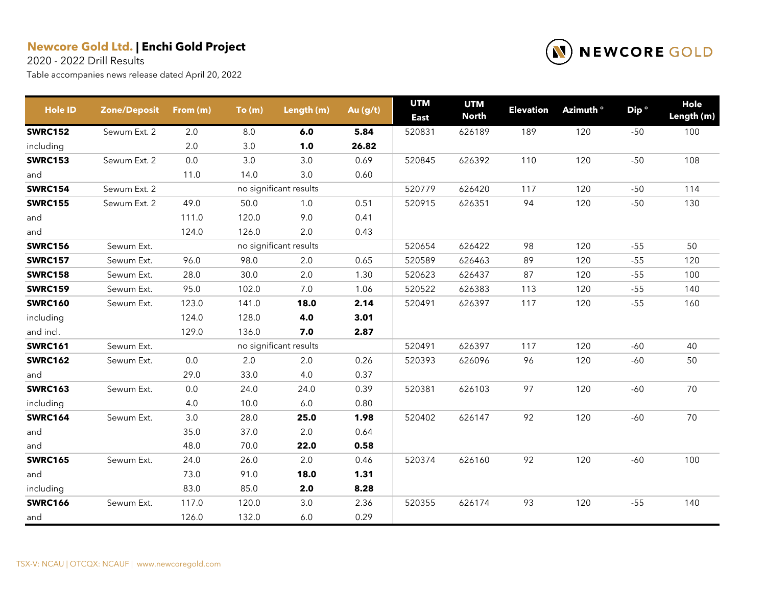**Newcore Gold Ltd.** | **Enchi Gold Project**

2020 - 2022 Drill Results

Table accompanies news release dated April 20, 2022

| Hole ID | Zone/Deposit | From (m) | To (m) | Length (m) | Au (g/t) | UTM East | UTM North | Elevation | Azimuth ° | Dip ° | Hole Length (m) |
|---|---|---|---|---|---|---|---|---|---|---|---|
| **SWRC152** | Sewum Ext. 2 | 2.0 | 8.0 | **6.0** | **5.84** | 520831 | 626189 | 189 | 120 | -50 | 100 |
| including | | 2.0 | 3.0 | **1.0** | **26.82** | | | | | | |
| **SWRC153** | Sewum Ext. 2 | 0.0 | 3.0 | 3.0 | 0.69 | 520845 | 626392 | 110 | 120 | -50 | 108 |
| and | | 11.0 | 14.0 | 3.0 | 0.60 | | | | | | |
| **SWRC154** | Sewum Ext. 2 | | no significant results | | | 520779 | 626420 | 117 | 120 | -50 | 114 |
| **SWRC155** | Sewum Ext. 2 | 49.0 | 50.0 | 1.0 | 0.51 | 520915 | 626351 | 94 | 120 | -50 | 130 |
| and | | 111.0 | 120.0 | 9.0 | 0.41 | | | | | | |
| and | | 124.0 | 126.0 | 2.0 | 0.43 | | | | | | |
| **SWRC156** | Sewum Ext. | | no significant results | | | 520654 | 626422 | 98 | 120 | -55 | 50 |
| **SWRC157** | Sewum Ext. | 96.0 | 98.0 | 2.0 | 0.65 | 520589 | 626463 | 89 | 120 | -55 | 120 |
| **SWRC158** | Sewum Ext. | 28.0 | 30.0 | 2.0 | 1.30 | 520623 | 626437 | 87 | 120 | -55 | 100 |
| **SWRC159** | Sewum Ext. | 95.0 | 102.0 | 7.0 | 1.06 | 520522 | 626383 | 113 | 120 | -55 | 140 |
| **SWRC160** | Sewum Ext. | 123.0 | 141.0 | **18.0** | **2.14** | 520491 | 626397 | 117 | 120 | -55 | 160 |
| including | | 124.0 | 128.0 | **4.0** | **3.01** | | | | | | |
| and incl. | | 129.0 | 136.0 | **7.0** | **2.87** | | | | | | |
| **SWRC161** | Sewum Ext. | | no significant results | | | 520491 | 626397 | 117 | 120 | -60 | 40 |
| **SWRC162** | Sewum Ext. | 0.0 | 2.0 | 2.0 | 0.26 | 520393 | 626096 | 96 | 120 | -60 | 50 |
| and | | 29.0 | 33.0 | 4.0 | 0.37 | | | | | | |
| **SWRC163** | Sewum Ext. | 0.0 | 24.0 | 24.0 | 0.39 | 520381 | 626103 | 97 | 120 | -60 | 70 |
| including | | 4.0 | 10.0 | 6.0 | 0.80 | | | | | | |
| **SWRC164** | Sewum Ext. | 3.0 | 28.0 | **25.0** | **1.98** | 520402 | 626147 | 92 | 120 | -60 | 70 |
| and | | 35.0 | 37.0 | 2.0 | 0.64 | | | | | | |
| and | | 48.0 | 70.0 | **22.0** | **0.58** | | | | | | |
| **SWRC165** | Sewum Ext. | 24.0 | 26.0 | 2.0 | 0.46 | 520374 | 626160 | 92 | 120 | -60 | 100 |
| and | | 73.0 | 91.0 | **18.0** | **1.31** | | | | | | |
| including | | 83.0 | 85.0 | **2.0** | **8.28** | | | | | | |
| **SWRC166** | Sewum Ext. | 117.0 | 120.0 | 3.0 | 2.36 | 520355 | 626174 | 93 | 120 | -55 | 140 |
| and | | 126.0 | 132.0 | 6.0 | 0.29 | | | | | | |

TSX-V: NCAU | OTCQX: NCAUF | www.newcoregold.com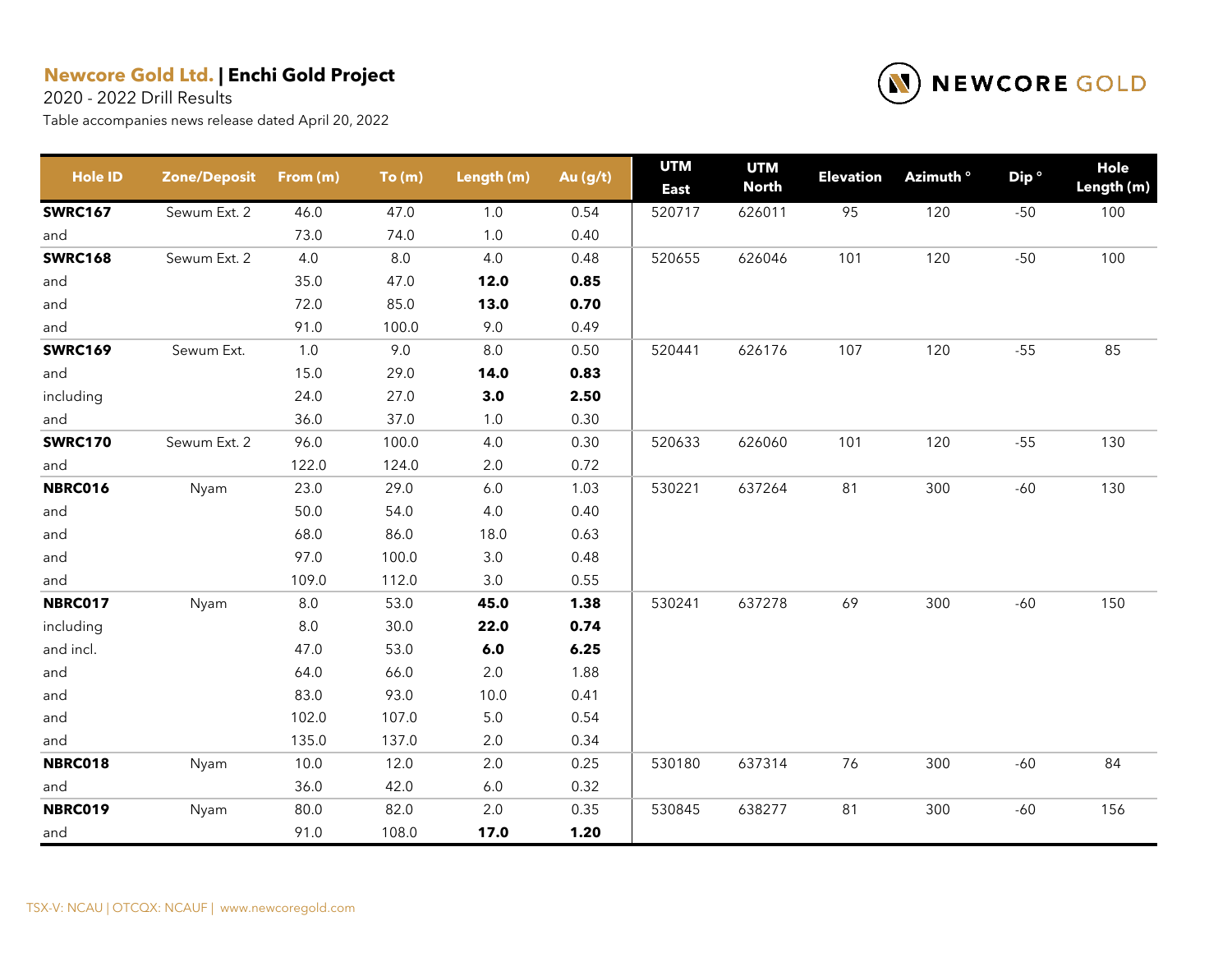**Newcore Gold Ltd.** | **Enchi Gold Project**

2020 - 2022 Drill Results

Table accompanies news release dated April 20, 2022

| Hole ID | Zone/Deposit | From (m) | To (m) | Length (m) | Au (g/t) | UTM East | UTM North | Elevation | Azimuth ° | Dip ° | Hole Length (m) |
|---|---|---|---|---|---|---|---|---|---|---|---|
| **SWRC167** | Sewum Ext. 2 | 46.0 | 47.0 | 1.0 | 0.54 | 520717 | 626011 | 95 | 120 | -50 | 100 |
| and | | 73.0 | 74.0 | 1.0 | 0.40 | | | | | | |
| **SWRC168** | Sewum Ext. 2 | 4.0 | 8.0 | 4.0 | 0.48 | 520655 | 626046 | 101 | 120 | -50 | 100 |
| and | | 35.0 | 47.0 | **12.0** | **0.85** | | | | | | |
| and | | 72.0 | 85.0 | **13.0** | **0.70** | | | | | | |
| and | | 91.0 | 100.0 | 9.0 | 0.49 | | | | | | |
| **SWRC169** | Sewum Ext. | 1.0 | 9.0 | 8.0 | 0.50 | 520441 | 626176 | 107 | 120 | -55 | 85 |
| and | | 15.0 | 29.0 | **14.0** | **0.83** | | | | | | |
| including | | 24.0 | 27.0 | **3.0** | **2.50** | | | | | | |
| and | | 36.0 | 37.0 | 1.0 | 0.30 | | | | | | |
| **SWRC170** | Sewum Ext. 2 | 96.0 | 100.0 | 4.0 | 0.30 | 520633 | 626060 | 101 | 120 | -55 | 130 |
| and | | 122.0 | 124.0 | 2.0 | 0.72 | | | | | | |
| **NBRC016** | Nyam | 23.0 | 29.0 | 6.0 | 1.03 | 530221 | 637264 | 81 | 300 | -60 | 130 |
| and | | 50.0 | 54.0 | 4.0 | 0.40 | | | | | | |
| and | | 68.0 | 86.0 | 18.0 | 0.63 | | | | | | |
| and | | 97.0 | 100.0 | 3.0 | 0.48 | | | | | | |
| and | | 109.0 | 112.0 | 3.0 | 0.55 | | | | | | |
| **NBRC017** | Nyam | 8.0 | 53.0 | **45.0** | **1.38** | 530241 | 637278 | 69 | 300 | -60 | 150 |
| including | | 8.0 | 30.0 | **22.0** | **0.74** | | | | | | |
| and incl. | | 47.0 | 53.0 | **6.0** | **6.25** | | | | | | |
| and | | 64.0 | 66.0 | 2.0 | 1.88 | | | | | | |
| and | | 83.0 | 93.0 | 10.0 | 0.41 | | | | | | |
| and | | 102.0 | 107.0 | 5.0 | 0.54 | | | | | | |
| and | | 135.0 | 137.0 | 2.0 | 0.34 | | | | | | |
| **NBRC018** | Nyam | 10.0 | 12.0 | 2.0 | 0.25 | 530180 | 637314 | 76 | 300 | -60 | 84 |
| and | | 36.0 | 42.0 | 6.0 | 0.32 | | | | | | |
| **NBRC019** | Nyam | 80.0 | 82.0 | 2.0 | 0.35 | 530845 | 638277 | 81 | 300 | -60 | 156 |
| and | | 91.0 | 108.0 | **17.0** | **1.20** | | | | | | |

TSX-V: NCAU | OTCQX: NCAUF | www.newcoregold.com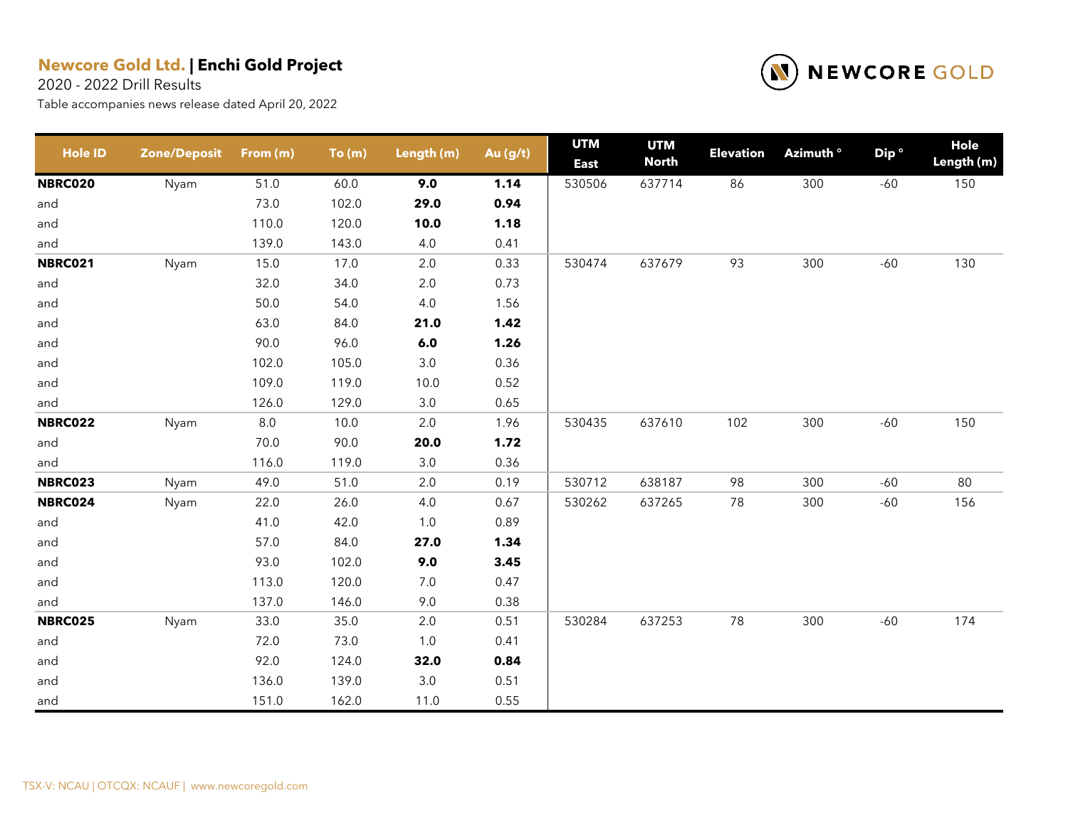**Newcore Gold Ltd.** | **Enchi Gold Project**

2020 - 2022 Drill Results

Table accompanies news release dated April 20, 2022

NEWCORE GOLD

| Hole ID | Zone/Deposit | From (m) | To (m) | Length (m) | Au (g/t) | UTM East | UTM North | Elevation | Azimuth ° | Dip ° | Hole Length (m) |
|---|---|---|---|---|---|---|---|---|---|---|---|
| **NBRC020** | Nyam | 51.0 | 60.0 | **9.0** | **1.14** | 530506 | 637714 | 86 | 300 | -60 | 150 |
| and | | 73.0 | 102.0 | **29.0** | **0.94** | | | | | | |
| and | | 110.0 | 120.0 | **10.0** | **1.18** | | | | | | |
| and | | 139.0 | 143.0 | 4.0 | 0.41 | | | | | | |
| **NBRC021** | Nyam | 15.0 | 17.0 | 2.0 | 0.33 | 530474 | 637679 | 93 | 300 | -60 | 130 |
| and | | 32.0 | 34.0 | 2.0 | 0.73 | | | | | | |
| and | | 50.0 | 54.0 | 4.0 | 1.56 | | | | | | |
| and | | 63.0 | 84.0 | **21.0** | **1.42** | | | | | | |
| and | | 90.0 | 96.0 | **6.0** | **1.26** | | | | | | |
| and | | 102.0 | 105.0 | 3.0 | 0.36 | | | | | | |
| and | | 109.0 | 119.0 | 10.0 | 0.52 | | | | | | |
| and | | 126.0 | 129.0 | 3.0 | 0.65 | | | | | | |
| **NBRC022** | Nyam | 8.0 | 10.0 | 2.0 | 1.96 | 530435 | 637610 | 102 | 300 | -60 | 150 |
| and | | 70.0 | 90.0 | **20.0** | **1.72** | | | | | | |
| and | | 116.0 | 119.0 | 3.0 | 0.36 | | | | | | |
| **NBRC023** | Nyam | 49.0 | 51.0 | 2.0 | 0.19 | 530712 | 638187 | 98 | 300 | -60 | 80 |
| **NBRC024** | Nyam | 22.0 | 26.0 | 4.0 | 0.67 | 530262 | 637265 | 78 | 300 | -60 | 156 |
| and | | 41.0 | 42.0 | 1.0 | 0.89 | | | | | | |
| and | | 57.0 | 84.0 | **27.0** | **1.34** | | | | | | |
| and | | 93.0 | 102.0 | **9.0** | **3.45** | | | | | | |
| and | | 113.0 | 120.0 | 7.0 | 0.47 | | | | | | |
| and | | 137.0 | 146.0 | 9.0 | 0.38 | | | | | | |
| **NBRC025** | Nyam | 33.0 | 35.0 | 2.0 | 0.51 | 530284 | 637253 | 78 | 300 | -60 | 174 |
| and | | 72.0 | 73.0 | 1.0 | 0.41 | | | | | | |
| and | | 92.0 | 124.0 | **32.0** | **0.84** | | | | | | |
| and | | 136.0 | 139.0 | 3.0 | 0.51 | | | | | | |
| and | | 151.0 | 162.0 | 11.0 | 0.55 | | | | | | |

TSX-V: NCAU | OTCQX: NCAUF | www.newcoregold.com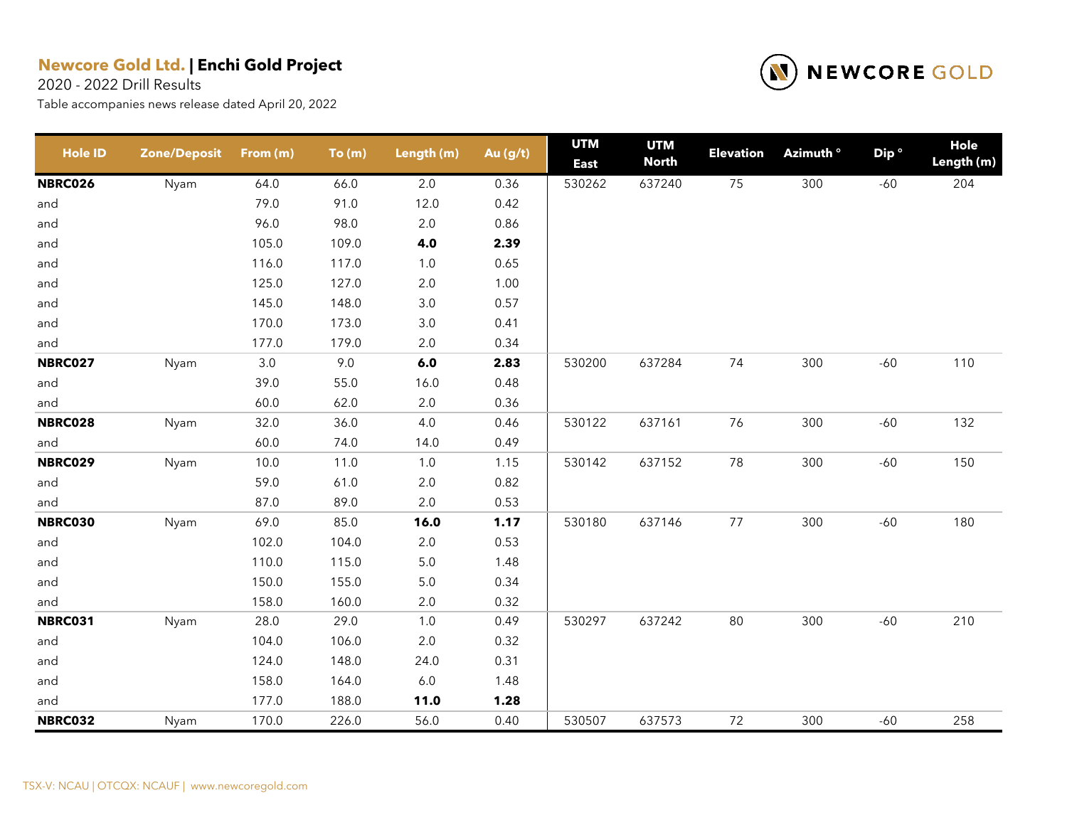**Newcore Gold Ltd. | Enchi Gold Project**

2020 - 2022 Drill Results

Table accompanies news release dated April 20, 2022

| Hole ID | Zone/Deposit | From (m) | To (m) | Length (m) | Au (g/t) | UTM East | UTM North | Elevation | Azimuth ° | Dip ° | Hole Length (m) |
|---|---|---|---|---|---|---|---|---|---|---|---|
| **NBRC026** | Nyam | 64.0 | 66.0 | 2.0 | 0.36 | 530262 | 637240 | 75 | 300 | -60 | 204 |
| and | | 79.0 | 91.0 | 12.0 | 0.42 | | | | | | |
| and | | 96.0 | 98.0 | 2.0 | 0.86 | | | | | | |
| and | | 105.0 | 109.0 | **4.0** | **2.39** | | | | | | |
| and | | 116.0 | 117.0 | 1.0 | 0.65 | | | | | | |
| and | | 125.0 | 127.0 | 2.0 | 1.00 | | | | | | |
| and | | 145.0 | 148.0 | 3.0 | 0.57 | | | | | | |
| and | | 170.0 | 173.0 | 3.0 | 0.41 | | | | | | |
| and | | 177.0 | 179.0 | 2.0 | 0.34 | | | | | | |
| **NBRC027** | Nyam | 3.0 | 9.0 | **6.0** | **2.83** | 530200 | 637284 | 74 | 300 | -60 | 110 |
| and | | 39.0 | 55.0 | 16.0 | 0.48 | | | | | | |
| and | | 60.0 | 62.0 | 2.0 | 0.36 | | | | | | |
| **NBRC028** | Nyam | 32.0 | 36.0 | 4.0 | 0.46 | 530122 | 637161 | 76 | 300 | -60 | 132 |
| and | | 60.0 | 74.0 | 14.0 | 0.49 | | | | | | |
| **NBRC029** | Nyam | 10.0 | 11.0 | 1.0 | 1.15 | 530142 | 637152 | 78 | 300 | -60 | 150 |
| and | | 59.0 | 61.0 | 2.0 | 0.82 | | | | | | |
| and | | 87.0 | 89.0 | 2.0 | 0.53 | | | | | | |
| **NBRC030** | Nyam | 69.0 | 85.0 | **16.0** | **1.17** | 530180 | 637146 | 77 | 300 | -60 | 180 |
| and | | 102.0 | 104.0 | 2.0 | 0.53 | | | | | | |
| and | | 110.0 | 115.0 | 5.0 | 1.48 | | | | | | |
| and | | 150.0 | 155.0 | 5.0 | 0.34 | | | | | | |
| and | | 158.0 | 160.0 | 2.0 | 0.32 | | | | | | |
| **NBRC031** | Nyam | 28.0 | 29.0 | 1.0 | 0.49 | 530297 | 637242 | 80 | 300 | -60 | 210 |
| and | | 104.0 | 106.0 | 2.0 | 0.32 | | | | | | |
| and | | 124.0 | 148.0 | 24.0 | 0.31 | | | | | | |
| and | | 158.0 | 164.0 | 6.0 | 1.48 | | | | | | |
| and | | 177.0 | 188.0 | **11.0** | **1.28** | | | | | | |
| **NBRC032** | Nyam | 170.0 | 226.0 | 56.0 | 0.40 | 530507 | 637573 | 72 | 300 | -60 | 258 |

TSX-V: NCAU | OTCQX: NCAUF | www.newcoregold.com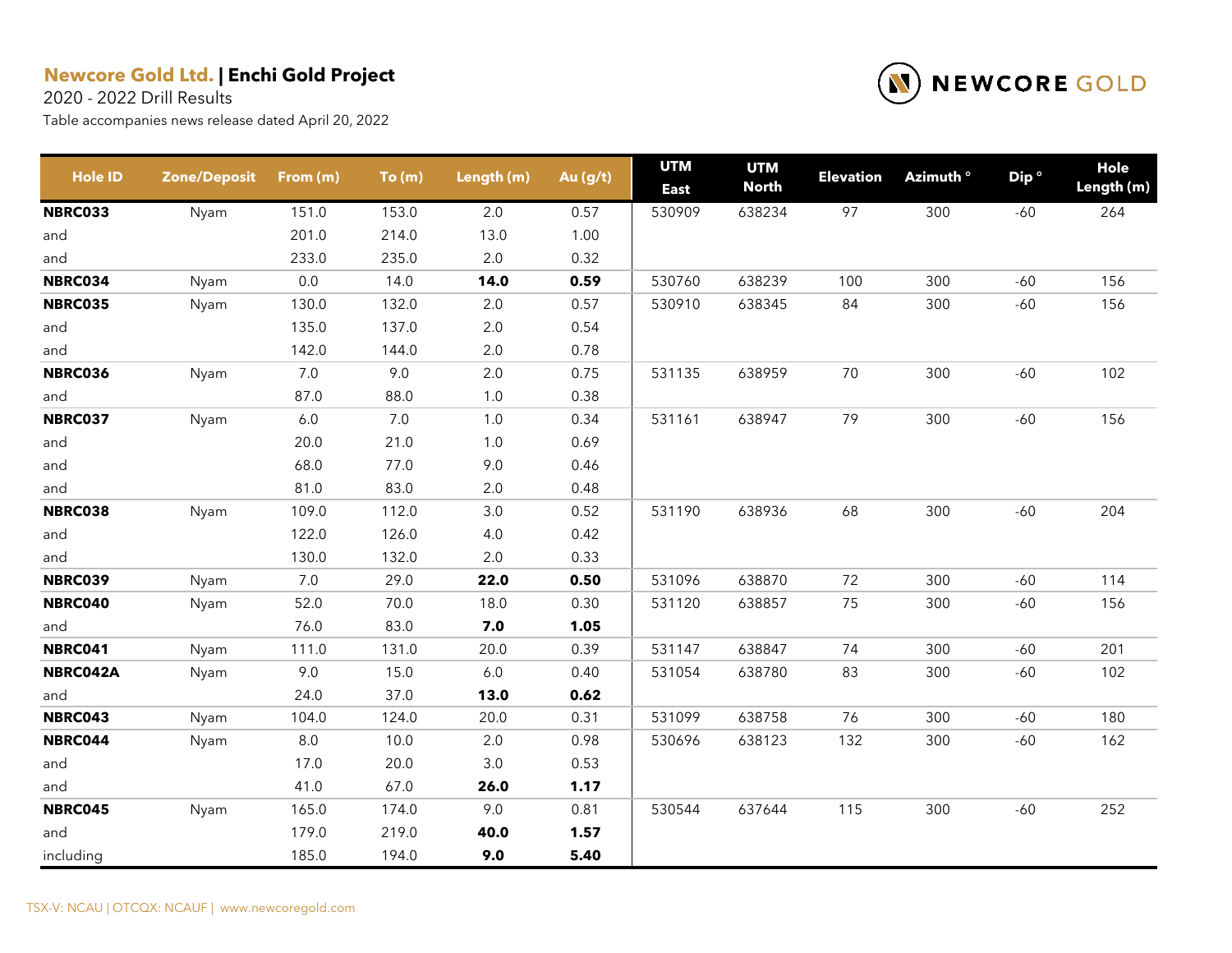**Newcore Gold Ltd. | Enchi Gold Project**

2020 - 2022 Drill Results

Table accompanies news release dated April 20, 2022

| Hole ID | Zone/Deposit | From (m) | To (m) | Length (m) | Au (g/t) | UTM East | UTM North | Elevation | Azimuth ° | Dip ° | Hole Length (m) |
|---|---|---|---|---|---|---|---|---|---|---|---|
| **NBRC033** | Nyam | 151.0 | 153.0 | 2.0 | 0.57 | 530909 | 638234 | 97 | 300 | -60 | 264 |
| and | | 201.0 | 214.0 | 13.0 | 1.00 | | | | | | |
| and | | 233.0 | 235.0 | 2.0 | 0.32 | | | | | | |
| **NBRC034** | Nyam | 0.0 | 14.0 | **14.0** | **0.59** | 530760 | 638239 | 100 | 300 | -60 | 156 |
| **NBRC035** | Nyam | 130.0 | 132.0 | 2.0 | 0.57 | 530910 | 638345 | 84 | 300 | -60 | 156 |
| and | | 135.0 | 137.0 | 2.0 | 0.54 | | | | | | |
| and | | 142.0 | 144.0 | 2.0 | 0.78 | | | | | | |
| **NBRC036** | Nyam | 7.0 | 9.0 | 2.0 | 0.75 | 531135 | 638959 | 70 | 300 | -60 | 102 |
| and | | 87.0 | 88.0 | 1.0 | 0.38 | | | | | | |
| **NBRC037** | Nyam | 6.0 | 7.0 | 1.0 | 0.34 | 531161 | 638947 | 79 | 300 | -60 | 156 |
| and | | 20.0 | 21.0 | 1.0 | 0.69 | | | | | | |
| and | | 68.0 | 77.0 | 9.0 | 0.46 | | | | | | |
| and | | 81.0 | 83.0 | 2.0 | 0.48 | | | | | | |
| **NBRC038** | Nyam | 109.0 | 112.0 | 3.0 | 0.52 | 531190 | 638936 | 68 | 300 | -60 | 204 |
| and | | 122.0 | 126.0 | 4.0 | 0.42 | | | | | | |
| and | | 130.0 | 132.0 | 2.0 | 0.33 | | | | | | |
| **NBRC039** | Nyam | 7.0 | 29.0 | **22.0** | **0.50** | 531096 | 638870 | 72 | 300 | -60 | 114 |
| **NBRC040** | Nyam | 52.0 | 70.0 | 18.0 | 0.30 | 531120 | 638857 | 75 | 300 | -60 | 156 |
| and | | 76.0 | 83.0 | **7.0** | **1.05** | | | | | | |
| **NBRC041** | Nyam | 111.0 | 131.0 | 20.0 | 0.39 | 531147 | 638847 | 74 | 300 | -60 | 201 |
| **NBRC042A** | Nyam | 9.0 | 15.0 | 6.0 | 0.40 | 531054 | 638780 | 83 | 300 | -60 | 102 |
| and | | 24.0 | 37.0 | **13.0** | **0.62** | | | | | | |
| **NBRC043** | Nyam | 104.0 | 124.0 | 20.0 | 0.31 | 531099 | 638758 | 76 | 300 | -60 | 180 |
| **NBRC044** | Nyam | 8.0 | 10.0 | 2.0 | 0.98 | 530696 | 638123 | 132 | 300 | -60 | 162 |
| and | | 17.0 | 20.0 | 3.0 | 0.53 | | | | | | |
| and | | 41.0 | 67.0 | **26.0** | **1.17** | | | | | | |
| **NBRC045** | Nyam | 165.0 | 174.0 | 9.0 | 0.81 | 530544 | 637644 | 115 | 300 | -60 | 252 |
| and | | 179.0 | 219.0 | **40.0** | **1.57** | | | | | | |
| including | | 185.0 | 194.0 | **9.0** | **5.40** | | | | | | |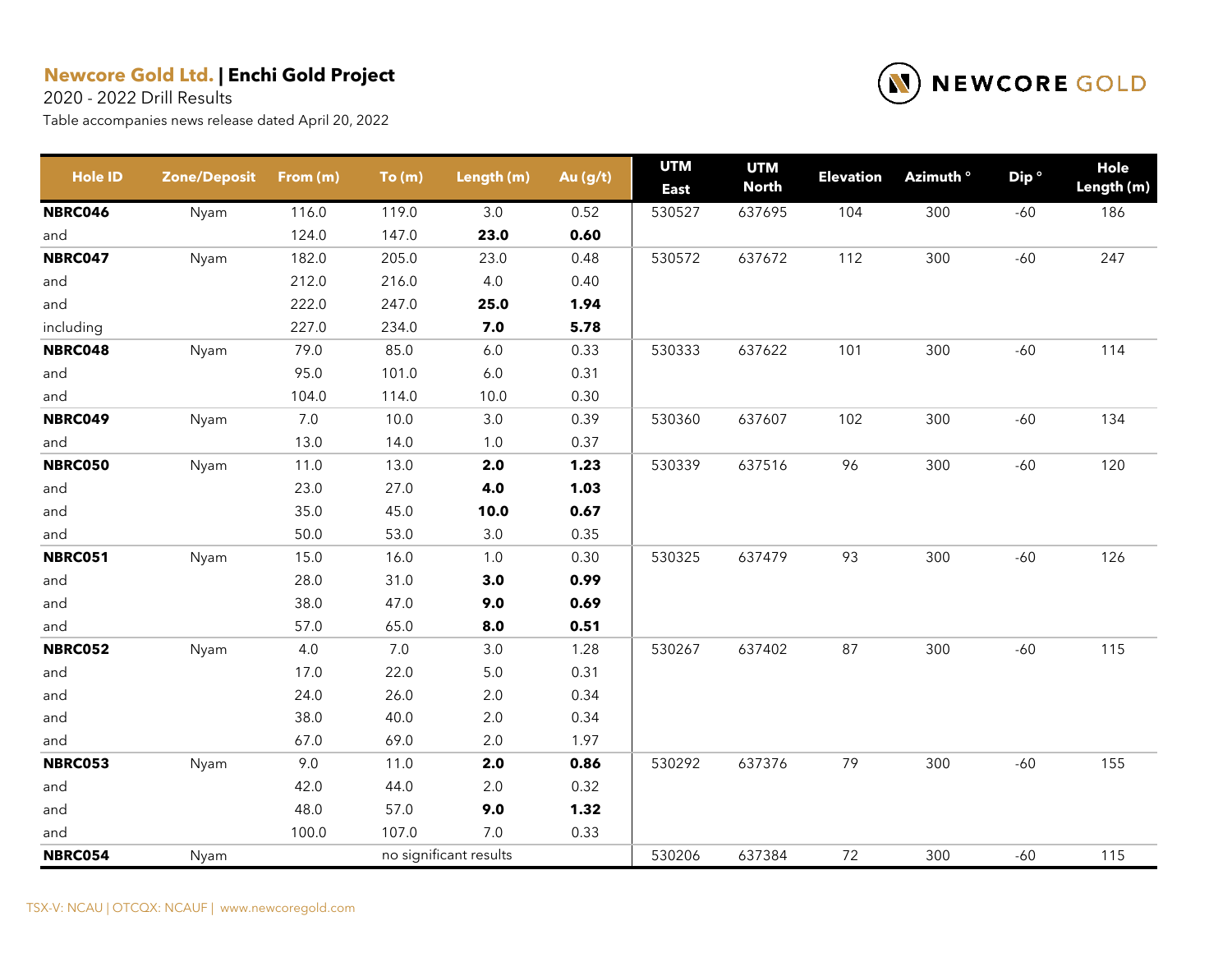**Newcore Gold Ltd.** | **Enchi Gold Project**

2020 - 2022 Drill Results

Table accompanies news release dated April 20, 2022

| Hole ID | Zone/Deposit | From (m) | To (m) | Length (m) | Au (g/t) | UTM East | UTM North | Elevation | Azimuth ° | Dip ° | Hole Length (m) |
|---|---|---|---|---|---|---|---|---|---|---|---|
| **NBRC046** | Nyam | 116.0 | 119.0 | 3.0 | 0.52 | 530527 | 637695 | 104 | 300 | -60 | 186 |
| and | | 124.0 | 147.0 | **23.0** | **0.60** | | | | | | |
| **NBRC047** | Nyam | 182.0 | 205.0 | 23.0 | 0.48 | 530572 | 637672 | 112 | 300 | -60 | 247 |
| and | | 212.0 | 216.0 | 4.0 | 0.40 | | | | | | |
| and | | 222.0 | 247.0 | **25.0** | **1.94** | | | | | | |
| including | | 227.0 | 234.0 | **7.0** | **5.78** | | | | | | |
| **NBRC048** | Nyam | 79.0 | 85.0 | 6.0 | 0.33 | 530333 | 637622 | 101 | 300 | -60 | 114 |
| and | | 95.0 | 101.0 | 6.0 | 0.31 | | | | | | |
| and | | 104.0 | 114.0 | 10.0 | 0.30 | | | | | | |
| **NBRC049** | Nyam | 7.0 | 10.0 | 3.0 | 0.39 | 530360 | 637607 | 102 | 300 | -60 | 134 |
| and | | 13.0 | 14.0 | 1.0 | 0.37 | | | | | | |
| **NBRC050** | Nyam | 11.0 | 13.0 | **2.0** | **1.23** | 530339 | 637516 | 96 | 300 | -60 | 120 |
| and | | 23.0 | 27.0 | **4.0** | **1.03** | | | | | | |
| and | | 35.0 | 45.0 | **10.0** | **0.67** | | | | | | |
| and | | 50.0 | 53.0 | 3.0 | 0.35 | | | | | | |
| **NBRC051** | Nyam | 15.0 | 16.0 | 1.0 | 0.30 | 530325 | 637479 | 93 | 300 | -60 | 126 |
| and | | 28.0 | 31.0 | **3.0** | **0.99** | | | | | | |
| and | | 38.0 | 47.0 | **9.0** | **0.69** | | | | | | |
| and | | 57.0 | 65.0 | **8.0** | **0.51** | | | | | | |
| **NBRC052** | Nyam | 4.0 | 7.0 | 3.0 | 1.28 | 530267 | 637402 | 87 | 300 | -60 | 115 |
| and | | 17.0 | 22.0 | 5.0 | 0.31 | | | | | | |
| and | | 24.0 | 26.0 | 2.0 | 0.34 | | | | | | |
| and | | 38.0 | 40.0 | 2.0 | 0.34 | | | | | | |
| and | | 67.0 | 69.0 | 2.0 | 1.97 | | | | | | |
| **NBRC053** | Nyam | 9.0 | 11.0 | **2.0** | **0.86** | 530292 | 637376 | 79 | 300 | -60 | 155 |
| and | | 42.0 | 44.0 | 2.0 | 0.32 | | | | | | |
| and | | 48.0 | 57.0 | **9.0** | **1.32** | | | | | | |
| and | | 100.0 | 107.0 | 7.0 | 0.33 | | | | | | |
| **NBRC054** | Nyam | | no significant results | | | 530206 | 637384 | 72 | 300 | -60 | 115 |

TSX-V: NCAU | OTCQX: NCAUF | www.newcoregold.com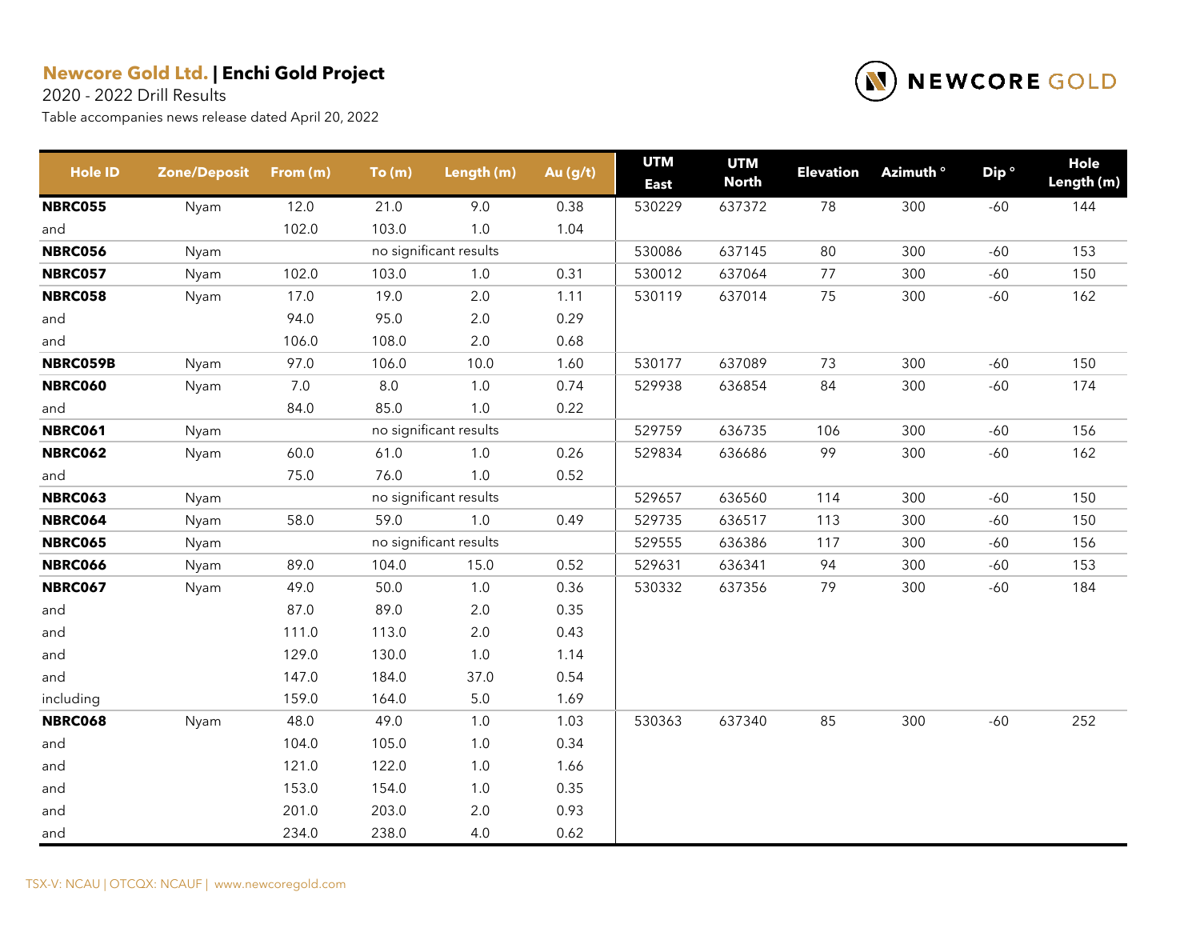**Newcore Gold Ltd. | Enchi Gold Project**

2020 - 2022 Drill Results

Table accompanies news release dated April 20, 2022

| Hole ID | Zone/Deposit | From (m) | To (m) | Length (m) | Au (g/t) | UTM East | UTM North | Elevation | Azimuth ° | Dip ° | Hole Length (m) |
|---|---|---|---|---|---|---|---|---|---|---|---|
| **NBRC055** | Nyam | 12.0 | 21.0 | 9.0 | 0.38 | 530229 | 637372 | 78 | 300 | -60 | 144 |
| and | | 102.0 | 103.0 | 1.0 | 1.04 | | | | | | |
| **NBRC056** | Nyam | | no significant results | | | 530086 | 637145 | 80 | 300 | -60 | 153 |
| **NBRC057** | Nyam | 102.0 | 103.0 | 1.0 | 0.31 | 530012 | 637064 | 77 | 300 | -60 | 150 |
| **NBRC058** | Nyam | 17.0 | 19.0 | 2.0 | 1.11 | 530119 | 637014 | 75 | 300 | -60 | 162 |
| and | | 94.0 | 95.0 | 2.0 | 0.29 | | | | | | |
| and | | 106.0 | 108.0 | 2.0 | 0.68 | | | | | | |
| **NBRC059B** | Nyam | 97.0 | 106.0 | 10.0 | 1.60 | 530177 | 637089 | 73 | 300 | -60 | 150 |
| **NBRC060** | Nyam | 7.0 | 8.0 | 1.0 | 0.74 | 529938 | 636854 | 84 | 300 | -60 | 174 |
| and | | 84.0 | 85.0 | 1.0 | 0.22 | | | | | | |
| **NBRC061** | Nyam | | no significant results | | | 529759 | 636735 | 106 | 300 | -60 | 156 |
| **NBRC062** | Nyam | 60.0 | 61.0 | 1.0 | 0.26 | 529834 | 636686 | 99 | 300 | -60 | 162 |
| and | | 75.0 | 76.0 | 1.0 | 0.52 | | | | | | |
| **NBRC063** | Nyam | | no significant results | | | 529657 | 636560 | 114 | 300 | -60 | 150 |
| **NBRC064** | Nyam | 58.0 | 59.0 | 1.0 | 0.49 | 529735 | 636517 | 113 | 300 | -60 | 150 |
| **NBRC065** | Nyam | | no significant results | | | 529555 | 636386 | 117 | 300 | -60 | 156 |
| **NBRC066** | Nyam | 89.0 | 104.0 | 15.0 | 0.52 | 529631 | 636341 | 94 | 300 | -60 | 153 |
| **NBRC067** | Nyam | 49.0 | 50.0 | 1.0 | 0.36 | 530332 | 637356 | 79 | 300 | -60 | 184 |
| and | | 87.0 | 89.0 | 2.0 | 0.35 | | | | | | |
| and | | 111.0 | 113.0 | 2.0 | 0.43 | | | | | | |
| and | | 129.0 | 130.0 | 1.0 | 1.14 | | | | | | |
| and | | 147.0 | 184.0 | 37.0 | 0.54 | | | | | | |
| including | | 159.0 | 164.0 | 5.0 | 1.69 | | | | | | |
| **NBRC068** | Nyam | 48.0 | 49.0 | 1.0 | 1.03 | 530363 | 637340 | 85 | 300 | -60 | 252 |
| and | | 104.0 | 105.0 | 1.0 | 0.34 | | | | | | |
| and | | 121.0 | 122.0 | 1.0 | 1.66 | | | | | | |
| and | | 153.0 | 154.0 | 1.0 | 0.35 | | | | | | |
| and | | 201.0 | 203.0 | 2.0 | 0.93 | | | | | | |
| and | | 234.0 | 238.0 | 4.0 | 0.62 | | | | | | |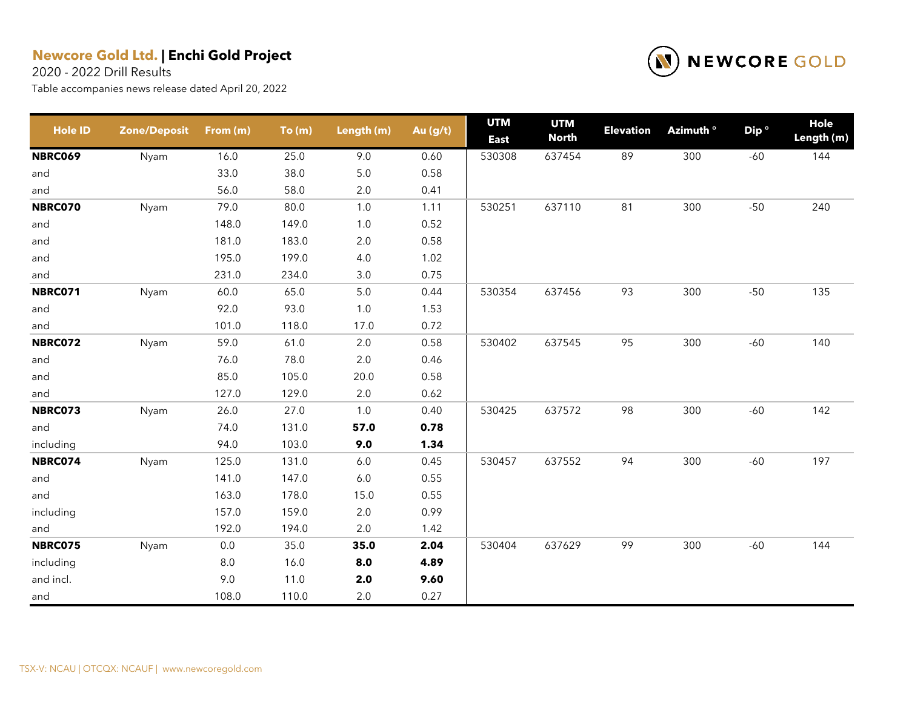**Newcore Gold Ltd. | Enchi Gold Project**

2020 - 2022 Drill Results

Table accompanies news release dated April 20, 2022

| Hole ID | Zone/Deposit | From (m) | To (m) | Length (m) | Au (g/t) | UTM East | UTM North | Elevation | Azimuth ° | Dip ° | Hole Length (m) |
|---|---|---|---|---|---|---|---|---|---|---|---|
| **NBRC069** | Nyam | 16.0 | 25.0 | 9.0 | 0.60 | 530308 | 637454 | 89 | 300 | -60 | 144 |
| and | | 33.0 | 38.0 | 5.0 | 0.58 | | | | | | |
| and | | 56.0 | 58.0 | 2.0 | 0.41 | | | | | | |
| **NBRC070** | Nyam | 79.0 | 80.0 | 1.0 | 1.11 | 530251 | 637110 | 81 | 300 | -50 | 240 |
| and | | 148.0 | 149.0 | 1.0 | 0.52 | | | | | | |
| and | | 181.0 | 183.0 | 2.0 | 0.58 | | | | | | |
| and | | 195.0 | 199.0 | 4.0 | 1.02 | | | | | | |
| and | | 231.0 | 234.0 | 3.0 | 0.75 | | | | | | |
| **NBRC071** | Nyam | 60.0 | 65.0 | 5.0 | 0.44 | 530354 | 637456 | 93 | 300 | -50 | 135 |
| and | | 92.0 | 93.0 | 1.0 | 1.53 | | | | | | |
| and | | 101.0 | 118.0 | 17.0 | 0.72 | | | | | | |
| **NBRC072** | Nyam | 59.0 | 61.0 | 2.0 | 0.58 | 530402 | 637545 | 95 | 300 | -60 | 140 |
| and | | 76.0 | 78.0 | 2.0 | 0.46 | | | | | | |
| and | | 85.0 | 105.0 | 20.0 | 0.58 | | | | | | |
| and | | 127.0 | 129.0 | 2.0 | 0.62 | | | | | | |
| **NBRC073** | Nyam | 26.0 | 27.0 | 1.0 | 0.40 | 530425 | 637572 | 98 | 300 | -60 | 142 |
| and | | 74.0 | 131.0 | **57.0** | **0.78** | | | | | | |
| including | | 94.0 | 103.0 | **9.0** | **1.34** | | | | | | |
| **NBRC074** | Nyam | 125.0 | 131.0 | 6.0 | 0.45 | 530457 | 637552 | 94 | 300 | -60 | 197 |
| and | | 141.0 | 147.0 | 6.0 | 0.55 | | | | | | |
| and | | 163.0 | 178.0 | 15.0 | 0.55 | | | | | | |
| including | | 157.0 | 159.0 | 2.0 | 0.99 | | | | | | |
| and | | 192.0 | 194.0 | 2.0 | 1.42 | | | | | | |
| **NBRC075** | Nyam | 0.0 | 35.0 | **35.0** | **2.04** | 530404 | 637629 | 99 | 300 | -60 | 144 |
| including | | 8.0 | 16.0 | **8.0** | **4.89** | | | | | | |
| and incl. | | 9.0 | 11.0 | **2.0** | **9.60** | | | | | | |
| and | | 108.0 | 110.0 | 2.0 | 0.27 | | | | | | |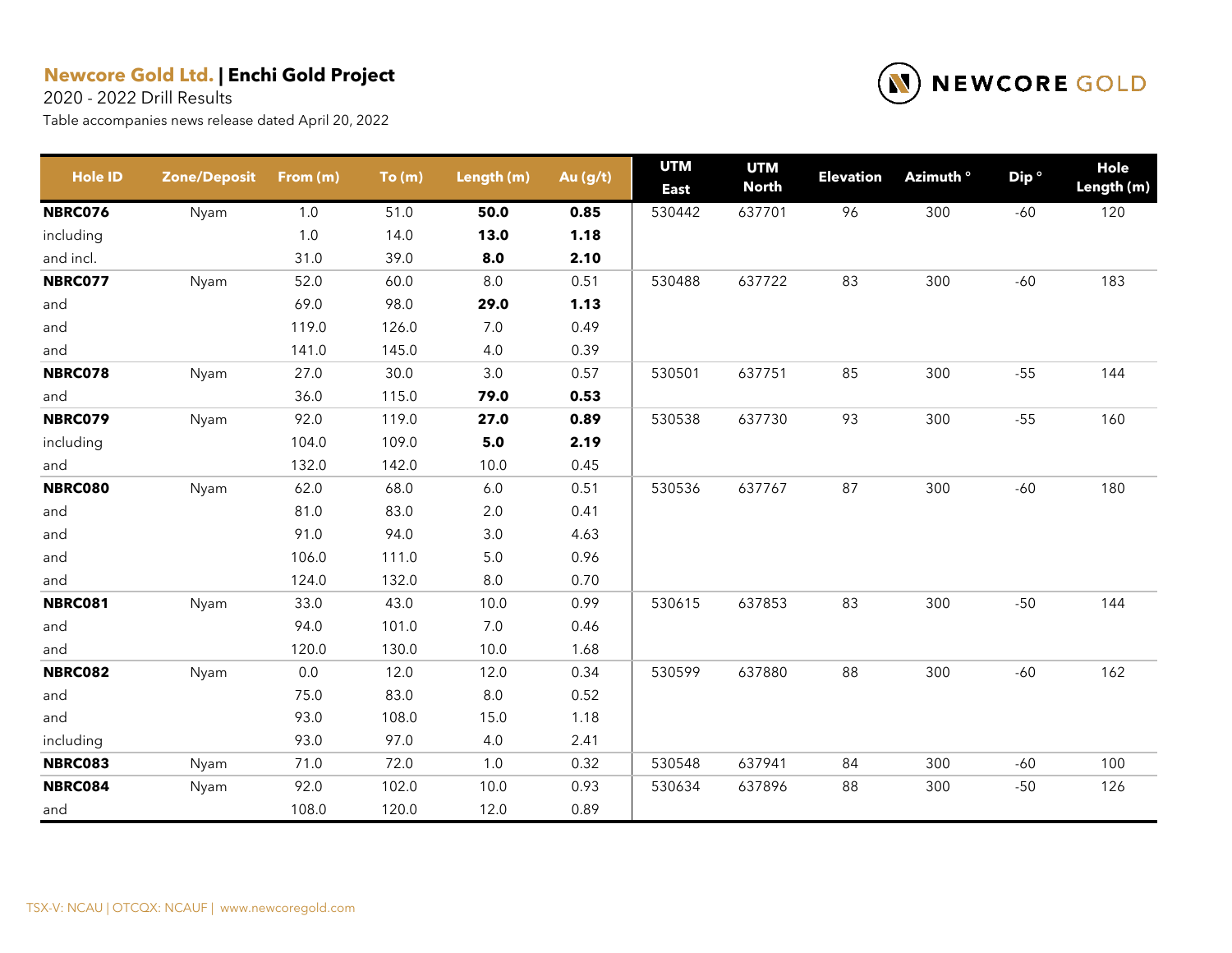**Newcore Gold Ltd.** | **Enchi Gold Project**

2020 - 2022 Drill Results

Table accompanies news release dated April 20, 2022

NEWCORE GOLD

| Hole ID | Zone/Deposit | From (m) | To (m) | Length (m) | Au (g/t) | UTM East | UTM North | Elevation | Azimuth ° | Dip ° | Hole Length (m) |
|---|---|---|---|---|---|---|---|---|---|---|---|
| **NBRC076** | Nyam | 1.0 | 51.0 | **50.0** | **0.85** | 530442 | 637701 | 96 | 300 | -60 | 120 |
| including | | 1.0 | 14.0 | **13.0** | **1.18** | | | | | | |
| and incl. | | 31.0 | 39.0 | **8.0** | **2.10** | | | | | | |
| **NBRC077** | Nyam | 52.0 | 60.0 | 8.0 | 0.51 | 530488 | 637722 | 83 | 300 | -60 | 183 |
| and | | 69.0 | 98.0 | **29.0** | **1.13** | | | | | | |
| and | | 119.0 | 126.0 | 7.0 | 0.49 | | | | | | |
| and | | 141.0 | 145.0 | 4.0 | 0.39 | | | | | | |
| **NBRC078** | Nyam | 27.0 | 30.0 | 3.0 | 0.57 | 530501 | 637751 | 85 | 300 | -55 | 144 |
| and | | 36.0 | 115.0 | **79.0** | **0.53** | | | | | | |
| **NBRC079** | Nyam | 92.0 | 119.0 | **27.0** | **0.89** | 530538 | 637730 | 93 | 300 | -55 | 160 |
| including | | 104.0 | 109.0 | **5.0** | **2.19** | | | | | | |
| and | | 132.0 | 142.0 | 10.0 | 0.45 | | | | | | |
| **NBRC080** | Nyam | 62.0 | 68.0 | 6.0 | 0.51 | 530536 | 637767 | 87 | 300 | -60 | 180 |
| and | | 81.0 | 83.0 | 2.0 | 0.41 | | | | | | |
| and | | 91.0 | 94.0 | 3.0 | 4.63 | | | | | | |
| and | | 106.0 | 111.0 | 5.0 | 0.96 | | | | | | |
| and | | 124.0 | 132.0 | 8.0 | 0.70 | | | | | | |
| **NBRC081** | Nyam | 33.0 | 43.0 | 10.0 | 0.99 | 530615 | 637853 | 83 | 300 | -50 | 144 |
| and | | 94.0 | 101.0 | 7.0 | 0.46 | | | | | | |
| and | | 120.0 | 130.0 | 10.0 | 1.68 | | | | | | |
| **NBRC082** | Nyam | 0.0 | 12.0 | 12.0 | 0.34 | 530599 | 637880 | 88 | 300 | -60 | 162 |
| and | | 75.0 | 83.0 | 8.0 | 0.52 | | | | | | |
| and | | 93.0 | 108.0 | 15.0 | 1.18 | | | | | | |
| including | | 93.0 | 97.0 | 4.0 | 2.41 | | | | | | |
| **NBRC083** | Nyam | 71.0 | 72.0 | 1.0 | 0.32 | 530548 | 637941 | 84 | 300 | -60 | 100 |
| **NBRC084** | Nyam | 92.0 | 102.0 | 10.0 | 0.93 | 530634 | 637896 | 88 | 300 | -50 | 126 |
| and | | 108.0 | 120.0 | 12.0 | 0.89 | | | | | | |

TSX-V: NCAU | OTCQX: NCAUF | www.newcoregold.com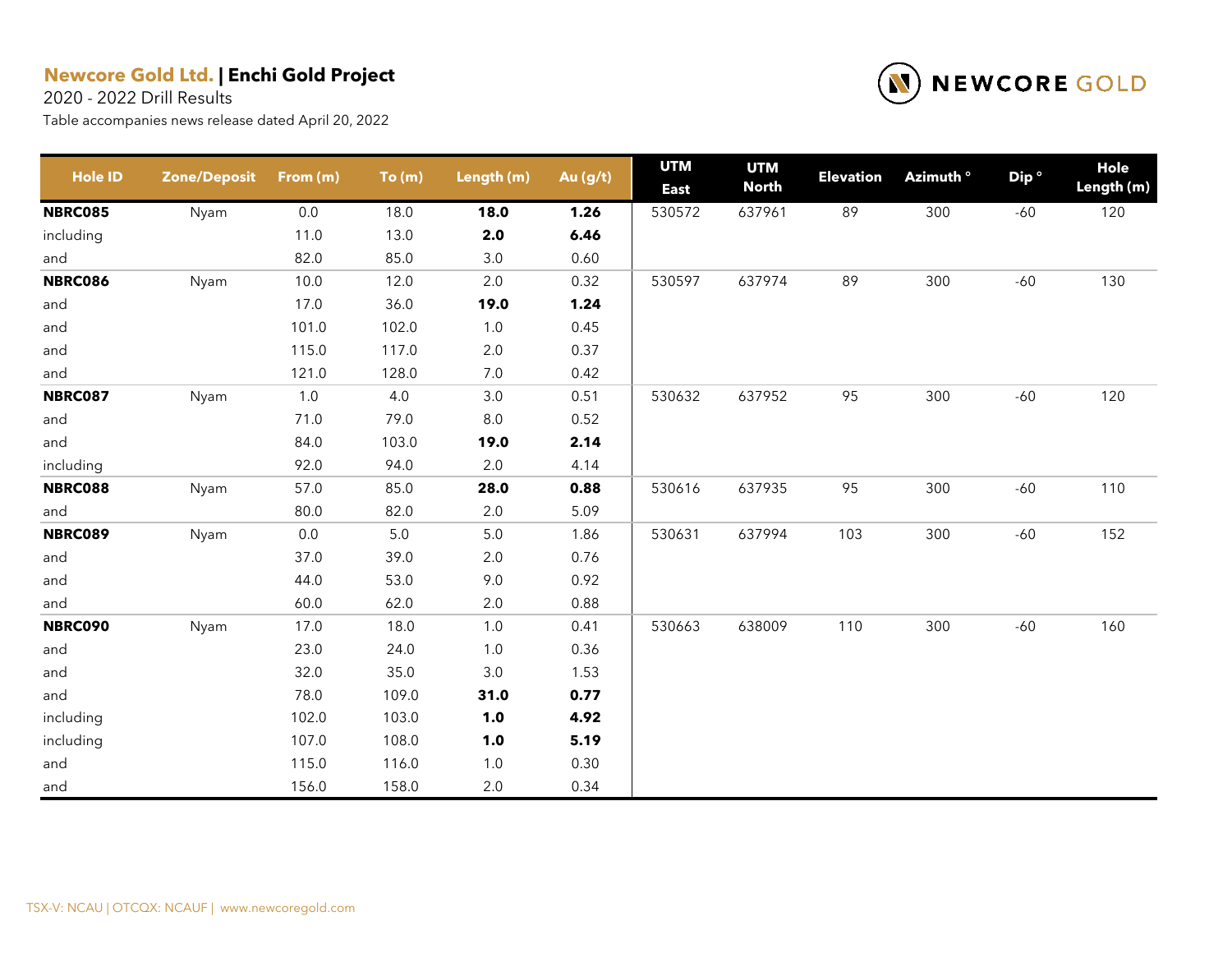**Newcore Gold Ltd.** | **Enchi Gold Project**

2020 - 2022 Drill Results

Table accompanies news release dated April 20, 2022

| Hole ID | Zone/Deposit | From (m) | To (m) | Length (m) | Au (g/t) | UTM East | UTM North | Elevation | Azimuth ° | Dip ° | Hole Length (m) |
|---|---|---|---|---|---|---|---|---|---|---|---|
| **NBRC085** | Nyam | 0.0 | 18.0 | **18.0** | **1.26** | 530572 | 637961 | 89 | 300 | -60 | 120 |
| including | | 11.0 | 13.0 | **2.0** | **6.46** | | | | | | |
| and | | 82.0 | 85.0 | 3.0 | 0.60 | | | | | | |
| **NBRC086** | Nyam | 10.0 | 12.0 | 2.0 | 0.32 | 530597 | 637974 | 89 | 300 | -60 | 130 |
| and | | 17.0 | 36.0 | **19.0** | **1.24** | | | | | | |
| and | | 101.0 | 102.0 | 1.0 | 0.45 | | | | | | |
| and | | 115.0 | 117.0 | 2.0 | 0.37 | | | | | | |
| and | | 121.0 | 128.0 | 7.0 | 0.42 | | | | | | |
| **NBRC087** | Nyam | 1.0 | 4.0 | 3.0 | 0.51 | 530632 | 637952 | 95 | 300 | -60 | 120 |
| and | | 71.0 | 79.0 | 8.0 | 0.52 | | | | | | |
| and | | 84.0 | 103.0 | **19.0** | **2.14** | | | | | | |
| including | | 92.0 | 94.0 | 2.0 | 4.14 | | | | | | |
| **NBRC088** | Nyam | 57.0 | 85.0 | **28.0** | **0.88** | 530616 | 637935 | 95 | 300 | -60 | 110 |
| and | | 80.0 | 82.0 | 2.0 | 5.09 | | | | | | |
| **NBRC089** | Nyam | 0.0 | 5.0 | 5.0 | 1.86 | 530631 | 637994 | 103 | 300 | -60 | 152 |
| and | | 37.0 | 39.0 | 2.0 | 0.76 | | | | | | |
| and | | 44.0 | 53.0 | 9.0 | 0.92 | | | | | | |
| and | | 60.0 | 62.0 | 2.0 | 0.88 | | | | | | |
| **NBRC090** | Nyam | 17.0 | 18.0 | 1.0 | 0.41 | 530663 | 638009 | 110 | 300 | -60 | 160 |
| and | | 23.0 | 24.0 | 1.0 | 0.36 | | | | | | |
| and | | 32.0 | 35.0 | 3.0 | 1.53 | | | | | | |
| and | | 78.0 | 109.0 | **31.0** | **0.77** | | | | | | |
| including | | 102.0 | 103.0 | **1.0** | **4.92** | | | | | | |
| including | | 107.0 | 108.0 | **1.0** | **5.19** | | | | | | |
| and | | 115.0 | 116.0 | 1.0 | 0.30 | | | | | | |
| and | | 156.0 | 158.0 | 2.0 | 0.34 | | | | | | |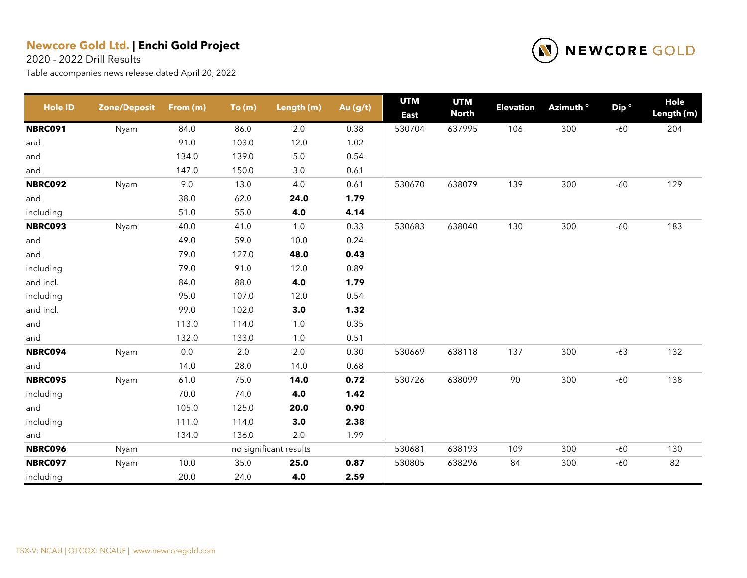**Newcore Gold Ltd.** | **Enchi Gold Project**

2020 - 2022 Drill Results

Table accompanies news release dated April 20, 2022

| Hole ID | Zone/Deposit | From (m) | To (m) | Length (m) | Au (g/t) | UTM East | UTM North | Elevation | Azimuth ° | Dip ° | Hole Length (m) |
|---|---|---|---|---|---|---|---|---|---|---|---|
| **NBRC091** | Nyam | 84.0 | 86.0 | 2.0 | 0.38 | 530704 | 637995 | 106 | 300 | -60 | 204 |
| and | | 91.0 | 103.0 | 12.0 | 1.02 | | | | | | |
| and | | 134.0 | 139.0 | 5.0 | 0.54 | | | | | | |
| and | | 147.0 | 150.0 | 3.0 | 0.61 | | | | | | |
| **NBRC092** | Nyam | 9.0 | 13.0 | 4.0 | 0.61 | 530670 | 638079 | 139 | 300 | -60 | 129 |
| and | | 38.0 | 62.0 | **24.0** | **1.79** | | | | | | |
| including | | 51.0 | 55.0 | **4.0** | **4.14** | | | | | | |
| **NBRC093** | Nyam | 40.0 | 41.0 | 1.0 | 0.33 | 530683 | 638040 | 130 | 300 | -60 | 183 |
| and | | 49.0 | 59.0 | 10.0 | 0.24 | | | | | | |
| and | | 79.0 | 127.0 | **48.0** | **0.43** | | | | | | |
| including | | 79.0 | 91.0 | 12.0 | 0.89 | | | | | | |
| and incl. | | 84.0 | 88.0 | **4.0** | **1.79** | | | | | | |
| including | | 95.0 | 107.0 | 12.0 | 0.54 | | | | | | |
| and incl. | | 99.0 | 102.0 | **3.0** | **1.32** | | | | | | |
| and | | 113.0 | 114.0 | 1.0 | 0.35 | | | | | | |
| and | | 132.0 | 133.0 | 1.0 | 0.51 | | | | | | |
| **NBRC094** | Nyam | 0.0 | 2.0 | 2.0 | 0.30 | 530669 | 638118 | 137 | 300 | -63 | 132 |
| and | | 14.0 | 28.0 | 14.0 | 0.68 | | | | | | |
| **NBRC095** | Nyam | 61.0 | 75.0 | **14.0** | **0.72** | 530726 | 638099 | 90 | 300 | -60 | 138 |
| including | | 70.0 | 74.0 | **4.0** | **1.42** | | | | | | |
| and | | 105.0 | 125.0 | **20.0** | **0.90** | | | | | | |
| including | | 111.0 | 114.0 | **3.0** | **2.38** | | | | | | |
| and | | 134.0 | 136.0 | 2.0 | 1.99 | | | | | | |
| **NBRC096** | Nyam | | no significant results | | | 530681 | 638193 | 109 | 300 | -60 | 130 |
| **NBRC097** | Nyam | 10.0 | 35.0 | **25.0** | **0.87** | 530805 | 638296 | 84 | 300 | -60 | 82 |
| including | | 20.0 | 24.0 | **4.0** | **2.59** | | | | | | |

TSX-V: NCAU | OTCQX: NCAUF | www.newcoregold.com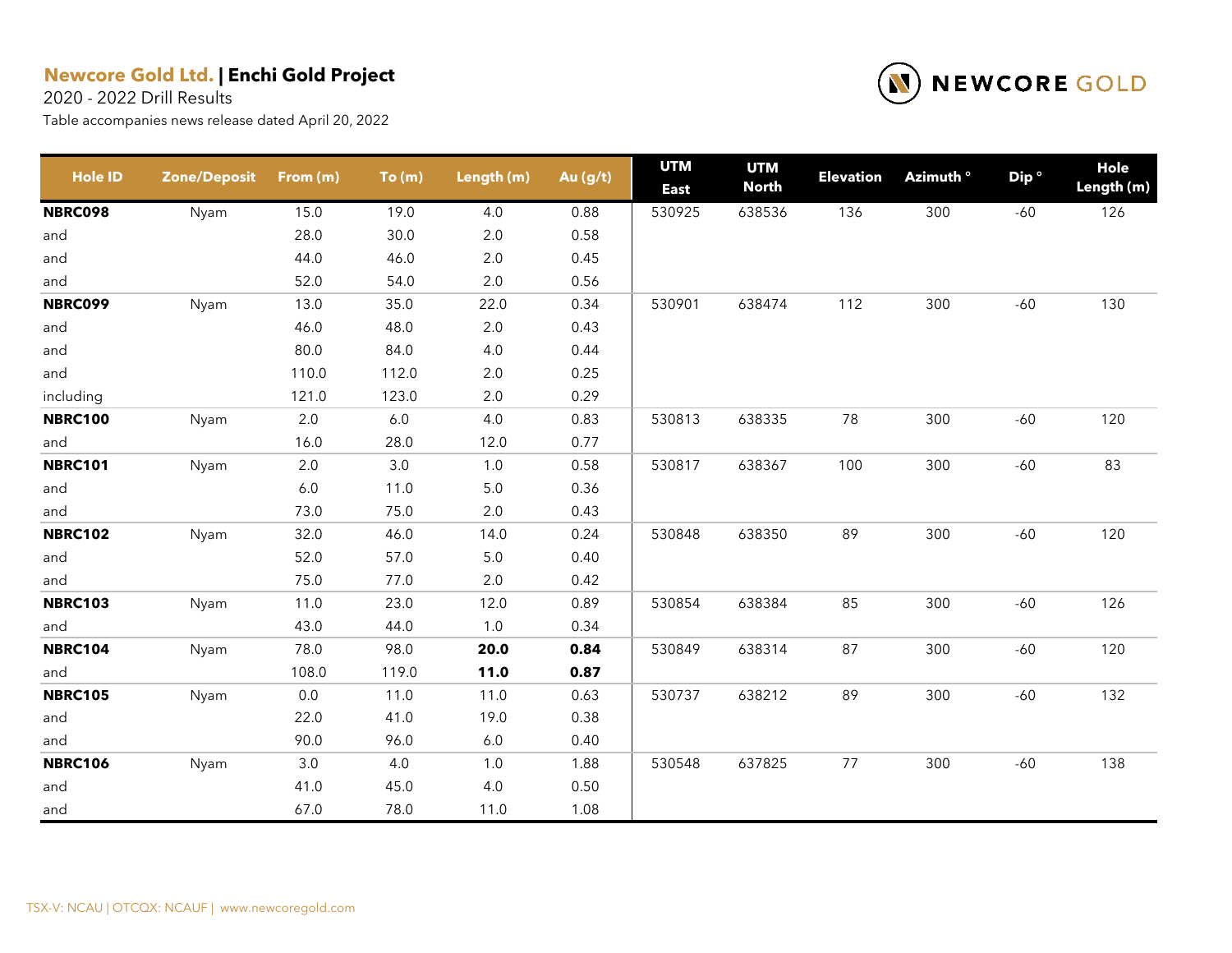**Newcore Gold Ltd.** | **Enchi Gold Project**

2020 - 2022 Drill Results

Table accompanies news release dated April 20, 2022

| Hole ID | Zone/Deposit | From (m) | To (m) | Length (m) | Au (g/t) | UTM East | UTM North | Elevation | Azimuth ° | Dip ° | Hole Length (m) |
|---|---|---|---|---|---|---|---|---|---|---|---|
| **NBRC098** | Nyam | 15.0 | 19.0 | 4.0 | 0.88 | 530925 | 638536 | 136 | 300 | -60 | 126 |
| and | | 28.0 | 30.0 | 2.0 | 0.58 | | | | | | |
| and | | 44.0 | 46.0 | 2.0 | 0.45 | | | | | | |
| and | | 52.0 | 54.0 | 2.0 | 0.56 | | | | | | |
| **NBRC099** | Nyam | 13.0 | 35.0 | 22.0 | 0.34 | 530901 | 638474 | 112 | 300 | -60 | 130 |
| and | | 46.0 | 48.0 | 2.0 | 0.43 | | | | | | |
| and | | 80.0 | 84.0 | 4.0 | 0.44 | | | | | | |
| and | | 110.0 | 112.0 | 2.0 | 0.25 | | | | | | |
| including | | 121.0 | 123.0 | 2.0 | 0.29 | | | | | | |
| **NBRC100** | Nyam | 2.0 | 6.0 | 4.0 | 0.83 | 530813 | 638335 | 78 | 300 | -60 | 120 |
| and | | 16.0 | 28.0 | 12.0 | 0.77 | | | | | | |
| **NBRC101** | Nyam | 2.0 | 3.0 | 1.0 | 0.58 | 530817 | 638367 | 100 | 300 | -60 | 83 |
| and | | 6.0 | 11.0 | 5.0 | 0.36 | | | | | | |
| and | | 73.0 | 75.0 | 2.0 | 0.43 | | | | | | |
| **NBRC102** | Nyam | 32.0 | 46.0 | 14.0 | 0.24 | 530848 | 638350 | 89 | 300 | -60 | 120 |
| and | | 52.0 | 57.0 | 5.0 | 0.40 | | | | | | |
| and | | 75.0 | 77.0 | 2.0 | 0.42 | | | | | | |
| **NBRC103** | Nyam | 11.0 | 23.0 | 12.0 | 0.89 | 530854 | 638384 | 85 | 300 | -60 | 126 |
| and | | 43.0 | 44.0 | 1.0 | 0.34 | | | | | | |
| **NBRC104** | Nyam | 78.0 | 98.0 | **20.0** | **0.84** | 530849 | 638314 | 87 | 300 | -60 | 120 |
| and | | 108.0 | 119.0 | **11.0** | **0.87** | | | | | | |
| **NBRC105** | Nyam | 0.0 | 11.0 | 11.0 | 0.63 | 530737 | 638212 | 89 | 300 | -60 | 132 |
| and | | 22.0 | 41.0 | 19.0 | 0.38 | | | | | | |
| and | | 90.0 | 96.0 | 6.0 | 0.40 | | | | | | |
| **NBRC106** | Nyam | 3.0 | 4.0 | 1.0 | 1.88 | 530548 | 637825 | 77 | 300 | -60 | 138 |
| and | | 41.0 | 45.0 | 4.0 | 0.50 | | | | | | |
| and | | 67.0 | 78.0 | 11.0 | 1.08 | | | | | | |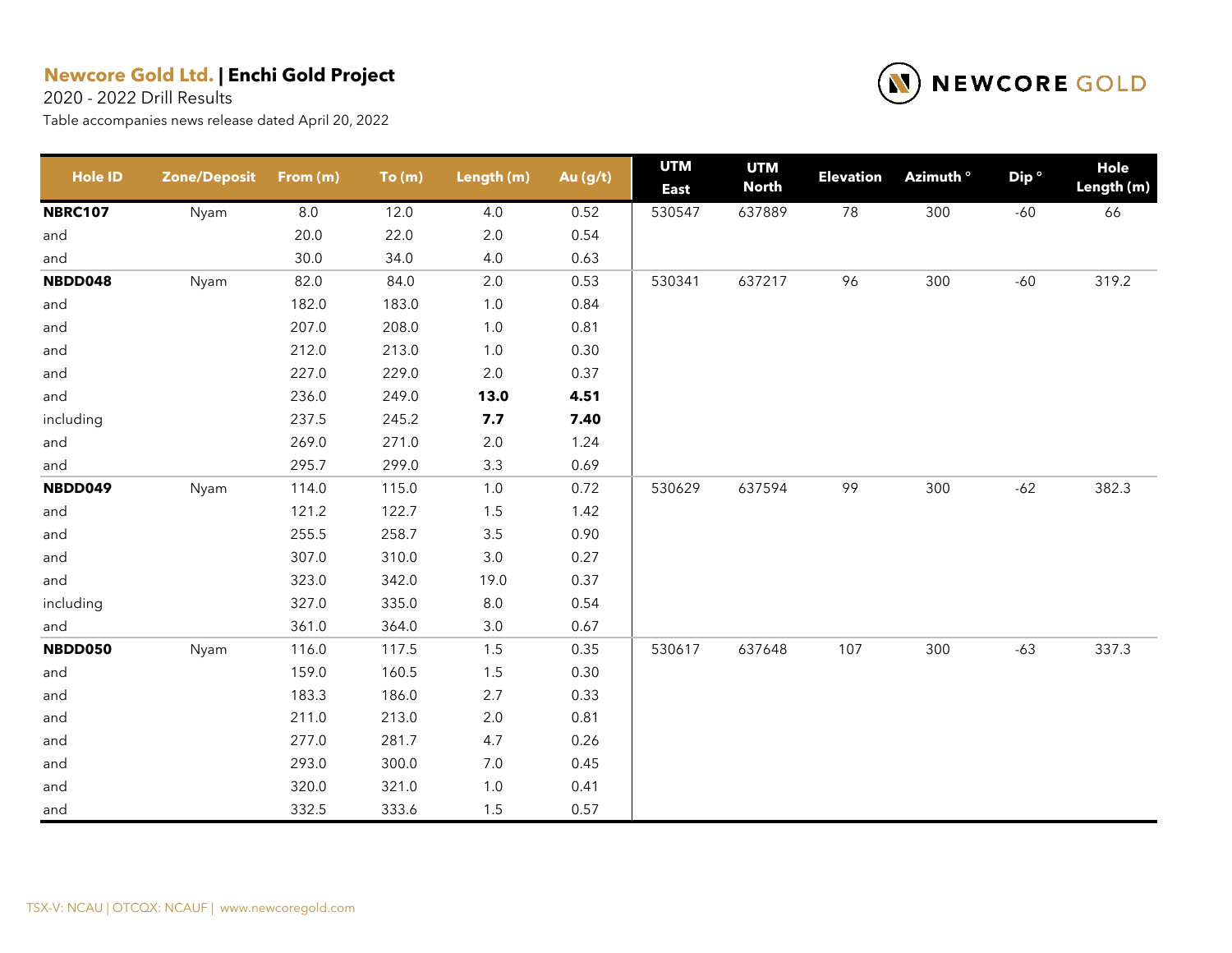**Newcore Gold Ltd.** | **Enchi Gold Project**

2020 - 2022 Drill Results

Table accompanies news release dated April 20, 2022

NEWCORE GOLD

| Hole ID | Zone/Deposit | From (m) | To (m) | Length (m) | Au (g/t) | UTM East | UTM North | Elevation | Azimuth ° | Dip ° | Hole Length (m) |
|---|---|---|---|---|---|---|---|---|---|---|---|
| **NBRC107** | Nyam | 8.0 | 12.0 | 4.0 | 0.52 | 530547 | 637889 | 78 | 300 | -60 | 66 |
| and | | 20.0 | 22.0 | 2.0 | 0.54 | | | | | | |
| and | | 30.0 | 34.0 | 4.0 | 0.63 | | | | | | |
| **NBDD048** | Nyam | 82.0 | 84.0 | 2.0 | 0.53 | 530341 | 637217 | 96 | 300 | -60 | 319.2 |
| and | | 182.0 | 183.0 | 1.0 | 0.84 | | | | | | |
| and | | 207.0 | 208.0 | 1.0 | 0.81 | | | | | | |
| and | | 212.0 | 213.0 | 1.0 | 0.30 | | | | | | |
| and | | 227.0 | 229.0 | 2.0 | 0.37 | | | | | | |
| and | | 236.0 | 249.0 | **13.0** | **4.51** | | | | | | |
| including | | 237.5 | 245.2 | **7.7** | **7.40** | | | | | | |
| and | | 269.0 | 271.0 | 2.0 | 1.24 | | | | | | |
| and | | 295.7 | 299.0 | 3.3 | 0.69 | | | | | | |
| **NBDD049** | Nyam | 114.0 | 115.0 | 1.0 | 0.72 | 530629 | 637594 | 99 | 300 | -62 | 382.3 |
| and | | 121.2 | 122.7 | 1.5 | 1.42 | | | | | | |
| and | | 255.5 | 258.7 | 3.5 | 0.90 | | | | | | |
| and | | 307.0 | 310.0 | 3.0 | 0.27 | | | | | | |
| and | | 323.0 | 342.0 | 19.0 | 0.37 | | | | | | |
| including | | 327.0 | 335.0 | 8.0 | 0.54 | | | | | | |
| and | | 361.0 | 364.0 | 3.0 | 0.67 | | | | | | |
| **NBDD050** | Nyam | 116.0 | 117.5 | 1.5 | 0.35 | 530617 | 637648 | 107 | 300 | -63 | 337.3 |
| and | | 159.0 | 160.5 | 1.5 | 0.30 | | | | | | |
| and | | 183.3 | 186.0 | 2.7 | 0.33 | | | | | | |
| and | | 211.0 | 213.0 | 2.0 | 0.81 | | | | | | |
| and | | 277.0 | 281.7 | 4.7 | 0.26 | | | | | | |
| and | | 293.0 | 300.0 | 7.0 | 0.45 | | | | | | |
| and | | 320.0 | 321.0 | 1.0 | 0.41 | | | | | | |
| and | | 332.5 | 333.6 | 1.5 | 0.57 | | | | | | |

TSX-V: NCAU | OTCQX: NCAUF | www.newcoregold.com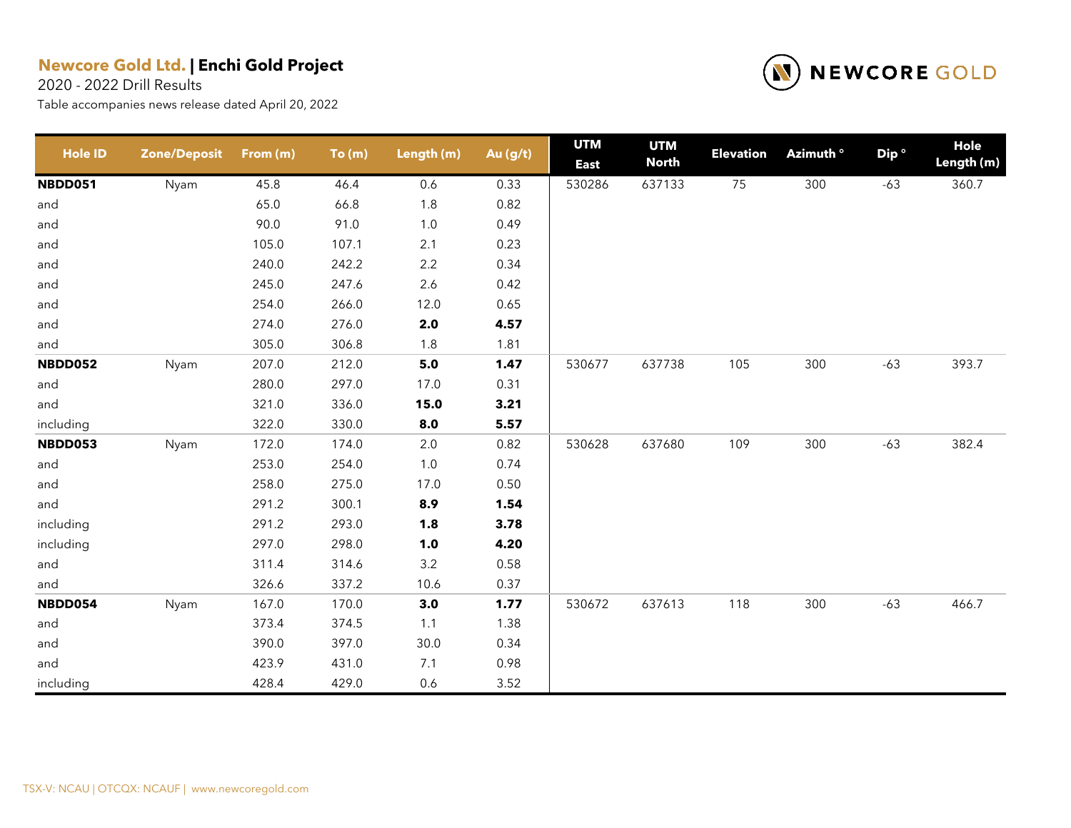**Newcore Gold Ltd. | Enchi Gold Project**

2020 - 2022 Drill Results

Table accompanies news release dated April 20, 2022

| Hole ID | Zone/Deposit | From (m) | To (m) | Length (m) | Au (g/t) | UTM East | UTM North | Elevation | Azimuth ° | Dip ° | Hole Length (m) |
|---|---|---|---|---|---|---|---|---|---|---|---|
| **NBDD051** | Nyam | 45.8 | 46.4 | 0.6 | 0.33 | 530286 | 637133 | 75 | 300 | -63 | 360.7 |
| and | | 65.0 | 66.8 | 1.8 | 0.82 | | | | | | |
| and | | 90.0 | 91.0 | 1.0 | 0.49 | | | | | | |
| and | | 105.0 | 107.1 | 2.1 | 0.23 | | | | | | |
| and | | 240.0 | 242.2 | 2.2 | 0.34 | | | | | | |
| and | | 245.0 | 247.6 | 2.6 | 0.42 | | | | | | |
| and | | 254.0 | 266.0 | 12.0 | 0.65 | | | | | | |
| and | | 274.0 | 276.0 | **2.0** | **4.57** | | | | | | |
| and | | 305.0 | 306.8 | 1.8 | 1.81 | | | | | | |
| **NBDD052** | Nyam | 207.0 | 212.0 | **5.0** | **1.47** | 530677 | 637738 | 105 | 300 | -63 | 393.7 |
| and | | 280.0 | 297.0 | 17.0 | 0.31 | | | | | | |
| and | | 321.0 | 336.0 | **15.0** | **3.21** | | | | | | |
| including | | 322.0 | 330.0 | **8.0** | **5.57** | | | | | | |
| **NBDD053** | Nyam | 172.0 | 174.0 | 2.0 | 0.82 | 530628 | 637680 | 109 | 300 | -63 | 382.4 |
| and | | 253.0 | 254.0 | 1.0 | 0.74 | | | | | | |
| and | | 258.0 | 275.0 | 17.0 | 0.50 | | | | | | |
| and | | 291.2 | 300.1 | **8.9** | **1.54** | | | | | | |
| including | | 291.2 | 293.0 | **1.8** | **3.78** | | | | | | |
| including | | 297.0 | 298.0 | **1.0** | **4.20** | | | | | | |
| and | | 311.4 | 314.6 | 3.2 | 0.58 | | | | | | |
| and | | 326.6 | 337.2 | 10.6 | 0.37 | | | | | | |
| **NBDD054** | Nyam | 167.0 | 170.0 | **3.0** | **1.77** | 530672 | 637613 | 118 | 300 | -63 | 466.7 |
| and | | 373.4 | 374.5 | 1.1 | 1.38 | | | | | | |
| and | | 390.0 | 397.0 | 30.0 | 0.34 | | | | | | |
| and | | 423.9 | 431.0 | 7.1 | 0.98 | | | | | | |
| including | | 428.4 | 429.0 | 0.6 | 3.52 | | | | | | |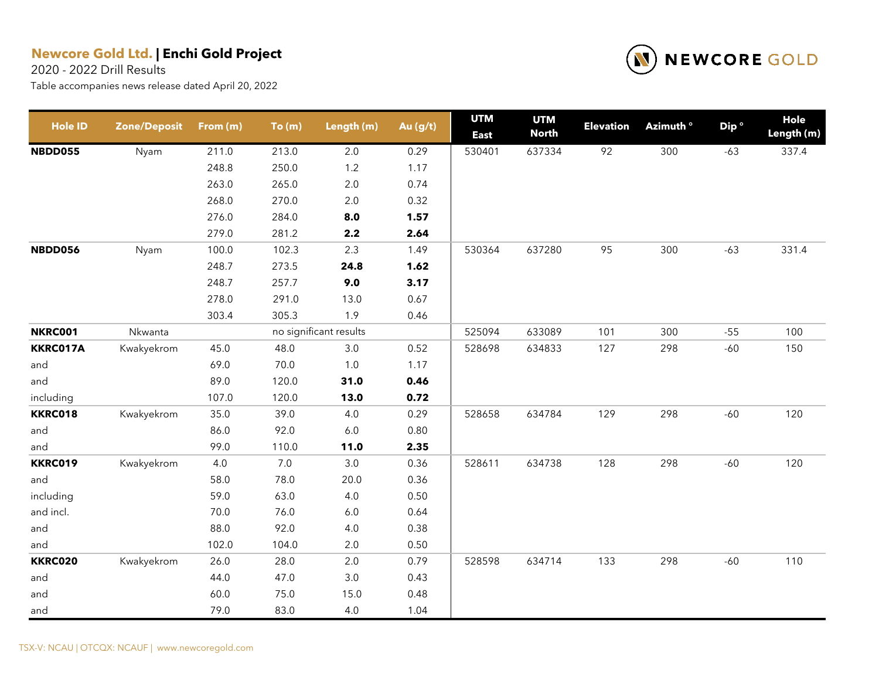**Newcore Gold Ltd.** | **Enchi Gold Project**

2020 - 2022 Drill Results

Table accompanies news release dated April 20, 2022

| Hole ID | Zone/Deposit | From (m) | To (m) | Length (m) | Au (g/t) | UTM East | UTM North | Elevation | Azimuth ° | Dip ° | Hole Length (m) |
|---|---|---|---|---|---|---|---|---|---|---|---|
| **NBDD055** | Nyam | 211.0 | 213.0 | 2.0 | 0.29 | 530401 | 637334 | 92 | 300 | -63 | 337.4 |
| | | 248.8 | 250.0 | 1.2 | 1.17 | | | | | | |
| | | 263.0 | 265.0 | 2.0 | 0.74 | | | | | | |
| | | 268.0 | 270.0 | 2.0 | 0.32 | | | | | | |
| | | 276.0 | 284.0 | **8.0** | **1.57** | | | | | | |
| | | 279.0 | 281.2 | **2.2** | **2.64** | | | | | | |
| **NBDD056** | Nyam | 100.0 | 102.3 | 2.3 | 1.49 | 530364 | 637280 | 95 | 300 | -63 | 331.4 |
| | | 248.7 | 273.5 | **24.8** | **1.62** | | | | | | |
| | | 248.7 | 257.7 | **9.0** | **3.17** | | | | | | |
| | | 278.0 | 291.0 | 13.0 | 0.67 | | | | | | |
| | | 303.4 | 305.3 | 1.9 | 0.46 | | | | | | |
| **NKRC001** | Nkwanta | | no significant results | | | 525094 | 633089 | 101 | 300 | -55 | 100 |
| **KKRC017A** | Kwakyekrom | 45.0 | 48.0 | 3.0 | 0.52 | 528698 | 634833 | 127 | 298 | -60 | 150 |
| and | | 69.0 | 70.0 | 1.0 | 1.17 | | | | | | |
| and | | 89.0 | 120.0 | **31.0** | **0.46** | | | | | | |
| including | | 107.0 | 120.0 | **13.0** | **0.72** | | | | | | |
| **KKRC018** | Kwakyekrom | 35.0 | 39.0 | 4.0 | 0.29 | 528658 | 634784 | 129 | 298 | -60 | 120 |
| and | | 86.0 | 92.0 | 6.0 | 0.80 | | | | | | |
| and | | 99.0 | 110.0 | **11.0** | **2.35** | | | | | | |
| **KKRC019** | Kwakyekrom | 4.0 | 7.0 | 3.0 | 0.36 | 528611 | 634738 | 128 | 298 | -60 | 120 |
| and | | 58.0 | 78.0 | 20.0 | 0.36 | | | | | | |
| including | | 59.0 | 63.0 | 4.0 | 0.50 | | | | | | |
| and incl. | | 70.0 | 76.0 | 6.0 | 0.64 | | | | | | |
| and | | 88.0 | 92.0 | 4.0 | 0.38 | | | | | | |
| and | | 102.0 | 104.0 | 2.0 | 0.50 | | | | | | |
| **KKRC020** | Kwakyekrom | 26.0 | 28.0 | 2.0 | 0.79 | 528598 | 634714 | 133 | 298 | -60 | 110 |
| and | | 44.0 | 47.0 | 3.0 | 0.43 | | | | | | |
| and | | 60.0 | 75.0 | 15.0 | 0.48 | | | | | | |
| and | | 79.0 | 83.0 | 4.0 | 1.04 | | | | | | |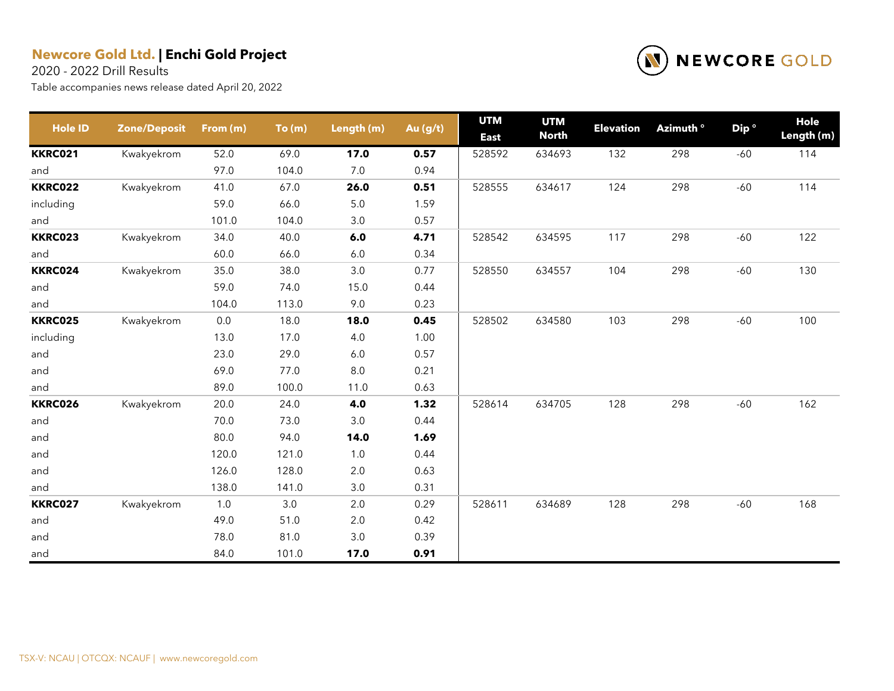**Newcore Gold Ltd.** | **Enchi Gold Project**

2020 - 2022 Drill Results

Table accompanies news release dated April 20, 2022

| Hole ID | Zone/Deposit | From (m) | To (m) | Length (m) | Au (g/t) | UTM East | UTM North | Elevation | Azimuth ° | Dip ° | Hole Length (m) |
|---|---|---|---|---|---|---|---|---|---|---|---|
| **KKRC021** | Kwakyekrom | 52.0 | 69.0 | **17.0** | **0.57** | 528592 | 634693 | 132 | 298 | -60 | 114 |
| and | | 97.0 | 104.0 | 7.0 | 0.94 | | | | | | |
| **KKRC022** | Kwakyekrom | 41.0 | 67.0 | **26.0** | **0.51** | 528555 | 634617 | 124 | 298 | -60 | 114 |
| including | | 59.0 | 66.0 | 5.0 | 1.59 | | | | | | |
| and | | 101.0 | 104.0 | 3.0 | 0.57 | | | | | | |
| **KKRC023** | Kwakyekrom | 34.0 | 40.0 | **6.0** | **4.71** | 528542 | 634595 | 117 | 298 | -60 | 122 |
| and | | 60.0 | 66.0 | 6.0 | 0.34 | | | | | | |
| **KKRC024** | Kwakyekrom | 35.0 | 38.0 | 3.0 | 0.77 | 528550 | 634557 | 104 | 298 | -60 | 130 |
| and | | 59.0 | 74.0 | 15.0 | 0.44 | | | | | | |
| and | | 104.0 | 113.0 | 9.0 | 0.23 | | | | | | |
| **KKRC025** | Kwakyekrom | 0.0 | 18.0 | **18.0** | **0.45** | 528502 | 634580 | 103 | 298 | -60 | 100 |
| including | | 13.0 | 17.0 | 4.0 | 1.00 | | | | | | |
| and | | 23.0 | 29.0 | 6.0 | 0.57 | | | | | | |
| and | | 69.0 | 77.0 | 8.0 | 0.21 | | | | | | |
| and | | 89.0 | 100.0 | 11.0 | 0.63 | | | | | | |
| **KKRC026** | Kwakyekrom | 20.0 | 24.0 | **4.0** | **1.32** | 528614 | 634705 | 128 | 298 | -60 | 162 |
| and | | 70.0 | 73.0 | 3.0 | 0.44 | | | | | | |
| and | | 80.0 | 94.0 | **14.0** | **1.69** | | | | | | |
| and | | 120.0 | 121.0 | 1.0 | 0.44 | | | | | | |
| and | | 126.0 | 128.0 | 2.0 | 0.63 | | | | | | |
| and | | 138.0 | 141.0 | 3.0 | 0.31 | | | | | | |
| **KKRC027** | Kwakyekrom | 1.0 | 3.0 | 2.0 | 0.29 | 528611 | 634689 | 128 | 298 | -60 | 168 |
| and | | 49.0 | 51.0 | 2.0 | 0.42 | | | | | | |
| and | | 78.0 | 81.0 | 3.0 | 0.39 | | | | | | |
| and | | 84.0 | 101.0 | **17.0** | **0.91** | | | | | | |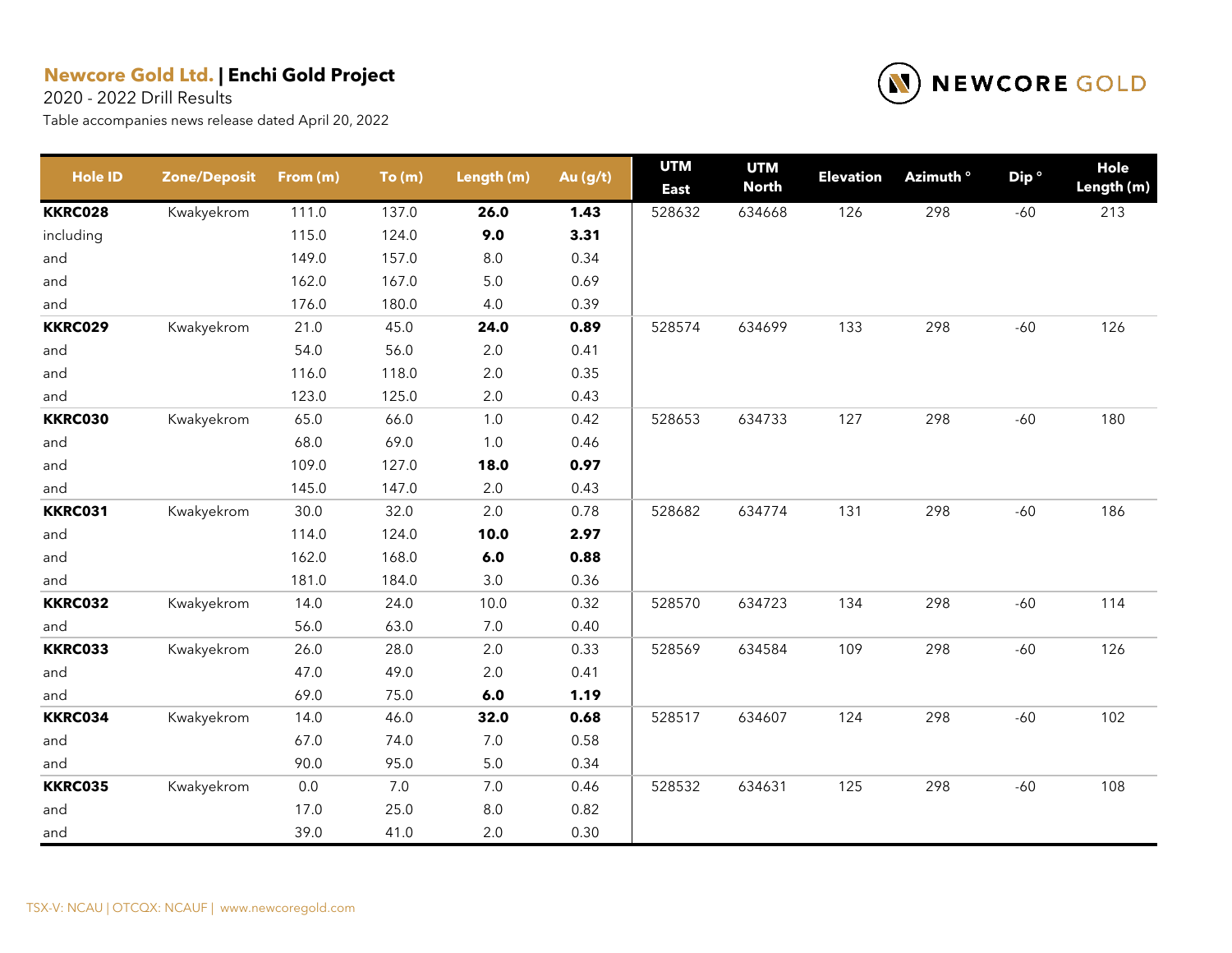**Newcore Gold Ltd.** | **Enchi Gold Project**

2020 - 2022 Drill Results

Table accompanies news release dated April 20, 2022

| Hole ID | Zone/Deposit | From (m) | To (m) | Length (m) | Au (g/t) | UTM East | UTM North | Elevation | Azimuth ° | Dip ° | Hole Length (m) |
|---|---|---|---|---|---|---|---|---|---|---|---|
| **KKRC028** | Kwakyekrom | 111.0 | 137.0 | **26.0** | **1.43** | 528632 | 634668 | 126 | 298 | -60 | 213 |
| including | | 115.0 | 124.0 | **9.0** | **3.31** | | | | | | |
| and | | 149.0 | 157.0 | 8.0 | 0.34 | | | | | | |
| and | | 162.0 | 167.0 | 5.0 | 0.69 | | | | | | |
| and | | 176.0 | 180.0 | 4.0 | 0.39 | | | | | | |
| **KKRC029** | Kwakyekrom | 21.0 | 45.0 | **24.0** | **0.89** | 528574 | 634699 | 133 | 298 | -60 | 126 |
| and | | 54.0 | 56.0 | 2.0 | 0.41 | | | | | | |
| and | | 116.0 | 118.0 | 2.0 | 0.35 | | | | | | |
| and | | 123.0 | 125.0 | 2.0 | 0.43 | | | | | | |
| **KKRC030** | Kwakyekrom | 65.0 | 66.0 | 1.0 | 0.42 | 528653 | 634733 | 127 | 298 | -60 | 180 |
| and | | 68.0 | 69.0 | 1.0 | 0.46 | | | | | | |
| and | | 109.0 | 127.0 | **18.0** | **0.97** | | | | | | |
| and | | 145.0 | 147.0 | 2.0 | 0.43 | | | | | | |
| **KKRC031** | Kwakyekrom | 30.0 | 32.0 | 2.0 | 0.78 | 528682 | 634774 | 131 | 298 | -60 | 186 |
| and | | 114.0 | 124.0 | **10.0** | **2.97** | | | | | | |
| and | | 162.0 | 168.0 | **6.0** | **0.88** | | | | | | |
| and | | 181.0 | 184.0 | 3.0 | 0.36 | | | | | | |
| **KKRC032** | Kwakyekrom | 14.0 | 24.0 | 10.0 | 0.32 | 528570 | 634723 | 134 | 298 | -60 | 114 |
| and | | 56.0 | 63.0 | 7.0 | 0.40 | | | | | | |
| **KKRC033** | Kwakyekrom | 26.0 | 28.0 | 2.0 | 0.33 | 528569 | 634584 | 109 | 298 | -60 | 126 |
| and | | 47.0 | 49.0 | 2.0 | 0.41 | | | | | | |
| and | | 69.0 | 75.0 | **6.0** | **1.19** | | | | | | |
| **KKRC034** | Kwakyekrom | 14.0 | 46.0 | **32.0** | **0.68** | 528517 | 634607 | 124 | 298 | -60 | 102 |
| and | | 67.0 | 74.0 | 7.0 | 0.58 | | | | | | |
| and | | 90.0 | 95.0 | 5.0 | 0.34 | | | | | | |
| **KKRC035** | Kwakyekrom | 0.0 | 7.0 | 7.0 | 0.46 | 528532 | 634631 | 125 | 298 | -60 | 108 |
| and | | 17.0 | 25.0 | 8.0 | 0.82 | | | | | | |
| and | | 39.0 | 41.0 | 2.0 | 0.30 | | | | | | |

TSX-V: NCAU | OTCQX: NCAUF | www.newcoregold.com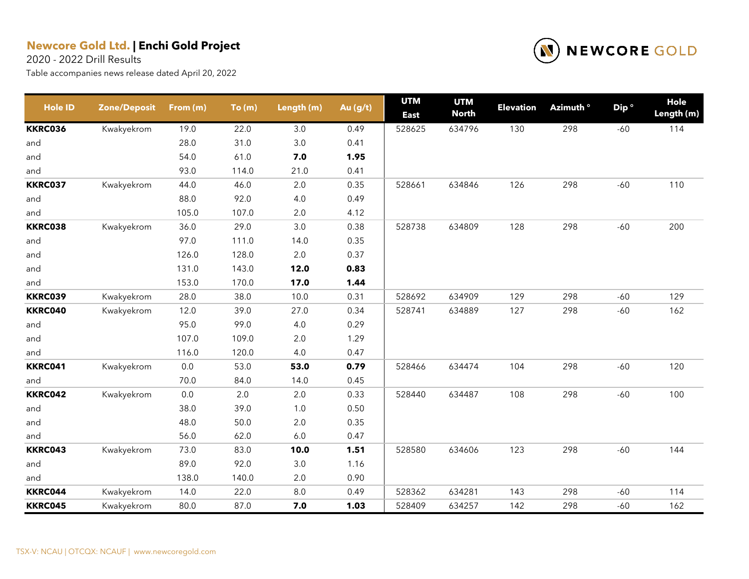**Newcore Gold Ltd.** | **Enchi Gold Project**

2020 - 2022 Drill Results

Table accompanies news release dated April 20, 2022

| Hole ID | Zone/Deposit | From (m) | To (m) | Length (m) | Au (g/t) | UTM East | UTM North | Elevation | Azimuth ° | Dip ° | Hole Length (m) |
|---|---|---|---|---|---|---|---|---|---|---|---|
| **KKRC036** | Kwakyekrom | 19.0 | 22.0 | 3.0 | 0.49 | 528625 | 634796 | 130 | 298 | -60 | 114 |
| and | | 28.0 | 31.0 | 3.0 | 0.41 | | | | | | |
| and | | 54.0 | 61.0 | **7.0** | **1.95** | | | | | | |
| and | | 93.0 | 114.0 | 21.0 | 0.41 | | | | | | |
| **KKRC037** | Kwakyekrom | 44.0 | 46.0 | 2.0 | 0.35 | 528661 | 634846 | 126 | 298 | -60 | 110 |
| and | | 88.0 | 92.0 | 4.0 | 0.49 | | | | | | |
| and | | 105.0 | 107.0 | 2.0 | 4.12 | | | | | | |
| **KKRC038** | Kwakyekrom | 36.0 | 29.0 | 3.0 | 0.38 | 528738 | 634809 | 128 | 298 | -60 | 200 |
| and | | 97.0 | 111.0 | 14.0 | 0.35 | | | | | | |
| and | | 126.0 | 128.0 | 2.0 | 0.37 | | | | | | |
| and | | 131.0 | 143.0 | **12.0** | **0.83** | | | | | | |
| and | | 153.0 | 170.0 | **17.0** | **1.44** | | | | | | |
| **KKRC039** | Kwakyekrom | 28.0 | 38.0 | 10.0 | 0.31 | 528692 | 634909 | 129 | 298 | -60 | 129 |
| **KKRC040** | Kwakyekrom | 12.0 | 39.0 | 27.0 | 0.34 | 528741 | 634889 | 127 | 298 | -60 | 162 |
| and | | 95.0 | 99.0 | 4.0 | 0.29 | | | | | | |
| and | | 107.0 | 109.0 | 2.0 | 1.29 | | | | | | |
| and | | 116.0 | 120.0 | 4.0 | 0.47 | | | | | | |
| **KKRC041** | Kwakyekrom | 0.0 | 53.0 | **53.0** | **0.79** | 528466 | 634474 | 104 | 298 | -60 | 120 |
| and | | 70.0 | 84.0 | 14.0 | 0.45 | | | | | | |
| **KKRC042** | Kwakyekrom | 0.0 | 2.0 | 2.0 | 0.33 | 528440 | 634487 | 108 | 298 | -60 | 100 |
| and | | 38.0 | 39.0 | 1.0 | 0.50 | | | | | | |
| and | | 48.0 | 50.0 | 2.0 | 0.35 | | | | | | |
| and | | 56.0 | 62.0 | 6.0 | 0.47 | | | | | | |
| **KKRC043** | Kwakyekrom | 73.0 | 83.0 | **10.0** | **1.51** | 528580 | 634606 | 123 | 298 | -60 | 144 |
| and | | 89.0 | 92.0 | 3.0 | 1.16 | | | | | | |
| and | | 138.0 | 140.0 | 2.0 | 0.90 | | | | | | |
| **KKRC044** | Kwakyekrom | 14.0 | 22.0 | 8.0 | 0.49 | 528362 | 634281 | 143 | 298 | -60 | 114 |
| **KKRC045** | Kwakyekrom | 80.0 | 87.0 | **7.0** | **1.03** | 528409 | 634257 | 142 | 298 | -60 | 162 |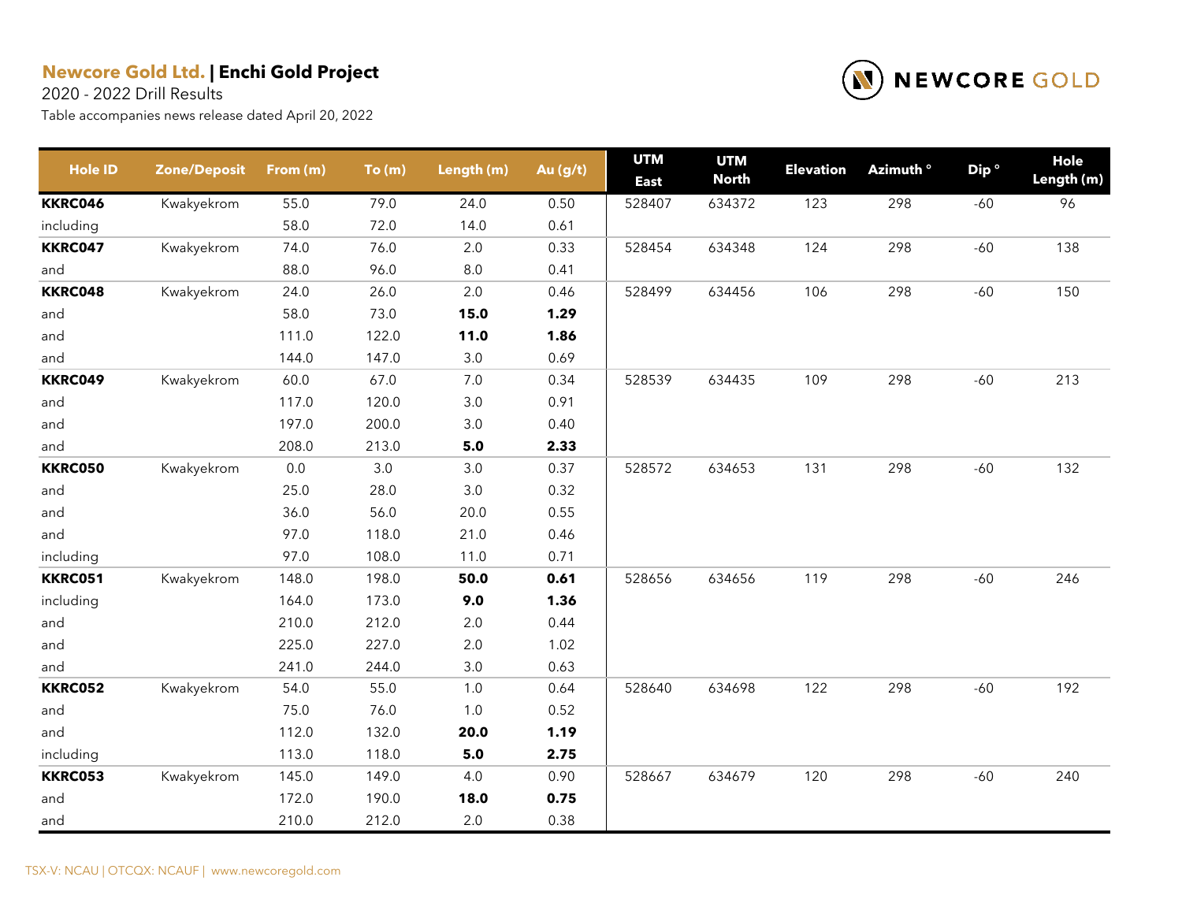**Newcore Gold Ltd.** | **Enchi Gold Project**

2020 - 2022 Drill Results

Table accompanies news release dated April 20, 2022

| Hole ID | Zone/Deposit | From (m) | To (m) | Length (m) | Au (g/t) | UTM East | UTM North | Elevation | Azimuth ° | Dip ° | Hole Length (m) |
|---|---|---|---|---|---|---|---|---|---|---|---|
| **KKRC046** | Kwakyekrom | 55.0 | 79.0 | 24.0 | 0.50 | 528407 | 634372 | 123 | 298 | -60 | 96 |
| including | | 58.0 | 72.0 | 14.0 | 0.61 | | | | | | |
| **KKRC047** | Kwakyekrom | 74.0 | 76.0 | 2.0 | 0.33 | 528454 | 634348 | 124 | 298 | -60 | 138 |
| and | | 88.0 | 96.0 | 8.0 | 0.41 | | | | | | |
| **KKRC048** | Kwakyekrom | 24.0 | 26.0 | 2.0 | 0.46 | 528499 | 634456 | 106 | 298 | -60 | 150 |
| and | | 58.0 | 73.0 | **15.0** | **1.29** | | | | | | |
| and | | 111.0 | 122.0 | **11.0** | **1.86** | | | | | | |
| and | | 144.0 | 147.0 | 3.0 | 0.69 | | | | | | |
| **KKRC049** | Kwakyekrom | 60.0 | 67.0 | 7.0 | 0.34 | 528539 | 634435 | 109 | 298 | -60 | 213 |
| and | | 117.0 | 120.0 | 3.0 | 0.91 | | | | | | |
| and | | 197.0 | 200.0 | 3.0 | 0.40 | | | | | | |
| and | | 208.0 | 213.0 | **5.0** | **2.33** | | | | | | |
| **KKRC050** | Kwakyekrom | 0.0 | 3.0 | 3.0 | 0.37 | 528572 | 634653 | 131 | 298 | -60 | 132 |
| and | | 25.0 | 28.0 | 3.0 | 0.32 | | | | | | |
| and | | 36.0 | 56.0 | 20.0 | 0.55 | | | | | | |
| and | | 97.0 | 118.0 | 21.0 | 0.46 | | | | | | |
| including | | 97.0 | 108.0 | 11.0 | 0.71 | | | | | | |
| **KKRC051** | Kwakyekrom | 148.0 | 198.0 | **50.0** | **0.61** | 528656 | 634656 | 119 | 298 | -60 | 246 |
| including | | 164.0 | 173.0 | **9.0** | **1.36** | | | | | | |
| and | | 210.0 | 212.0 | 2.0 | 0.44 | | | | | | |
| and | | 225.0 | 227.0 | 2.0 | 1.02 | | | | | | |
| and | | 241.0 | 244.0 | 3.0 | 0.63 | | | | | | |
| **KKRC052** | Kwakyekrom | 54.0 | 55.0 | 1.0 | 0.64 | 528640 | 634698 | 122 | 298 | -60 | 192 |
| and | | 75.0 | 76.0 | 1.0 | 0.52 | | | | | | |
| and | | 112.0 | 132.0 | **20.0** | **1.19** | | | | | | |
| including | | 113.0 | 118.0 | **5.0** | **2.75** | | | | | | |
| **KKRC053** | Kwakyekrom | 145.0 | 149.0 | 4.0 | 0.90 | 528667 | 634679 | 120 | 298 | -60 | 240 |
| and | | 172.0 | 190.0 | **18.0** | **0.75** | | | | | | |
| and | | 210.0 | 212.0 | 2.0 | 0.38 | | | | | | |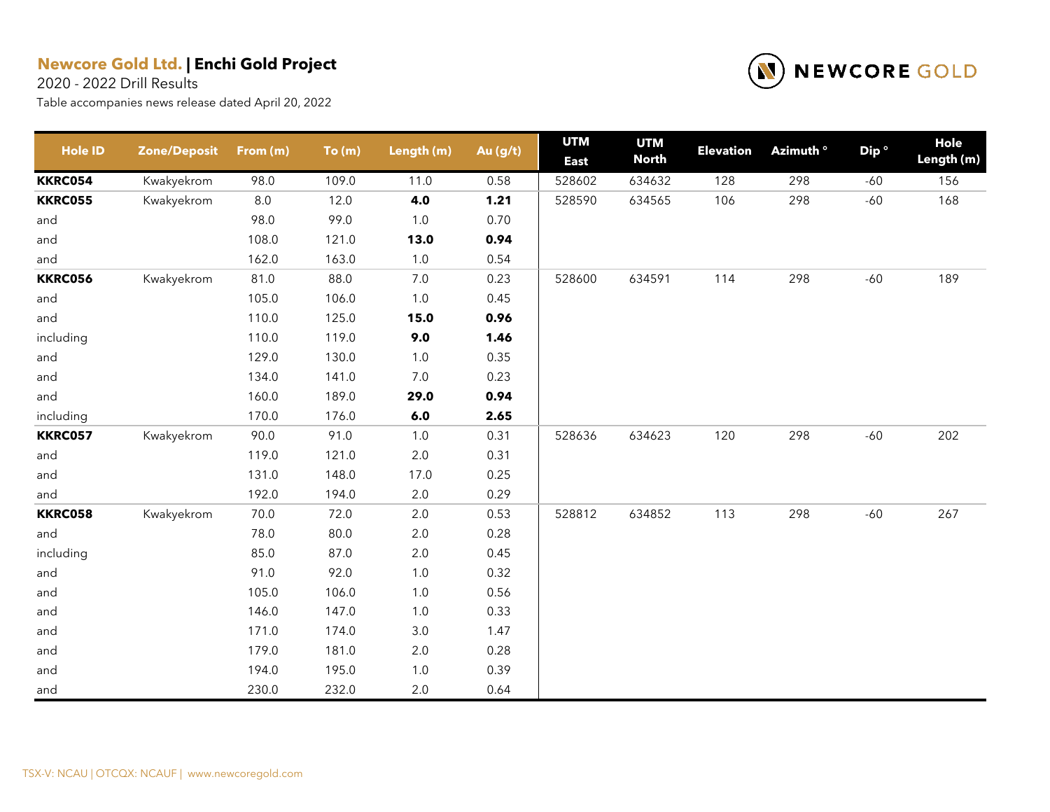**Newcore Gold Ltd.** | **Enchi Gold Project**

2020 - 2022 Drill Results

Table accompanies news release dated April 20, 2022

| Hole ID | Zone/Deposit | From (m) | To (m) | Length (m) | Au (g/t) | UTM East | UTM North | Elevation | Azimuth ° | Dip ° | Hole Length (m) |
|---|---|---|---|---|---|---|---|---|---|---|---|
| **KKRC054** | Kwakyekrom | 98.0 | 109.0 | 11.0 | 0.58 | 528602 | 634632 | 128 | 298 | -60 | 156 |
| **KKRC055** | Kwakyekrom | 8.0 | 12.0 | **4.0** | **1.21** | 528590 | 634565 | 106 | 298 | -60 | 168 |
| and | | 98.0 | 99.0 | 1.0 | 0.70 | | | | | | |
| and | | 108.0 | 121.0 | **13.0** | **0.94** | | | | | | |
| and | | 162.0 | 163.0 | 1.0 | 0.54 | | | | | | |
| **KKRC056** | Kwakyekrom | 81.0 | 88.0 | 7.0 | 0.23 | 528600 | 634591 | 114 | 298 | -60 | 189 |
| and | | 105.0 | 106.0 | 1.0 | 0.45 | | | | | | |
| and | | 110.0 | 125.0 | **15.0** | **0.96** | | | | | | |
| including | | 110.0 | 119.0 | **9.0** | **1.46** | | | | | | |
| and | | 129.0 | 130.0 | 1.0 | 0.35 | | | | | | |
| and | | 134.0 | 141.0 | 7.0 | 0.23 | | | | | | |
| and | | 160.0 | 189.0 | **29.0** | **0.94** | | | | | | |
| including | | 170.0 | 176.0 | **6.0** | **2.65** | | | | | | |
| **KKRC057** | Kwakyekrom | 90.0 | 91.0 | 1.0 | 0.31 | 528636 | 634623 | 120 | 298 | -60 | 202 |
| and | | 119.0 | 121.0 | 2.0 | 0.31 | | | | | | |
| and | | 131.0 | 148.0 | 17.0 | 0.25 | | | | | | |
| and | | 192.0 | 194.0 | 2.0 | 0.29 | | | | | | |
| **KKRC058** | Kwakyekrom | 70.0 | 72.0 | 2.0 | 0.53 | 528812 | 634852 | 113 | 298 | -60 | 267 |
| and | | 78.0 | 80.0 | 2.0 | 0.28 | | | | | | |
| including | | 85.0 | 87.0 | 2.0 | 0.45 | | | | | | |
| and | | 91.0 | 92.0 | 1.0 | 0.32 | | | | | | |
| and | | 105.0 | 106.0 | 1.0 | 0.56 | | | | | | |
| and | | 146.0 | 147.0 | 1.0 | 0.33 | | | | | | |
| and | | 171.0 | 174.0 | 3.0 | 1.47 | | | | | | |
| and | | 179.0 | 181.0 | 2.0 | 0.28 | | | | | | |
| and | | 194.0 | 195.0 | 1.0 | 0.39 | | | | | | |
| and | | 230.0 | 232.0 | 2.0 | 0.64 | | | | | | |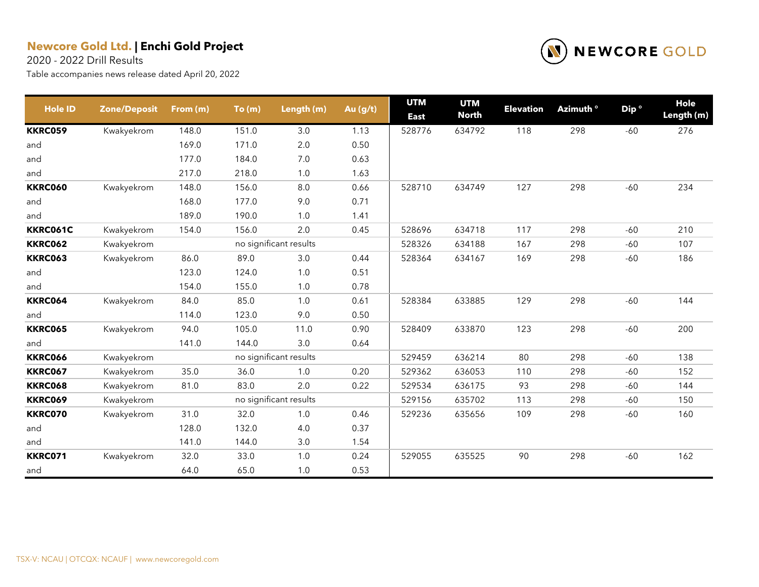**Newcore Gold Ltd.** | **Enchi Gold Project**

2020 - 2022 Drill Results

Table accompanies news release dated April 20, 2022

| Hole ID | Zone/Deposit | From (m) | To (m) | Length (m) | Au (g/t) | UTM East | UTM North | Elevation | Azimuth ° | Dip ° | Hole Length (m) |
|---|---|---|---|---|---|---|---|---|---|---|---|
| **KKRC059** | Kwakyekrom | 148.0 | 151.0 | 3.0 | 1.13 | 528776 | 634792 | 118 | 298 | -60 | 276 |
| and | | 169.0 | 171.0 | 2.0 | 0.50 | | | | | | |
| and | | 177.0 | 184.0 | 7.0 | 0.63 | | | | | | |
| and | | 217.0 | 218.0 | 1.0 | 1.63 | | | | | | |
| **KKRC060** | Kwakyekrom | 148.0 | 156.0 | 8.0 | 0.66 | 528710 | 634749 | 127 | 298 | -60 | 234 |
| and | | 168.0 | 177.0 | 9.0 | 0.71 | | | | | | |
| and | | 189.0 | 190.0 | 1.0 | 1.41 | | | | | | |
| **KKRC061C** | Kwakyekrom | 154.0 | 156.0 | 2.0 | 0.45 | 528696 | 634718 | 117 | 298 | -60 | 210 |
| **KKRC062** | Kwakyekrom | | no significant results | | | 528326 | 634188 | 167 | 298 | -60 | 107 |
| **KKRC063** | Kwakyekrom | 86.0 | 89.0 | 3.0 | 0.44 | 528364 | 634167 | 169 | 298 | -60 | 186 |
| and | | 123.0 | 124.0 | 1.0 | 0.51 | | | | | | |
| and | | 154.0 | 155.0 | 1.0 | 0.78 | | | | | | |
| **KKRC064** | Kwakyekrom | 84.0 | 85.0 | 1.0 | 0.61 | 528384 | 633885 | 129 | 298 | -60 | 144 |
| and | | 114.0 | 123.0 | 9.0 | 0.50 | | | | | | |
| **KKRC065** | Kwakyekrom | 94.0 | 105.0 | 11.0 | 0.90 | 528409 | 633870 | 123 | 298 | -60 | 200 |
| and | | 141.0 | 144.0 | 3.0 | 0.64 | | | | | | |
| **KKRC066** | Kwakyekrom | | no significant results | | | 529459 | 636214 | 80 | 298 | -60 | 138 |
| **KKRC067** | Kwakyekrom | 35.0 | 36.0 | 1.0 | 0.20 | 529362 | 636053 | 110 | 298 | -60 | 152 |
| **KKRC068** | Kwakyekrom | 81.0 | 83.0 | 2.0 | 0.22 | 529534 | 636175 | 93 | 298 | -60 | 144 |
| **KKRC069** | Kwakyekrom | | no significant results | | | 529156 | 635702 | 113 | 298 | -60 | 150 |
| **KKRC070** | Kwakyekrom | 31.0 | 32.0 | 1.0 | 0.46 | 529236 | 635656 | 109 | 298 | -60 | 160 |
| and | | 128.0 | 132.0 | 4.0 | 0.37 | | | | | | |
| and | | 141.0 | 144.0 | 3.0 | 1.54 | | | | | | |
| **KKRC071** | Kwakyekrom | 32.0 | 33.0 | 1.0 | 0.24 | 529055 | 635525 | 90 | 298 | -60 | 162 |
| and | | 64.0 | 65.0 | 1.0 | 0.53 | | | | | | |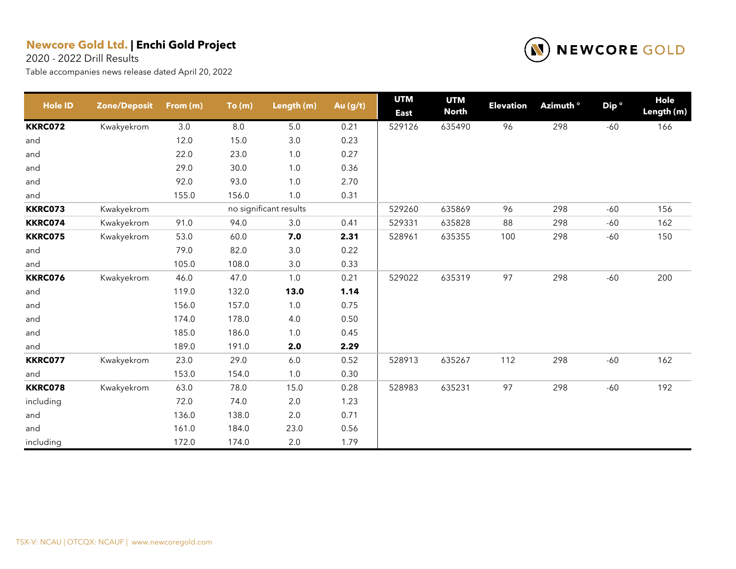**Newcore Gold Ltd. | Enchi Gold Project**

2020 - 2022 Drill Results

Table accompanies news release dated April 20, 2022

| Hole ID | Zone/Deposit | From (m) | To (m) | Length (m) | Au (g/t) | UTM East | UTM North | Elevation | Azimuth ° | Dip ° | Hole Length (m) |
|---|---|---|---|---|---|---|---|---|---|---|---|
| **KKRC072** | Kwakyekrom | 3.0 | 8.0 | 5.0 | 0.21 | 529126 | 635490 | 96 | 298 | -60 | 166 |
| and | | 12.0 | 15.0 | 3.0 | 0.23 | | | | | | |
| and | | 22.0 | 23.0 | 1.0 | 0.27 | | | | | | |
| and | | 29.0 | 30.0 | 1.0 | 0.36 | | | | | | |
| and | | 92.0 | 93.0 | 1.0 | 2.70 | | | | | | |
| and | | 155.0 | 156.0 | 1.0 | 0.31 | | | | | | |
| **KKRC073** | Kwakyekrom | | no significant results | | | 529260 | 635869 | 96 | 298 | -60 | 156 |
| **KKRC074** | Kwakyekrom | 91.0 | 94.0 | 3.0 | 0.41 | 529331 | 635828 | 88 | 298 | -60 | 162 |
| **KKRC075** | Kwakyekrom | 53.0 | 60.0 | **7.0** | **2.31** | 528961 | 635355 | 100 | 298 | -60 | 150 |
| and | | 79.0 | 82.0 | 3.0 | 0.22 | | | | | | |
| and | | 105.0 | 108.0 | 3.0 | 0.33 | | | | | | |
| **KKRC076** | Kwakyekrom | 46.0 | 47.0 | 1.0 | 0.21 | 529022 | 635319 | 97 | 298 | -60 | 200 |
| and | | 119.0 | 132.0 | **13.0** | **1.14** | | | | | | |
| and | | 156.0 | 157.0 | 1.0 | 0.75 | | | | | | |
| and | | 174.0 | 178.0 | 4.0 | 0.50 | | | | | | |
| and | | 185.0 | 186.0 | 1.0 | 0.45 | | | | | | |
| and | | 189.0 | 191.0 | **2.0** | **2.29** | | | | | | |
| **KKRC077** | Kwakyekrom | 23.0 | 29.0 | 6.0 | 0.52 | 528913 | 635267 | 112 | 298 | -60 | 162 |
| and | | 153.0 | 154.0 | 1.0 | 0.30 | | | | | | |
| **KKRC078** | Kwakyekrom | 63.0 | 78.0 | 15.0 | 0.28 | 528983 | 635231 | 97 | 298 | -60 | 192 |
| including | | 72.0 | 74.0 | 2.0 | 1.23 | | | | | | |
| and | | 136.0 | 138.0 | 2.0 | 0.71 | | | | | | |
| and | | 161.0 | 184.0 | 23.0 | 0.56 | | | | | | |
| including | | 172.0 | 174.0 | 2.0 | 1.79 | | | | | | |

TSX-V: NCAU | OTCQX: NCAUF | www.newcoregold.com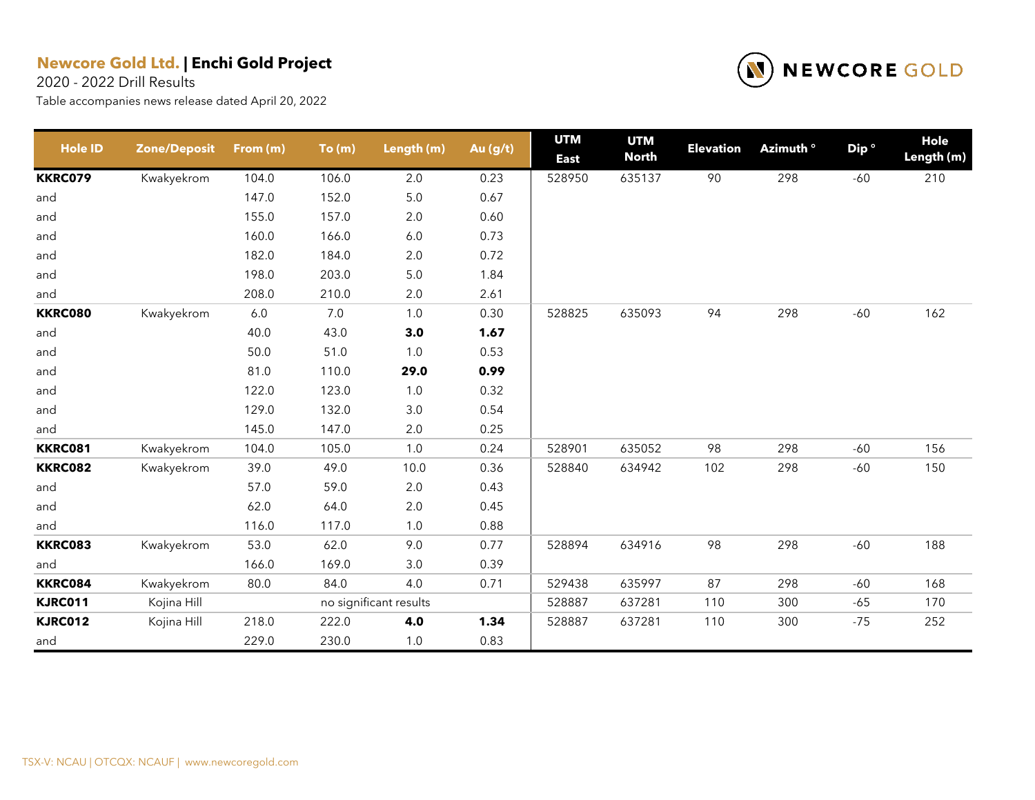**Newcore Gold Ltd.** | **Enchi Gold Project**

2020 - 2022 Drill Results

Table accompanies news release dated April 20, 2022

NEWCORE GOLD

| Hole ID | Zone/Deposit | From (m) | To (m) | Length (m) | Au (g/t) | UTM East | UTM North | Elevation | Azimuth ° | Dip ° | Hole Length (m) |
|---|---|---|---|---|---|---|---|---|---|---|---|
| **KKRC079** | Kwakyekrom | 104.0 | 106.0 | 2.0 | 0.23 | 528950 | 635137 | 90 | 298 | -60 | 210 |
| and | | 147.0 | 152.0 | 5.0 | 0.67 | | | | | | |
| and | | 155.0 | 157.0 | 2.0 | 0.60 | | | | | | |
| and | | 160.0 | 166.0 | 6.0 | 0.73 | | | | | | |
| and | | 182.0 | 184.0 | 2.0 | 0.72 | | | | | | |
| and | | 198.0 | 203.0 | 5.0 | 1.84 | | | | | | |
| and | | 208.0 | 210.0 | 2.0 | 2.61 | | | | | | |
| **KKRC080** | Kwakyekrom | 6.0 | 7.0 | 1.0 | 0.30 | 528825 | 635093 | 94 | 298 | -60 | 162 |
| and | | 40.0 | 43.0 | **3.0** | **1.67** | | | | | | |
| and | | 50.0 | 51.0 | 1.0 | 0.53 | | | | | | |
| and | | 81.0 | 110.0 | **29.0** | **0.99** | | | | | | |
| and | | 122.0 | 123.0 | 1.0 | 0.32 | | | | | | |
| and | | 129.0 | 132.0 | 3.0 | 0.54 | | | | | | |
| and | | 145.0 | 147.0 | 2.0 | 0.25 | | | | | | |
| **KKRC081** | Kwakyekrom | 104.0 | 105.0 | 1.0 | 0.24 | 528901 | 635052 | 98 | 298 | -60 | 156 |
| **KKRC082** | Kwakyekrom | 39.0 | 49.0 | 10.0 | 0.36 | 528840 | 634942 | 102 | 298 | -60 | 150 |
| and | | 57.0 | 59.0 | 2.0 | 0.43 | | | | | | |
| and | | 62.0 | 64.0 | 2.0 | 0.45 | | | | | | |
| and | | 116.0 | 117.0 | 1.0 | 0.88 | | | | | | |
| **KKRC083** | Kwakyekrom | 53.0 | 62.0 | 9.0 | 0.77 | 528894 | 634916 | 98 | 298 | -60 | 188 |
| and | | 166.0 | 169.0 | 3.0 | 0.39 | | | | | | |
| **KKRC084** | Kwakyekrom | 80.0 | 84.0 | 4.0 | 0.71 | 529438 | 635997 | 87 | 298 | -60 | 168 |
| **KJRC011** | Kojina Hill | | no significant results | | | 528887 | 637281 | 110 | 300 | -65 | 170 |
| **KJRC012** | Kojina Hill | 218.0 | 222.0 | **4.0** | **1.34** | 528887 | 637281 | 110 | 300 | -75 | 252 |
| and | | 229.0 | 230.0 | 1.0 | 0.83 | | | | | | |

TSX-V: NCAU | OTCQX: NCAUF | www.newcoregold.com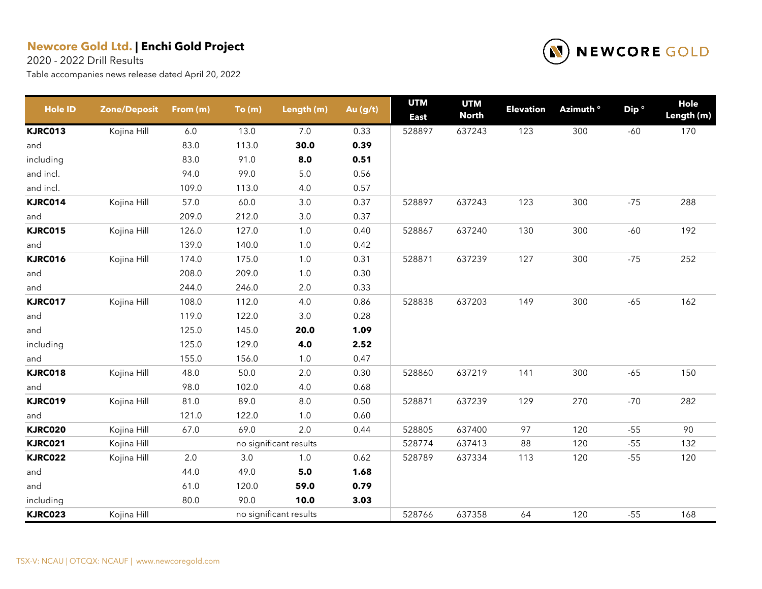**Newcore Gold Ltd.** | **Enchi Gold Project**

2020 - 2022 Drill Results

Table accompanies news release dated April 20, 2022

NEWCORE GOLD

| Hole ID | Zone/Deposit | From (m) | To (m) | Length (m) | Au (g/t) | UTM East | UTM North | Elevation | Azimuth ° | Dip ° | Hole Length (m) |
|---|---|---|---|---|---|---|---|---|---|---|---|
| **KJRC013** | Kojina Hill | 6.0 | 13.0 | 7.0 | 0.33 | 528897 | 637243 | 123 | 300 | -60 | 170 |
| and | | 83.0 | 113.0 | **30.0** | **0.39** | | | | | | |
| including | | 83.0 | 91.0 | **8.0** | **0.51** | | | | | | |
| and incl. | | 94.0 | 99.0 | 5.0 | 0.56 | | | | | | |
| and incl. | | 109.0 | 113.0 | 4.0 | 0.57 | | | | | | |
| **KJRC014** | Kojina Hill | 57.0 | 60.0 | 3.0 | 0.37 | 528897 | 637243 | 123 | 300 | -75 | 288 |
| and | | 209.0 | 212.0 | 3.0 | 0.37 | | | | | | |
| **KJRC015** | Kojina Hill | 126.0 | 127.0 | 1.0 | 0.40 | 528867 | 637240 | 130 | 300 | -60 | 192 |
| and | | 139.0 | 140.0 | 1.0 | 0.42 | | | | | | |
| **KJRC016** | Kojina Hill | 174.0 | 175.0 | 1.0 | 0.31 | 528871 | 637239 | 127 | 300 | -75 | 252 |
| and | | 208.0 | 209.0 | 1.0 | 0.30 | | | | | | |
| and | | 244.0 | 246.0 | 2.0 | 0.33 | | | | | | |
| **KJRC017** | Kojina Hill | 108.0 | 112.0 | 4.0 | 0.86 | 528838 | 637203 | 149 | 300 | -65 | 162 |
| and | | 119.0 | 122.0 | 3.0 | 0.28 | | | | | | |
| and | | 125.0 | 145.0 | **20.0** | **1.09** | | | | | | |
| including | | 125.0 | 129.0 | **4.0** | **2.52** | | | | | | |
| and | | 155.0 | 156.0 | 1.0 | 0.47 | | | | | | |
| **KJRC018** | Kojina Hill | 48.0 | 50.0 | 2.0 | 0.30 | 528860 | 637219 | 141 | 300 | -65 | 150 |
| and | | 98.0 | 102.0 | 4.0 | 0.68 | | | | | | |
| **KJRC019** | Kojina Hill | 81.0 | 89.0 | 8.0 | 0.50 | 528871 | 637239 | 129 | 270 | -70 | 282 |
| and | | 121.0 | 122.0 | 1.0 | 0.60 | | | | | | |
| **KJRC020** | Kojina Hill | 67.0 | 69.0 | 2.0 | 0.44 | 528805 | 637400 | 97 | 120 | -55 | 90 |
| **KJRC021** | Kojina Hill | | no significant results | | | 528774 | 637413 | 88 | 120 | -55 | 132 |
| **KJRC022** | Kojina Hill | 2.0 | 3.0 | 1.0 | 0.62 | 528789 | 637334 | 113 | 120 | -55 | 120 |
| and | | 44.0 | 49.0 | **5.0** | **1.68** | | | | | | |
| and | | 61.0 | 120.0 | **59.0** | **0.79** | | | | | | |
| including | | 80.0 | 90.0 | **10.0** | **3.03** | | | | | | |
| **KJRC023** | Kojina Hill | | no significant results | | | 528766 | 637358 | 64 | 120 | -55 | 168 |

TSX-V: NCAU | OTCQX: NCAUF | www.newcoregold.com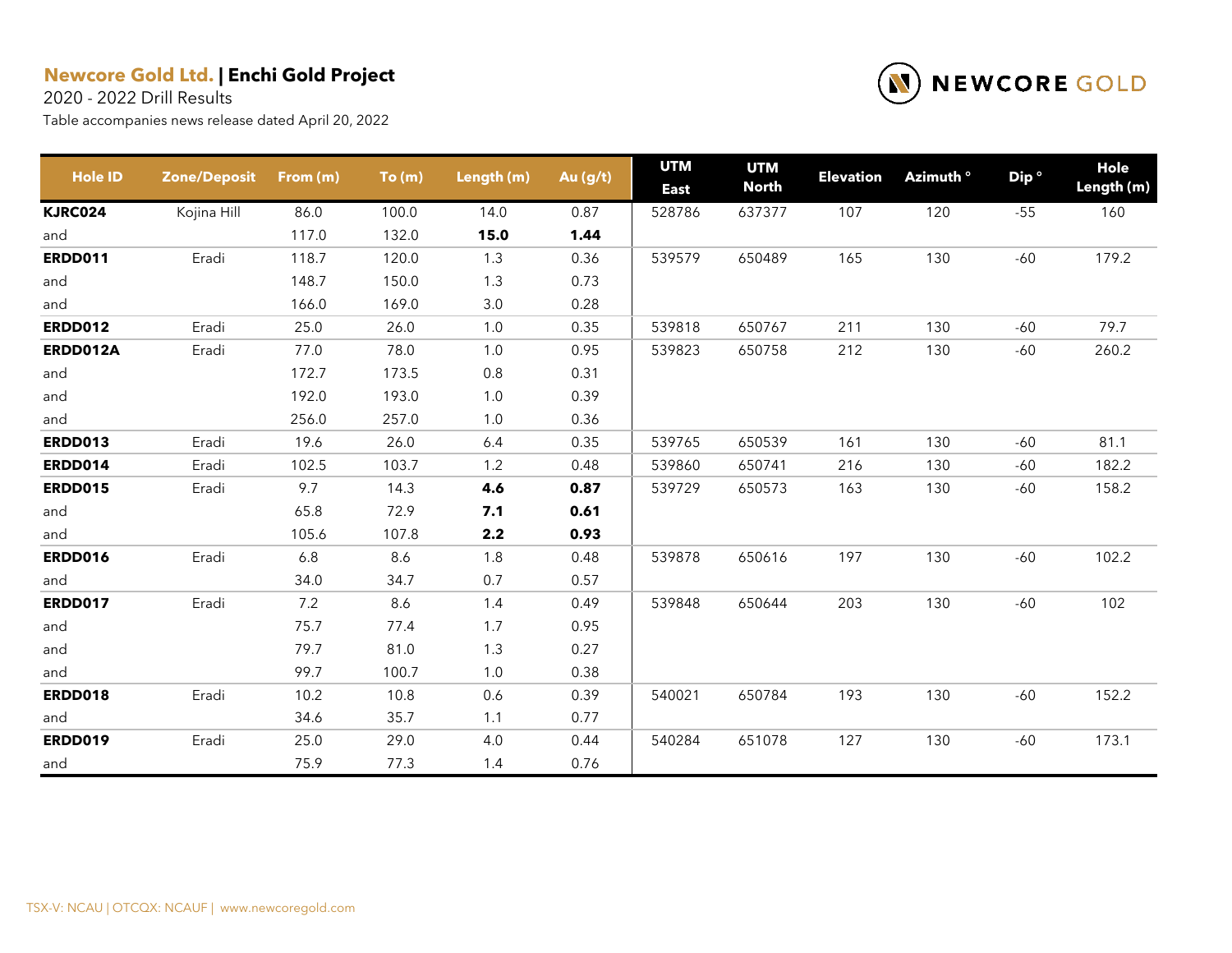**Newcore Gold Ltd. | Enchi Gold Project**

2020 - 2022 Drill Results

Table accompanies news release dated April 20, 2022

| Hole ID | Zone/Deposit | From (m) | To (m) | Length (m) | Au (g/t) | UTM East | UTM North | Elevation | Azimuth ° | Dip ° | Hole Length (m) |
|---|---|---|---|---|---|---|---|---|---|---|---|
| **KJRC024** | Kojina Hill | 86.0 | 100.0 | 14.0 | 0.87 | 528786 | 637377 | 107 | 120 | -55 | 160 |
| and | | 117.0 | 132.0 | **15.0** | **1.44** | | | | | | |
| **ERDD011** | Eradi | 118.7 | 120.0 | 1.3 | 0.36 | 539579 | 650489 | 165 | 130 | -60 | 179.2 |
| and | | 148.7 | 150.0 | 1.3 | 0.73 | | | | | | |
| and | | 166.0 | 169.0 | 3.0 | 0.28 | | | | | | |
| **ERDD012** | Eradi | 25.0 | 26.0 | 1.0 | 0.35 | 539818 | 650767 | 211 | 130 | -60 | 79.7 |
| **ERDD012A** | Eradi | 77.0 | 78.0 | 1.0 | 0.95 | 539823 | 650758 | 212 | 130 | -60 | 260.2 |
| and | | 172.7 | 173.5 | 0.8 | 0.31 | | | | | | |
| and | | 192.0 | 193.0 | 1.0 | 0.39 | | | | | | |
| and | | 256.0 | 257.0 | 1.0 | 0.36 | | | | | | |
| **ERDD013** | Eradi | 19.6 | 26.0 | 6.4 | 0.35 | 539765 | 650539 | 161 | 130 | -60 | 81.1 |
| **ERDD014** | Eradi | 102.5 | 103.7 | 1.2 | 0.48 | 539860 | 650741 | 216 | 130 | -60 | 182.2 |
| **ERDD015** | Eradi | 9.7 | 14.3 | **4.6** | **0.87** | 539729 | 650573 | 163 | 130 | -60 | 158.2 |
| and | | 65.8 | 72.9 | **7.1** | **0.61** | | | | | | |
| and | | 105.6 | 107.8 | **2.2** | **0.93** | | | | | | |
| **ERDD016** | Eradi | 6.8 | 8.6 | 1.8 | 0.48 | 539878 | 650616 | 197 | 130 | -60 | 102.2 |
| and | | 34.0 | 34.7 | 0.7 | 0.57 | | | | | | |
| **ERDD017** | Eradi | 7.2 | 8.6 | 1.4 | 0.49 | 539848 | 650644 | 203 | 130 | -60 | 102 |
| and | | 75.7 | 77.4 | 1.7 | 0.95 | | | | | | |
| and | | 79.7 | 81.0 | 1.3 | 0.27 | | | | | | |
| and | | 99.7 | 100.7 | 1.0 | 0.38 | | | | | | |
| **ERDD018** | Eradi | 10.2 | 10.8 | 0.6 | 0.39 | 540021 | 650784 | 193 | 130 | -60 | 152.2 |
| and | | 34.6 | 35.7 | 1.1 | 0.77 | | | | | | |
| **ERDD019** | Eradi | 25.0 | 29.0 | 4.0 | 0.44 | 540284 | 651078 | 127 | 130 | -60 | 173.1 |
| and | | 75.9 | 77.3 | 1.4 | 0.76 | | | | | | |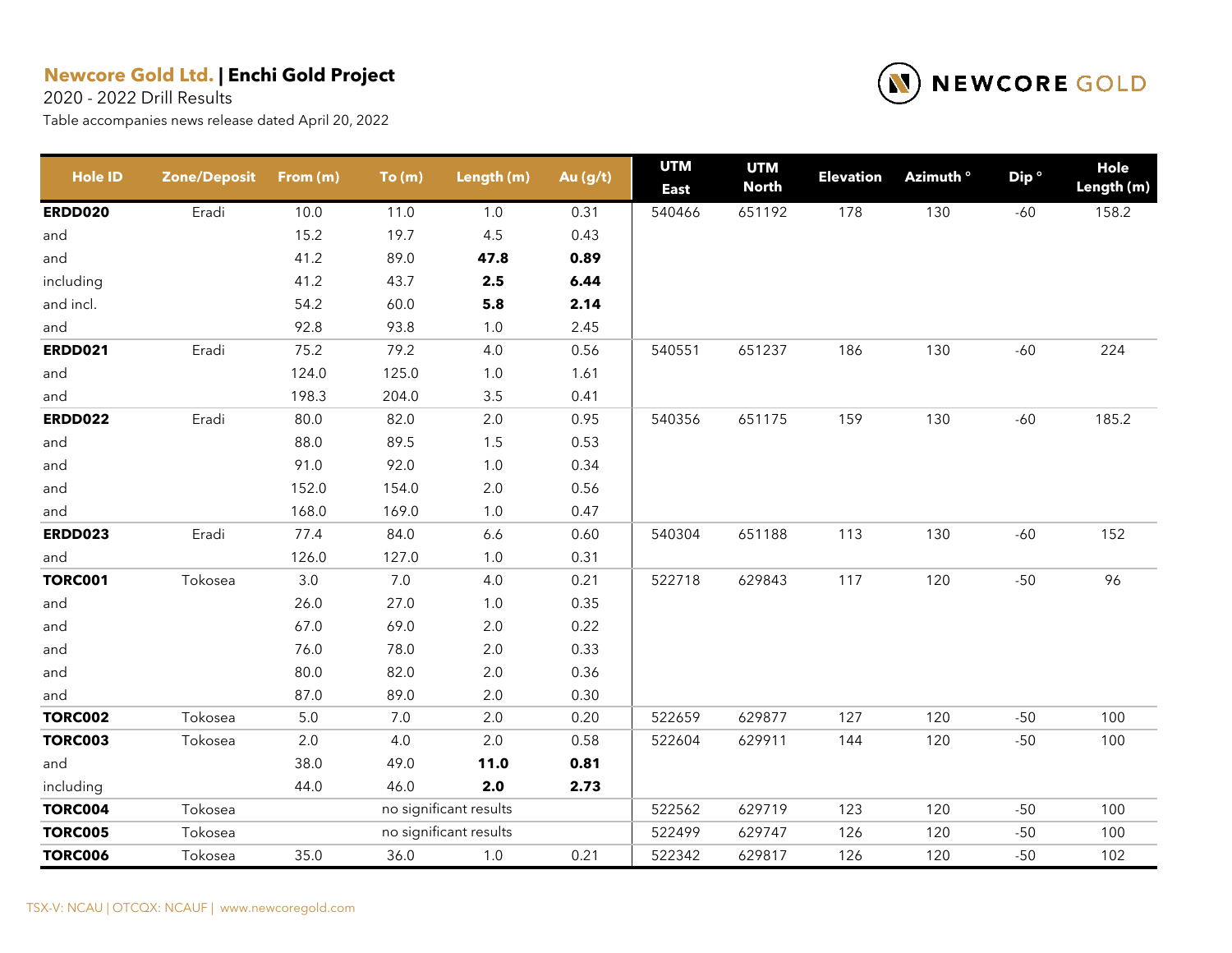**Newcore Gold Ltd.** | **Enchi Gold Project**

2020 - 2022 Drill Results

Table accompanies news release dated April 20, 2022

| Hole ID | Zone/Deposit | From (m) | To (m) | Length (m) | Au (g/t) | UTM East | UTM North | Elevation | Azimuth ° | Dip ° | Hole Length (m) |
|---|---|---|---|---|---|---|---|---|---|---|---|
| **ERDD020** | Eradi | 10.0 | 11.0 | 1.0 | 0.31 | 540466 | 651192 | 178 | 130 | -60 | 158.2 |
| and | | 15.2 | 19.7 | 4.5 | 0.43 | | | | | | |
| and | | 41.2 | 89.0 | **47.8** | **0.89** | | | | | | |
| including | | 41.2 | 43.7 | **2.5** | **6.44** | | | | | | |
| and incl. | | 54.2 | 60.0 | **5.8** | **2.14** | | | | | | |
| and | | 92.8 | 93.8 | 1.0 | 2.45 | | | | | | |
| **ERDD021** | Eradi | 75.2 | 79.2 | 4.0 | 0.56 | 540551 | 651237 | 186 | 130 | -60 | 224 |
| and | | 124.0 | 125.0 | 1.0 | 1.61 | | | | | | |
| and | | 198.3 | 204.0 | 3.5 | 0.41 | | | | | | |
| **ERDD022** | Eradi | 80.0 | 82.0 | 2.0 | 0.95 | 540356 | 651175 | 159 | 130 | -60 | 185.2 |
| and | | 88.0 | 89.5 | 1.5 | 0.53 | | | | | | |
| and | | 91.0 | 92.0 | 1.0 | 0.34 | | | | | | |
| and | | 152.0 | 154.0 | 2.0 | 0.56 | | | | | | |
| and | | 168.0 | 169.0 | 1.0 | 0.47 | | | | | | |
| **ERDD023** | Eradi | 77.4 | 84.0 | 6.6 | 0.60 | 540304 | 651188 | 113 | 130 | -60 | 152 |
| and | | 126.0 | 127.0 | 1.0 | 0.31 | | | | | | |
| **TORC001** | Tokosea | 3.0 | 7.0 | 4.0 | 0.21 | 522718 | 629843 | 117 | 120 | -50 | 96 |
| and | | 26.0 | 27.0 | 1.0 | 0.35 | | | | | | |
| and | | 67.0 | 69.0 | 2.0 | 0.22 | | | | | | |
| and | | 76.0 | 78.0 | 2.0 | 0.33 | | | | | | |
| and | | 80.0 | 82.0 | 2.0 | 0.36 | | | | | | |
| and | | 87.0 | 89.0 | 2.0 | 0.30 | | | | | | |
| **TORC002** | Tokosea | 5.0 | 7.0 | 2.0 | 0.20 | 522659 | 629877 | 127 | 120 | -50 | 100 |
| **TORC003** | Tokosea | 2.0 | 4.0 | 2.0 | 0.58 | 522604 | 629911 | 144 | 120 | -50 | 100 |
| and | | 38.0 | 49.0 | **11.0** | **0.81** | | | | | | |
| including | | 44.0 | 46.0 | **2.0** | **2.73** | | | | | | |
| **TORC004** | Tokosea | | no significant results | | | 522562 | 629719 | 123 | 120 | -50 | 100 |
| **TORC005** | Tokosea | | no significant results | | | 522499 | 629747 | 126 | 120 | -50 | 100 |
| **TORC006** | Tokosea | 35.0 | 36.0 | 1.0 | 0.21 | 522342 | 629817 | 126 | 120 | -50 | 102 |

TSX-V: NCAU | OTCQX: NCAUF | www.newcoregold.com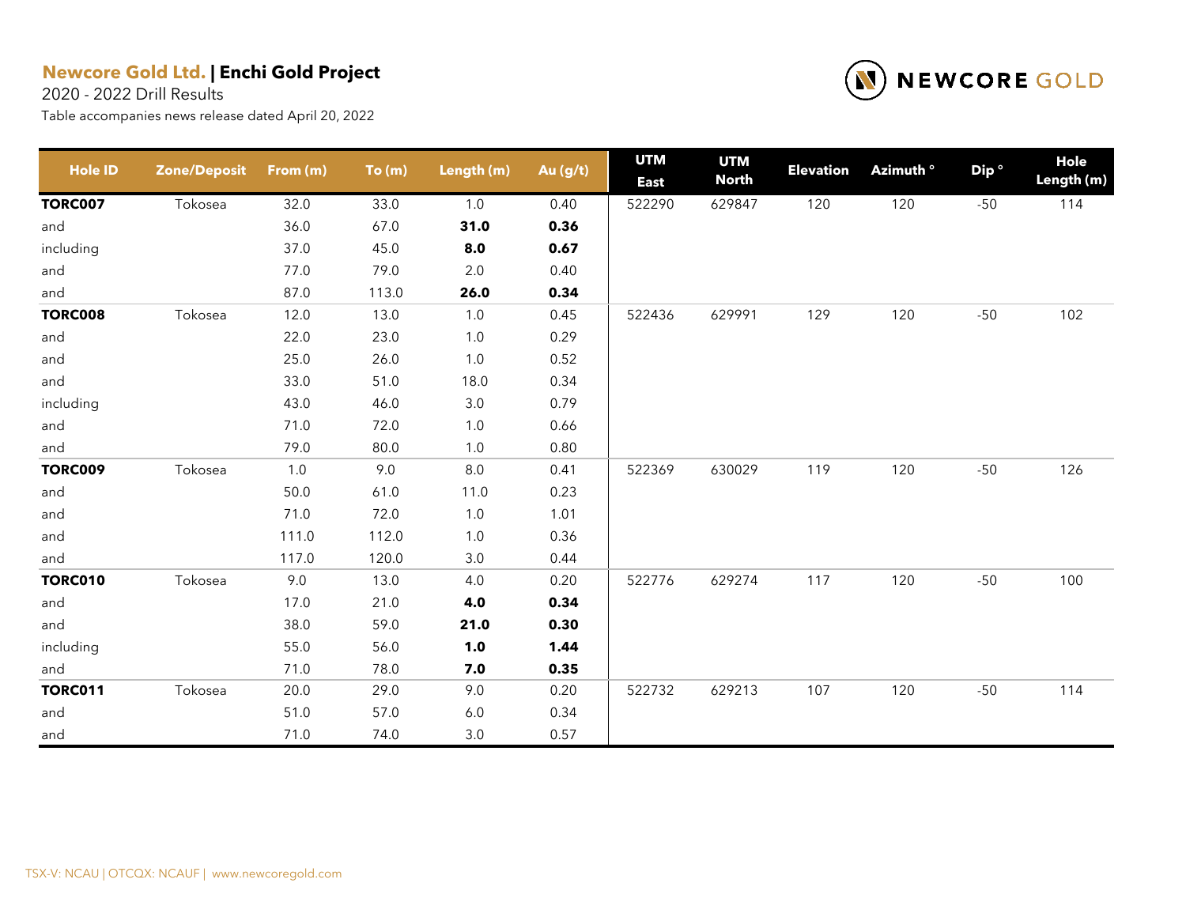**Newcore Gold Ltd.** | **Enchi Gold Project**

2020 - 2022 Drill Results

Table accompanies news release dated April 20, 2022

| Hole ID | Zone/Deposit | From (m) | To (m) | Length (m) | Au (g/t) | UTM East | UTM North | Elevation | Azimuth ° | Dip ° | Hole Length (m) |
|---|---|---|---|---|---|---|---|---|---|---|---|
| **TORC007** | Tokosea | 32.0 | 33.0 | 1.0 | 0.40 | 522290 | 629847 | 120 | 120 | -50 | 114 |
| and | | 36.0 | 67.0 | **31.0** | **0.36** | | | | | | |
| including | | 37.0 | 45.0 | **8.0** | **0.67** | | | | | | |
| and | | 77.0 | 79.0 | 2.0 | 0.40 | | | | | | |
| and | | 87.0 | 113.0 | **26.0** | **0.34** | | | | | | |
| **TORC008** | Tokosea | 12.0 | 13.0 | 1.0 | 0.45 | 522436 | 629991 | 129 | 120 | -50 | 102 |
| and | | 22.0 | 23.0 | 1.0 | 0.29 | | | | | | |
| and | | 25.0 | 26.0 | 1.0 | 0.52 | | | | | | |
| and | | 33.0 | 51.0 | 18.0 | 0.34 | | | | | | |
| including | | 43.0 | 46.0 | 3.0 | 0.79 | | | | | | |
| and | | 71.0 | 72.0 | 1.0 | 0.66 | | | | | | |
| and | | 79.0 | 80.0 | 1.0 | 0.80 | | | | | | |
| **TORC009** | Tokosea | 1.0 | 9.0 | 8.0 | 0.41 | 522369 | 630029 | 119 | 120 | -50 | 126 |
| and | | 50.0 | 61.0 | 11.0 | 0.23 | | | | | | |
| and | | 71.0 | 72.0 | 1.0 | 1.01 | | | | | | |
| and | | 111.0 | 112.0 | 1.0 | 0.36 | | | | | | |
| and | | 117.0 | 120.0 | 3.0 | 0.44 | | | | | | |
| **TORC010** | Tokosea | 9.0 | 13.0 | 4.0 | 0.20 | 522776 | 629274 | 117 | 120 | -50 | 100 |
| and | | 17.0 | 21.0 | **4.0** | **0.34** | | | | | | |
| and | | 38.0 | 59.0 | **21.0** | **0.30** | | | | | | |
| including | | 55.0 | 56.0 | **1.0** | **1.44** | | | | | | |
| and | | 71.0 | 78.0 | **7.0** | **0.35** | | | | | | |
| **TORC011** | Tokosea | 20.0 | 29.0 | 9.0 | 0.20 | 522732 | 629213 | 107 | 120 | -50 | 114 |
| and | | 51.0 | 57.0 | 6.0 | 0.34 | | | | | | |
| and | | 71.0 | 74.0 | 3.0 | 0.57 | | | | | | |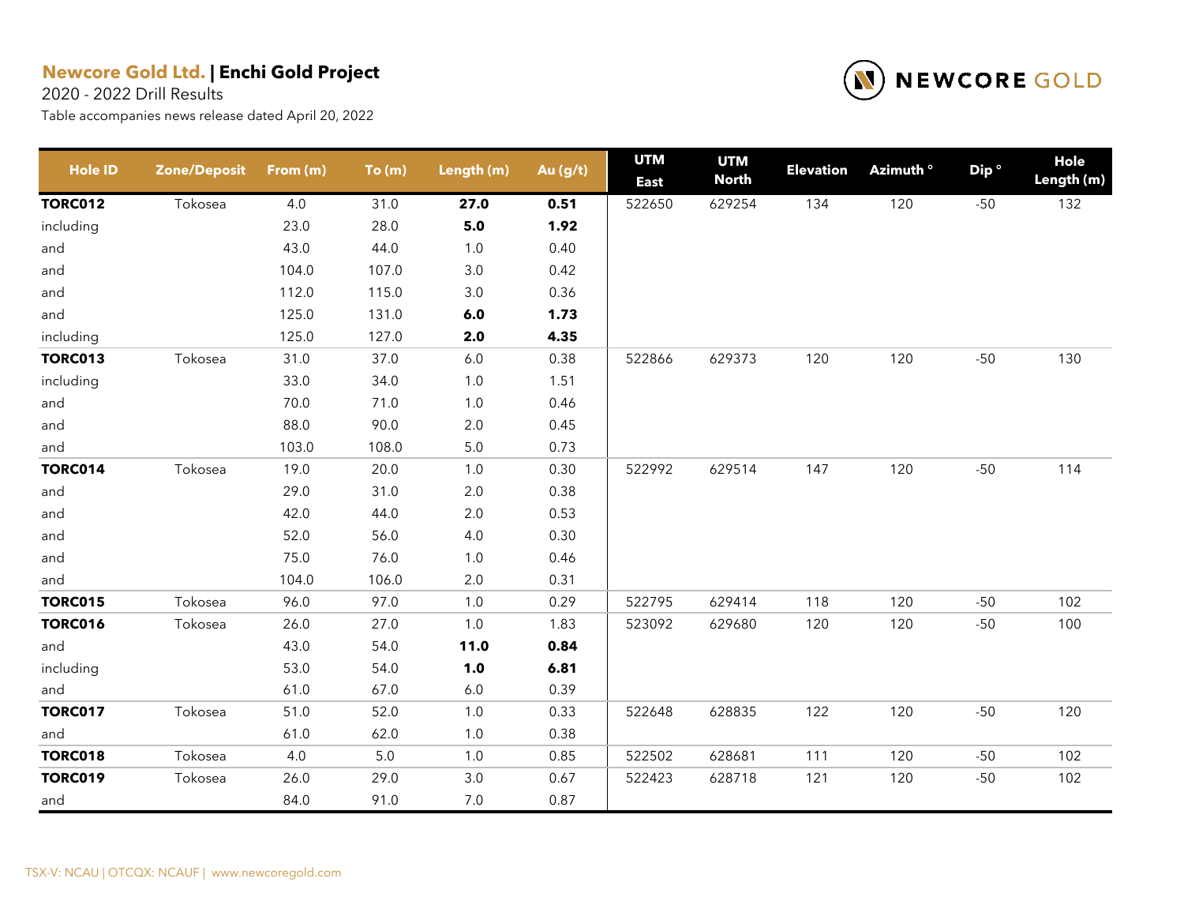**Newcore Gold Ltd.** | **Enchi Gold Project**

2020 - 2022 Drill Results

Table accompanies news release dated April 20, 2022

| Hole ID | Zone/Deposit | From (m) | To (m) | Length (m) | Au (g/t) | UTM East | UTM North | Elevation | Azimuth ° | Dip ° | Hole Length (m) |
|---|---|---|---|---|---|---|---|---|---|---|---|
| **TORC012** | Tokosea | 4.0 | 31.0 | **27.0** | **0.51** | 522650 | 629254 | 134 | 120 | -50 | 132 |
| including | | 23.0 | 28.0 | **5.0** | **1.92** | | | | | | |
| and | | 43.0 | 44.0 | 1.0 | 0.40 | | | | | | |
| and | | 104.0 | 107.0 | 3.0 | 0.42 | | | | | | |
| and | | 112.0 | 115.0 | 3.0 | 0.36 | | | | | | |
| and | | 125.0 | 131.0 | **6.0** | **1.73** | | | | | | |
| including | | 125.0 | 127.0 | **2.0** | **4.35** | | | | | | |
| **TORC013** | Tokosea | 31.0 | 37.0 | 6.0 | 0.38 | 522866 | 629373 | 120 | 120 | -50 | 130 |
| including | | 33.0 | 34.0 | 1.0 | 1.51 | | | | | | |
| and | | 70.0 | 71.0 | 1.0 | 0.46 | | | | | | |
| and | | 88.0 | 90.0 | 2.0 | 0.45 | | | | | | |
| and | | 103.0 | 108.0 | 5.0 | 0.73 | | | | | | |
| **TORC014** | Tokosea | 19.0 | 20.0 | 1.0 | 0.30 | 522992 | 629514 | 147 | 120 | -50 | 114 |
| and | | 29.0 | 31.0 | 2.0 | 0.38 | | | | | | |
| and | | 42.0 | 44.0 | 2.0 | 0.53 | | | | | | |
| and | | 52.0 | 56.0 | 4.0 | 0.30 | | | | | | |
| and | | 75.0 | 76.0 | 1.0 | 0.46 | | | | | | |
| and | | 104.0 | 106.0 | 2.0 | 0.31 | | | | | | |
| **TORC015** | Tokosea | 96.0 | 97.0 | 1.0 | 0.29 | 522795 | 629414 | 118 | 120 | -50 | 102 |
| **TORC016** | Tokosea | 26.0 | 27.0 | 1.0 | 1.83 | 523092 | 629680 | 120 | 120 | -50 | 100 |
| and | | 43.0 | 54.0 | **11.0** | **0.84** | | | | | | |
| including | | 53.0 | 54.0 | **1.0** | **6.81** | | | | | | |
| and | | 61.0 | 67.0 | 6.0 | 0.39 | | | | | | |
| **TORC017** | Tokosea | 51.0 | 52.0 | 1.0 | 0.33 | 522648 | 628835 | 122 | 120 | -50 | 120 |
| and | | 61.0 | 62.0 | 1.0 | 0.38 | | | | | | |
| **TORC018** | Tokosea | 4.0 | 5.0 | 1.0 | 0.85 | 522502 | 628681 | 111 | 120 | -50 | 102 |
| **TORC019** | Tokosea | 26.0 | 29.0 | 3.0 | 0.67 | 522423 | 628718 | 121 | 120 | -50 | 102 |
| and | | 84.0 | 91.0 | 7.0 | 0.87 | | | | | | |

TSX-V: NCAU | OTCQX: NCAUF | www.newcoregold.com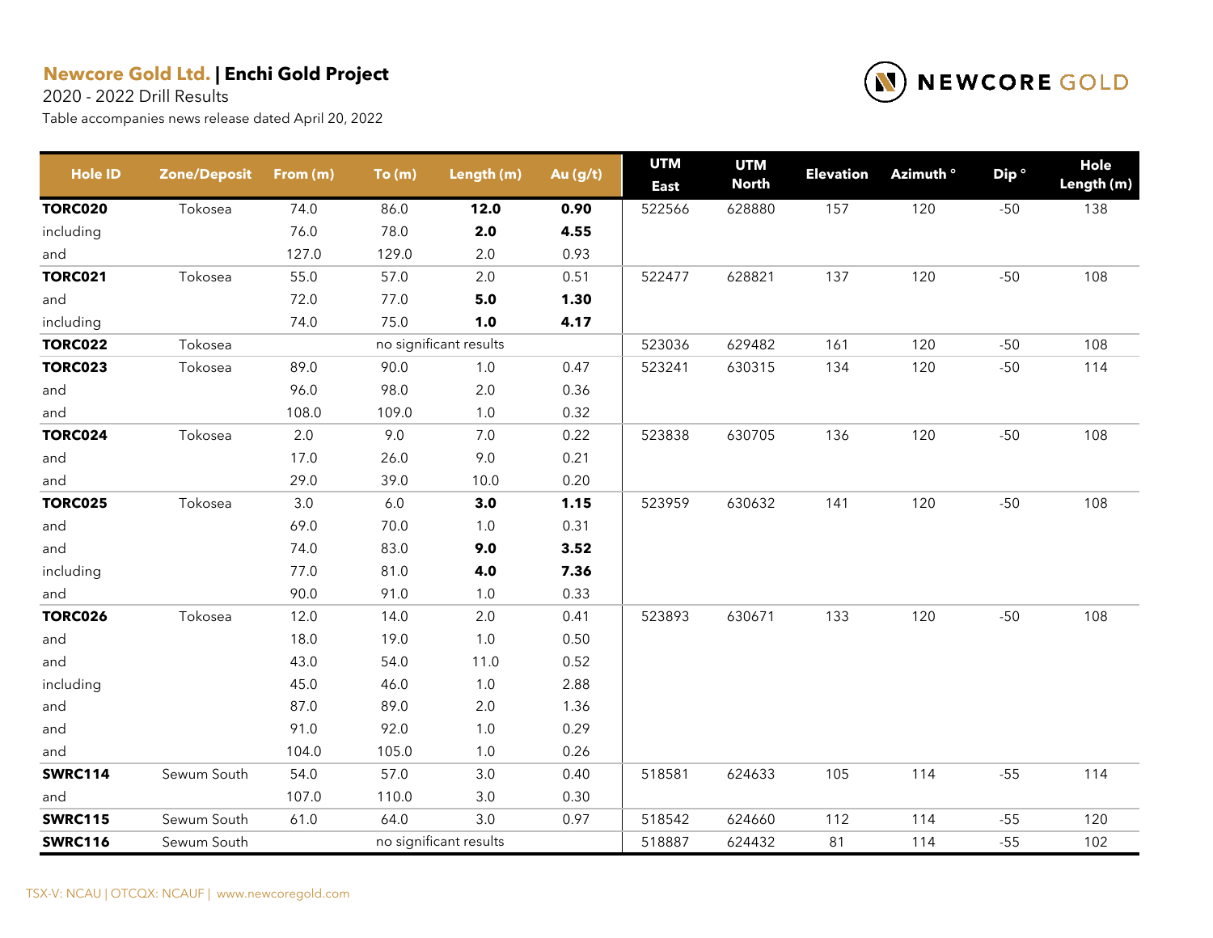**Newcore Gold Ltd.** | **Enchi Gold Project**

2020 - 2022 Drill Results

Table accompanies news release dated April 20, 2022

| Hole ID | Zone/Deposit | From (m) | To (m) | Length (m) | Au (g/t) | UTM East | UTM North | Elevation | Azimuth ° | Dip ° | Hole Length (m) |
|---|---|---|---|---|---|---|---|---|---|---|---|
| **TORC020** | Tokosea | 74.0 | 86.0 | **12.0** | **0.90** | 522566 | 628880 | 157 | 120 | -50 | 138 |
| including | | 76.0 | 78.0 | **2.0** | **4.55** | | | | | | |
| and | | 127.0 | 129.0 | 2.0 | 0.93 | | | | | | |
| **TORC021** | Tokosea | 55.0 | 57.0 | 2.0 | 0.51 | 522477 | 628821 | 137 | 120 | -50 | 108 |
| and | | 72.0 | 77.0 | **5.0** | **1.30** | | | | | | |
| including | | 74.0 | 75.0 | **1.0** | **4.17** | | | | | | |
| **TORC022** | Tokosea | | no significant results | | | 523036 | 629482 | 161 | 120 | -50 | 108 |
| **TORC023** | Tokosea | 89.0 | 90.0 | 1.0 | 0.47 | 523241 | 630315 | 134 | 120 | -50 | 114 |
| and | | 96.0 | 98.0 | 2.0 | 0.36 | | | | | | |
| and | | 108.0 | 109.0 | 1.0 | 0.32 | | | | | | |
| **TORC024** | Tokosea | 2.0 | 9.0 | 7.0 | 0.22 | 523838 | 630705 | 136 | 120 | -50 | 108 |
| and | | 17.0 | 26.0 | 9.0 | 0.21 | | | | | | |
| and | | 29.0 | 39.0 | 10.0 | 0.20 | | | | | | |
| **TORC025** | Tokosea | 3.0 | 6.0 | **3.0** | **1.15** | 523959 | 630632 | 141 | 120 | -50 | 108 |
| and | | 69.0 | 70.0 | 1.0 | 0.31 | | | | | | |
| and | | 74.0 | 83.0 | **9.0** | **3.52** | | | | | | |
| including | | 77.0 | 81.0 | **4.0** | **7.36** | | | | | | |
| and | | 90.0 | 91.0 | 1.0 | 0.33 | | | | | | |
| **TORC026** | Tokosea | 12.0 | 14.0 | 2.0 | 0.41 | 523893 | 630671 | 133 | 120 | -50 | 108 |
| and | | 18.0 | 19.0 | 1.0 | 0.50 | | | | | | |
| and | | 43.0 | 54.0 | 11.0 | 0.52 | | | | | | |
| including | | 45.0 | 46.0 | 1.0 | 2.88 | | | | | | |
| and | | 87.0 | 89.0 | 2.0 | 1.36 | | | | | | |
| and | | 91.0 | 92.0 | 1.0 | 0.29 | | | | | | |
| and | | 104.0 | 105.0 | 1.0 | 0.26 | | | | | | |
| **SWRC114** | Sewum South | 54.0 | 57.0 | 3.0 | 0.40 | 518581 | 624633 | 105 | 114 | -55 | 114 |
| and | | 107.0 | 110.0 | 3.0 | 0.30 | | | | | | |
| **SWRC115** | Sewum South | 61.0 | 64.0 | 3.0 | 0.97 | 518542 | 624660 | 112 | 114 | -55 | 120 |
| **SWRC116** | Sewum South | | no significant results | | | 518887 | 624432 | 81 | 114 | -55 | 102 |

TSX-V: NCAU | OTCQX: NCAUF | www.newcoregold.com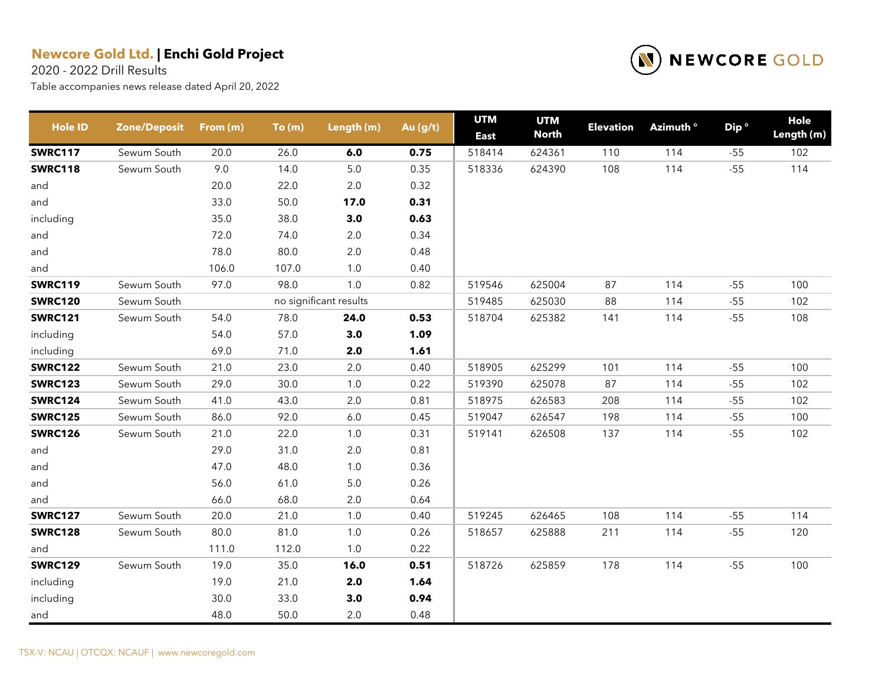**Newcore Gold Ltd.** | **Enchi Gold Project**

2020 - 2022 Drill Results

Table accompanies news release dated April 20, 2022

| Hole ID | Zone/Deposit | From (m) | To (m) | Length (m) | Au (g/t) | UTM East | UTM North | Elevation | Azimuth ° | Dip ° | Hole Length (m) |
|---|---|---|---|---|---|---|---|---|---|---|---|
| **SWRC117** | Sewum South | 20.0 | 26.0 | **6.0** | **0.75** | 518414 | 624361 | 110 | 114 | -55 | 102 |
| **SWRC118** | Sewum South | 9.0 | 14.0 | 5.0 | 0.35 | 518336 | 624390 | 108 | 114 | -55 | 114 |
| and | | 20.0 | 22.0 | 2.0 | 0.32 | | | | | | |
| and | | 33.0 | 50.0 | **17.0** | **0.31** | | | | | | |
| including | | 35.0 | 38.0 | **3.0** | **0.63** | | | | | | |
| and | | 72.0 | 74.0 | 2.0 | 0.34 | | | | | | |
| and | | 78.0 | 80.0 | 2.0 | 0.48 | | | | | | |
| and | | 106.0 | 107.0 | 1.0 | 0.40 | | | | | | |
| **SWRC119** | Sewum South | 97.0 | 98.0 | 1.0 | 0.82 | 519546 | 625004 | 87 | 114 | -55 | 100 |
| **SWRC120** | Sewum South | | no significant results | | | 519485 | 625030 | 88 | 114 | -55 | 102 |
| **SWRC121** | Sewum South | 54.0 | 78.0 | **24.0** | **0.53** | 518704 | 625382 | 141 | 114 | -55 | 108 |
| including | | 54.0 | 57.0 | **3.0** | **1.09** | | | | | | |
| including | | 69.0 | 71.0 | **2.0** | **1.61** | | | | | | |
| **SWRC122** | Sewum South | 21.0 | 23.0 | 2.0 | 0.40 | 518905 | 625299 | 101 | 114 | -55 | 100 |
| **SWRC123** | Sewum South | 29.0 | 30.0 | 1.0 | 0.22 | 519390 | 625078 | 87 | 114 | -55 | 102 |
| **SWRC124** | Sewum South | 41.0 | 43.0 | 2.0 | 0.81 | 518975 | 626583 | 208 | 114 | -55 | 102 |
| **SWRC125** | Sewum South | 86.0 | 92.0 | 6.0 | 0.45 | 519047 | 626547 | 198 | 114 | -55 | 100 |
| **SWRC126** | Sewum South | 21.0 | 22.0 | 1.0 | 0.31 | 519141 | 626508 | 137 | 114 | -55 | 102 |
| and | | 29.0 | 31.0 | 2.0 | 0.81 | | | | | | |
| and | | 47.0 | 48.0 | 1.0 | 0.36 | | | | | | |
| and | | 56.0 | 61.0 | 5.0 | 0.26 | | | | | | |
| and | | 66.0 | 68.0 | 2.0 | 0.64 | | | | | | |
| **SWRC127** | Sewum South | 20.0 | 21.0 | 1.0 | 0.40 | 519245 | 626465 | 108 | 114 | -55 | 114 |
| **SWRC128** | Sewum South | 80.0 | 81.0 | 1.0 | 0.26 | 518657 | 625888 | 211 | 114 | -55 | 120 |
| and | | 111.0 | 112.0 | 1.0 | 0.22 | | | | | | |
| **SWRC129** | Sewum South | 19.0 | 35.0 | **16.0** | **0.51** | 518726 | 625859 | 178 | 114 | -55 | 100 |
| including | | 19.0 | 21.0 | **2.0** | **1.64** | | | | | | |
| including | | 30.0 | 33.0 | **3.0** | **0.94** | | | | | | |
| and | | 48.0 | 50.0 | 2.0 | 0.48 | | | | | | |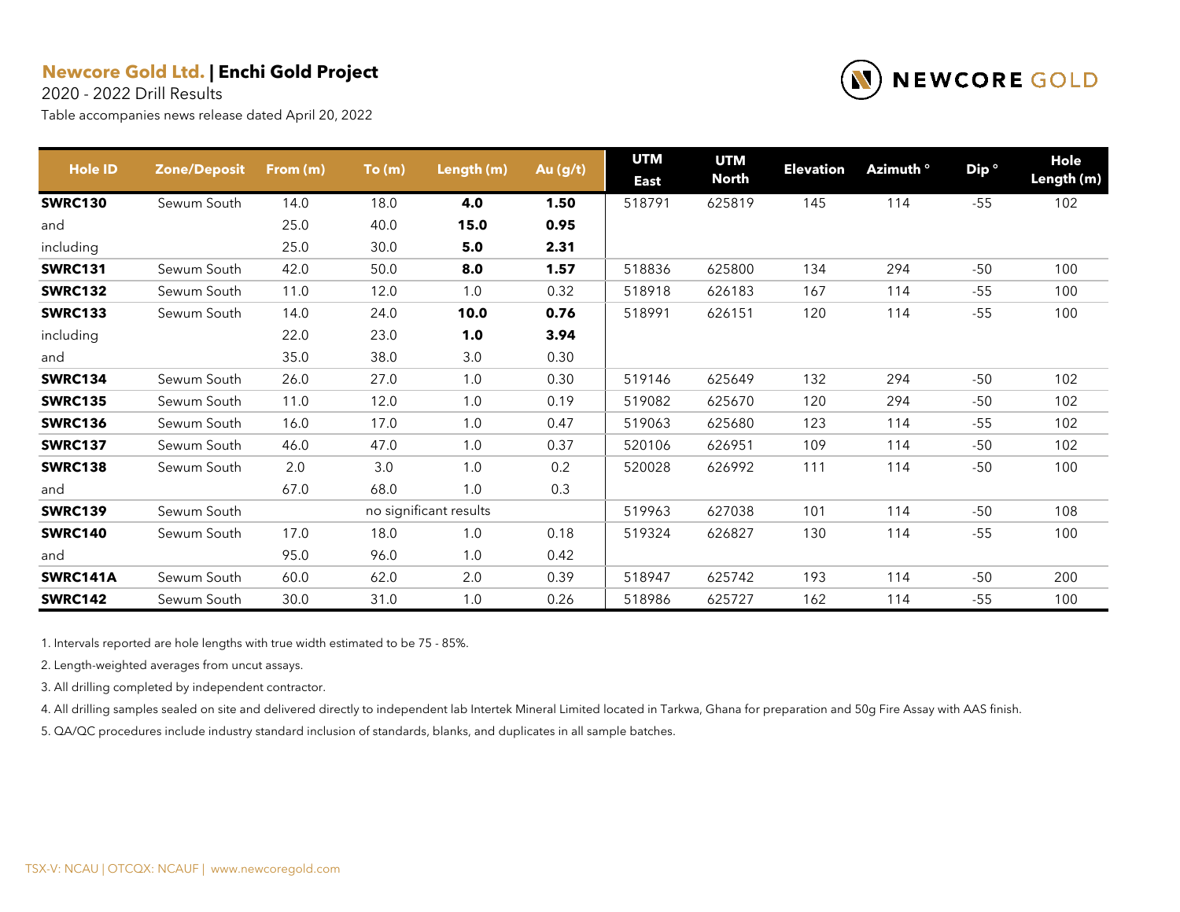**Newcore Gold Ltd. | Enchi Gold Project**

2020 - 2022 Drill Results

Table accompanies news release dated April 20, 2022

| Hole ID | Zone/Deposit | From (m) | To (m) | Length (m) | Au (g/t) | UTM East | UTM North | Elevation | Azimuth ° | Dip ° | Hole Length (m) |
|---|---|---|---|---|---|---|---|---|---|---|---|
| **SWRC130** | Sewum South | 14.0 | 18.0 | **4.0** | **1.50** | 518791 | 625819 | 145 | 114 | -55 | 102 |
| and | | 25.0 | 40.0 | **15.0** | **0.95** | | | | | | |
| including | | 25.0 | 30.0 | **5.0** | **2.31** | | | | | | |
| **SWRC131** | Sewum South | 42.0 | 50.0 | **8.0** | **1.57** | 518836 | 625800 | 134 | 294 | -50 | 100 |
| **SWRC132** | Sewum South | 11.0 | 12.0 | 1.0 | 0.32 | 518918 | 626183 | 167 | 114 | -55 | 100 |
| **SWRC133** | Sewum South | 14.0 | 24.0 | **10.0** | **0.76** | 518991 | 626151 | 120 | 114 | -55 | 100 |
| including | | 22.0 | 23.0 | **1.0** | **3.94** | | | | | | |
| and | | 35.0 | 38.0 | 3.0 | 0.30 | | | | | | |
| **SWRC134** | Sewum South | 26.0 | 27.0 | 1.0 | 0.30 | 519146 | 625649 | 132 | 294 | -50 | 102 |
| **SWRC135** | Sewum South | 11.0 | 12.0 | 1.0 | 0.19 | 519082 | 625670 | 120 | 294 | -50 | 102 |
| **SWRC136** | Sewum South | 16.0 | 17.0 | 1.0 | 0.47 | 519063 | 625680 | 123 | 114 | -55 | 102 |
| **SWRC137** | Sewum South | 46.0 | 47.0 | 1.0 | 0.37 | 520106 | 626951 | 109 | 114 | -50 | 102 |
| **SWRC138** | Sewum South | 2.0 | 3.0 | 1.0 | 0.2 | 520028 | 626992 | 111 | 114 | -50 | 100 |
| and | | 67.0 | 68.0 | 1.0 | 0.3 | | | | | | |
| **SWRC139** | Sewum South | | no significant results | | | 519963 | 627038 | 101 | 114 | -50 | 108 |
| **SWRC140** | Sewum South | 17.0 | 18.0 | 1.0 | 0.18 | 519324 | 626827 | 130 | 114 | -55 | 100 |
| and | | 95.0 | 96.0 | 1.0 | 0.42 | | | | | | |
| **SWRC141A** | Sewum South | 60.0 | 62.0 | 2.0 | 0.39 | 518947 | 625742 | 193 | 114 | -50 | 200 |
| **SWRC142** | Sewum South | 30.0 | 31.0 | 1.0 | 0.26 | 518986 | 625727 | 162 | 114 | -55 | 100 |

1. Intervals reported are hole lengths with true width estimated to be 75 - 85%.
2. Length-weighted averages from uncut assays.
3. All drilling completed by independent contractor.
4. All drilling samples sealed on site and delivered directly to independent lab Intertek Mineral Limited located in Tarkwa, Ghana for preparation and 50g Fire Assay with AAS finish.
5. QA/QC procedures include industry standard inclusion of standards, blanks, and duplicates in all sample batches.

TSX-V: NCAU | OTCQX: NCAUF | www.newcoregold.com